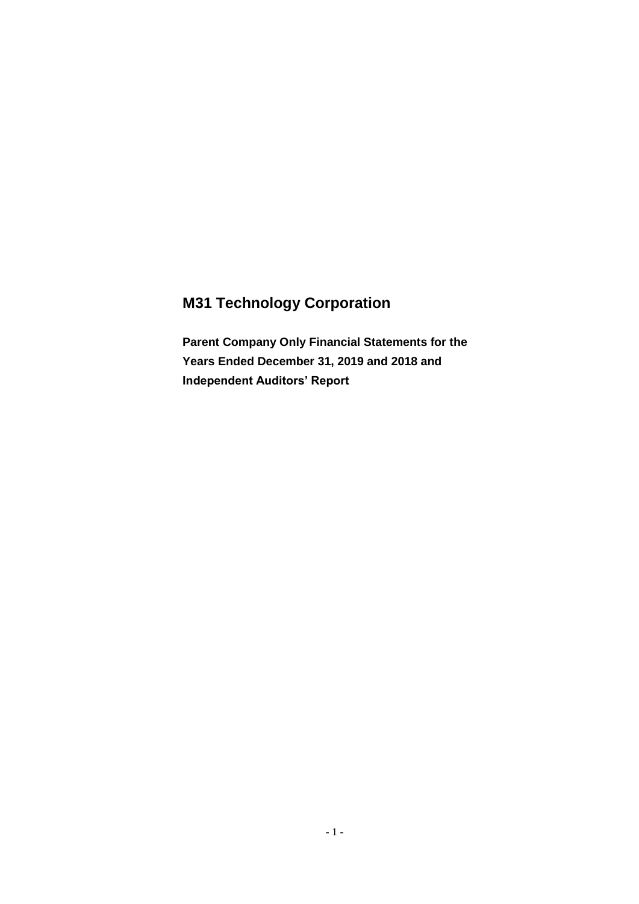# M31 Technology Corporation

**Parent Company Only Financial Statements for the Years Ended December 31, 2019 and 2018 and Independent Auditors' Report**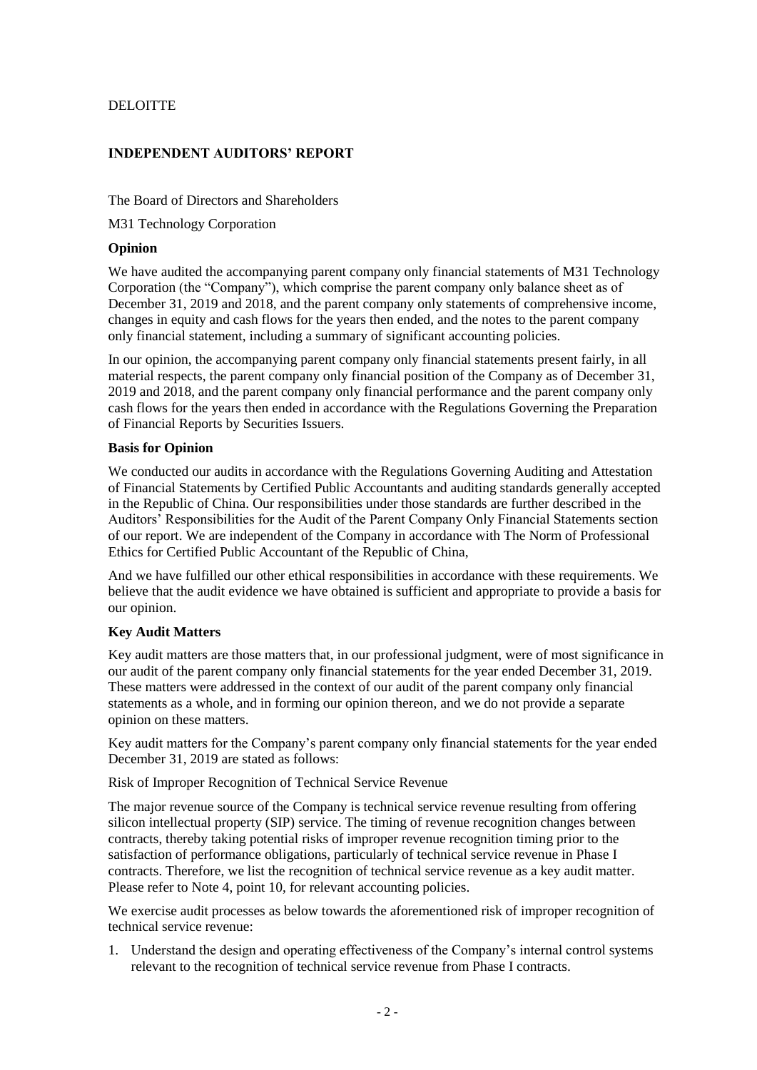DELOITTE

## INDEPENDENT AUDITORS' REPORT

The Board of Directors and Shareholders

M31 Technology Corporation

### Opinion

We have audited the accompanying parent company only financial statements of M31 Technology Corporation (the "Company"), which comprise the parent company only balance sheet as of December 31, 2019 and 2018, and the parent company only statements of comprehensive income, changes in equity and cash flows for the years then ended, and the notes to the parent company only financial statement, including a summary of significant accounting policies.

In our opinion, the accompanying parent company only financial statements present fairly, in all material respects, the parent company only financial position of the Company as of December 31, 2019 and 2018, and the parent company only financial performance and the parent company only cash flows for the years then ended in accordance with the Regulations Governing the Preparation of Financial Reports by Securities Issuers.

### Basis for Opinion

We conducted our audits in accordance with the Regulations Governing Auditing and Attestation of Financial Statements by Certified Public Accountants and auditing standards generally accepted in the Republic of China. Our responsibilities under those standards are further described in the Auditors' Responsibilities for the Audit of the Parent Company Only Financial Statements section of our report. We are independent of the Company in accordance with The Norm of Professional Ethics for Certified Public Accountant of the Republic of China,

And we have fulfilled our other ethical responsibilities in accordance with these requirements. We believe that the audit evidence we have obtained is sufficient and appropriate to provide a basis for our opinion.

### Key Audit Matters

Key audit matters are those matters that, in our professional judgment, were of most significance in our audit of the parent company only financial statements for the year ended December 31, 2019. These matters were addressed in the context of our audit of the parent company only financial statements as a whole, and in forming our opinion thereon, and we do not provide a separate opinion on these matters.

Key audit matters for the Company's parent company only financial statements for the year ended December 31, 2019 are stated as follows:

Risk of Improper Recognition of Technical Service Revenue

The major revenue source of the Company is technical service revenue resulting from offering silicon intellectual property (SIP) service. The timing of revenue recognition changes between contracts, thereby taking potential risks of improper revenue recognition timing prior to the satisfaction of performance obligations, particularly of technical service revenue in Phase I contracts. Therefore, we list the recognition of technical service revenue as a key audit matter. Please refer to Note 4, point 10, for relevant accounting policies.

We exercise audit processes as below towards the aforementioned risk of improper recognition of technical service revenue:

1. Understand the design and operating effectiveness of the Company's internal control systems relevant to the recognition of technical service revenue from Phase I contracts.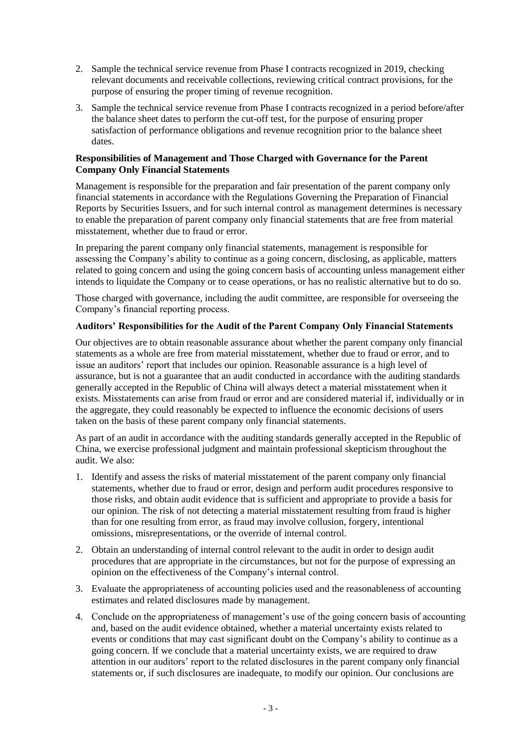2. Sample the technical service revenue from Phase I contracts recognized in 2019, checking relevant documents and receivable collections, reviewing critical contract provisions, for the purpose of ensuring the proper timing of revenue recognition.
3. Sample the technical service revenue from Phase I contracts recognized in a period before/after the balance sheet dates to perform the cut-off test, for the purpose of ensuring proper satisfaction of performance obligations and revenue recognition prior to the balance sheet dates.

**Responsibilities of Management and Those Charged with Governance for the Parent Company Only Financial Statements**

Management is responsible for the preparation and fair presentation of the parent company only financial statements in accordance with the Regulations Governing the Preparation of Financial Reports by Securities Issuers, and for such internal control as management determines is necessary to enable the preparation of parent company only financial statements that are free from material misstatement, whether due to fraud or error.

In preparing the parent company only financial statements, management is responsible for assessing the Company's ability to continue as a going concern, disclosing, as applicable, matters related to going concern and using the going concern basis of accounting unless management either intends to liquidate the Company or to cease operations, or has no realistic alternative but to do so.

Those charged with governance, including the audit committee, are responsible for overseeing the Company's financial reporting process.

**Auditors' Responsibilities for the Audit of the Parent Company Only Financial Statements**

Our objectives are to obtain reasonable assurance about whether the parent company only financial statements as a whole are free from material misstatement, whether due to fraud or error, and to issue an auditors' report that includes our opinion. Reasonable assurance is a high level of assurance, but is not a guarantee that an audit conducted in accordance with the auditing standards generally accepted in the Republic of China will always detect a material misstatement when it exists. Misstatements can arise from fraud or error and are considered material if, individually or in the aggregate, they could reasonably be expected to influence the economic decisions of users taken on the basis of these parent company only financial statements.

As part of an audit in accordance with the auditing standards generally accepted in the Republic of China, we exercise professional judgment and maintain professional skepticism throughout the audit. We also:

1. Identify and assess the risks of material misstatement of the parent company only financial statements, whether due to fraud or error, design and perform audit procedures responsive to those risks, and obtain audit evidence that is sufficient and appropriate to provide a basis for our opinion. The risk of not detecting a material misstatement resulting from fraud is higher than for one resulting from error, as fraud may involve collusion, forgery, intentional omissions, misrepresentations, or the override of internal control.
2. Obtain an understanding of internal control relevant to the audit in order to design audit procedures that are appropriate in the circumstances, but not for the purpose of expressing an opinion on the effectiveness of the Company's internal control.
3. Evaluate the appropriateness of accounting policies used and the reasonableness of accounting estimates and related disclosures made by management.
4. Conclude on the appropriateness of management's use of the going concern basis of accounting and, based on the audit evidence obtained, whether a material uncertainty exists related to events or conditions that may cast significant doubt on the Company's ability to continue as a going concern. If we conclude that a material uncertainty exists, we are required to draw attention in our auditors' report to the related disclosures in the parent company only financial statements or, if such disclosures are inadequate, to modify our opinion. Our conclusions are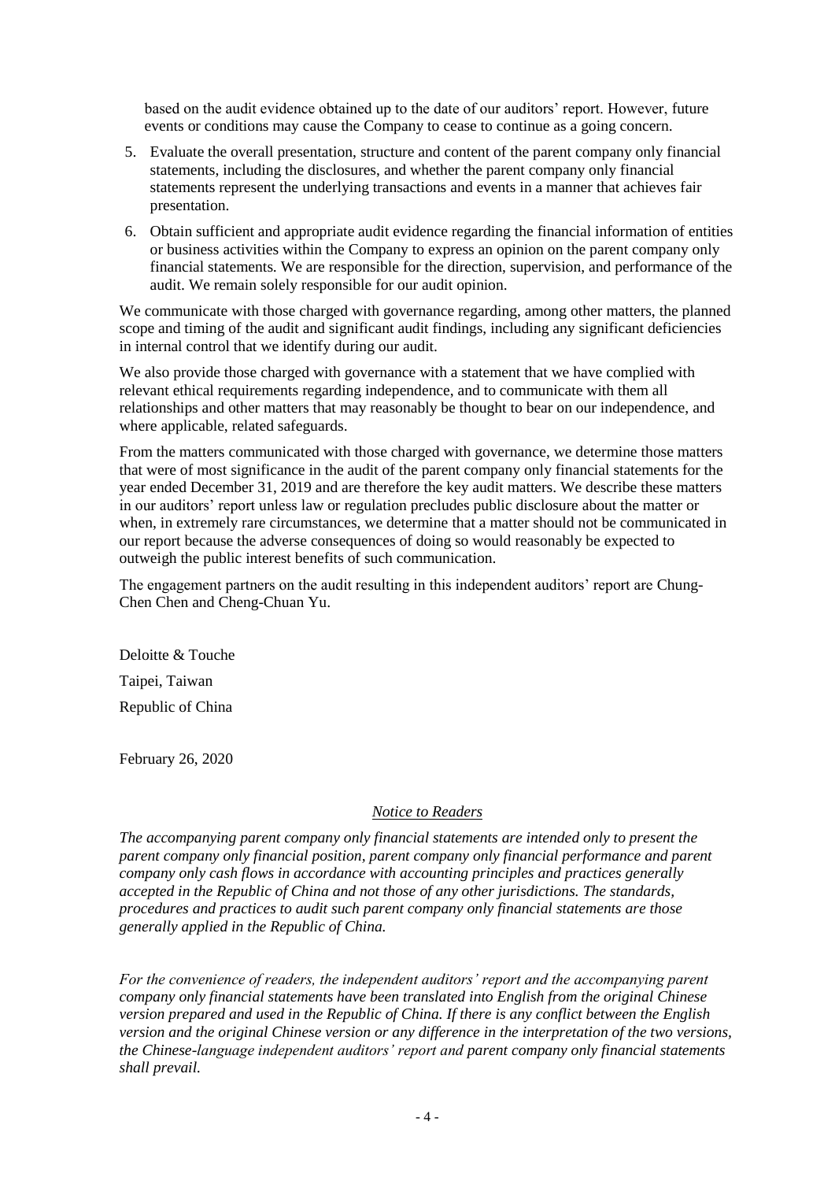based on the audit evidence obtained up to the date of our auditors' report. However, future events or conditions may cause the Company to cease to continue as a going concern.

5. Evaluate the overall presentation, structure and content of the parent company only financial statements, including the disclosures, and whether the parent company only financial statements represent the underlying transactions and events in a manner that achieves fair presentation.

6. Obtain sufficient and appropriate audit evidence regarding the financial information of entities or business activities within the Company to express an opinion on the parent company only financial statements. We are responsible for the direction, supervision, and performance of the audit. We remain solely responsible for our audit opinion.

We communicate with those charged with governance regarding, among other matters, the planned scope and timing of the audit and significant audit findings, including any significant deficiencies in internal control that we identify during our audit.

We also provide those charged with governance with a statement that we have complied with relevant ethical requirements regarding independence, and to communicate with them all relationships and other matters that may reasonably be thought to bear on our independence, and where applicable, related safeguards.

From the matters communicated with those charged with governance, we determine those matters that were of most significance in the audit of the parent company only financial statements for the year ended December 31, 2019 and are therefore the key audit matters. We describe these matters in our auditors' report unless law or regulation precludes public disclosure about the matter or when, in extremely rare circumstances, we determine that a matter should not be communicated in our report because the adverse consequences of doing so would reasonably be expected to outweigh the public interest benefits of such communication.

The engagement partners on the audit resulting in this independent auditors' report are Chung-Chen Chen and Cheng-Chuan Yu.

Deloitte & Touche

Taipei, Taiwan

Republic of China

February 26, 2020

## *Notice to Readers*

*The accompanying parent company only financial statements are intended only to present the parent company only financial position, parent company only financial performance and parent company only cash flows in accordance with accounting principles and practices generally accepted in the Republic of China and not those of any other jurisdictions. The standards, procedures and practices to audit such parent company only financial statements are those generally applied in the Republic of China.*

*For the convenience of readers, the independent auditors' report and the accompanying parent company only financial statements have been translated into English from the original Chinese version prepared and used in the Republic of China. If there is any conflict between the English version and the original Chinese version or any difference in the interpretation of the two versions, the Chinese-language independent auditors' report and parent company only financial statements shall prevail.*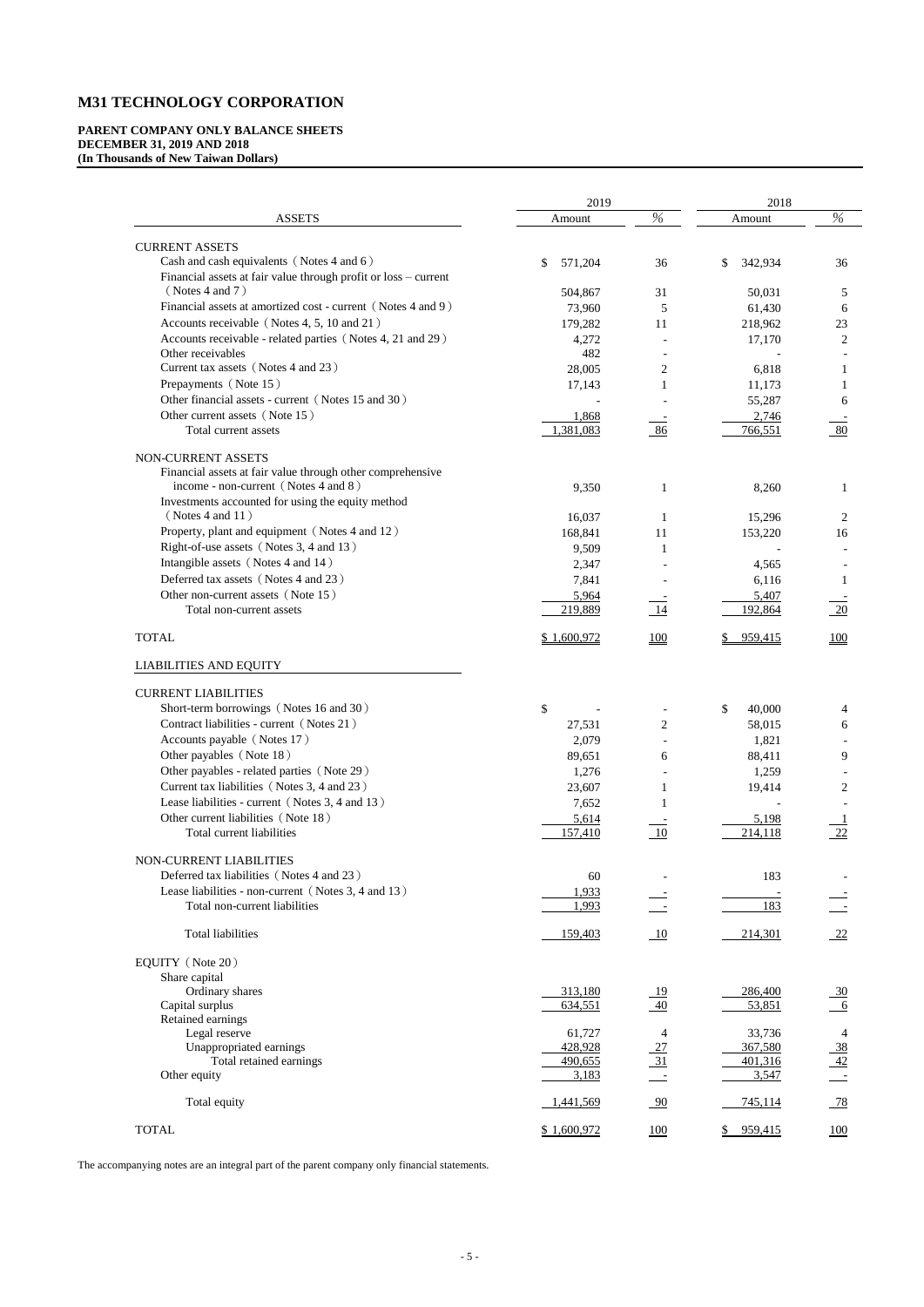# M31 TECHNOLOGY CORPORATION

**PARENT COMPANY ONLY BALANCE SHEETS**
**DECEMBER 31, 2019 AND 2018**
**(In Thousands of New Taiwan Dollars)**

| | 2019 | | 2018 | |
|---|---|---|---|---|
| ASSETS | Amount | % | Amount | % |
| CURRENT ASSETS | | | | |
| Cash and cash equivalents（Notes 4 and 6） | $ 571,204 | 36 | $ 342,934 | 36 |
| Financial assets at fair value through profit or loss – current（Notes 4 and 7） | 504,867 | 31 | 50,031 | 5 |
| Financial assets at amortized cost - current（Notes 4 and 9） | 73,960 | 5 | 61,430 | 6 |
| Accounts receivable（Notes 4, 5, 10 and 21） | 179,282 | 11 | 218,962 | 23 |
| Accounts receivable - related parties（Notes 4, 21 and 29） | 4,272 | - | 17,170 | 2 |
| Other receivables | 482 | - | - | - |
| Current tax assets（Notes 4 and 23） | 28,005 | 2 | 6,818 | 1 |
| Prepayments（Note 15） | 17,143 | 1 | 11,173 | 1 |
| Other financial assets - current（Notes 15 and 30） | - | - | 55,287 | 6 |
| Other current assets（Note 15） | 1,868 | - | 2,746 | - |
| Total current assets | 1,381,083 | 86 | 766,551 | 80 |
| NON-CURRENT ASSETS | | | | |
| Financial assets at fair value through other comprehensive income - non-current（Notes 4 and 8） | 9,350 | 1 | 8,260 | 1 |
| Investments accounted for using the equity method（Notes 4 and 11） | 16,037 | 1 | 15,296 | 2 |
| Property, plant and equipment（Notes 4 and 12） | 168,841 | 11 | 153,220 | 16 |
| Right-of-use assets（Notes 3, 4 and 13） | 9,509 | 1 | - | - |
| Intangible assets（Notes 4 and 14） | 2,347 | - | 4,565 | - |
| Deferred tax assets（Notes 4 and 23） | 7,841 | - | 6,116 | 1 |
| Other non-current assets（Note 15） | 5,964 | - | 5,407 | - |
| Total non-current assets | 219,889 | 14 | 192,864 | 20 |
| TOTAL | $ 1,600,972 | 100 | $ 959,415 | 100 |
| LIABILITIES AND EQUITY | | | | |
| CURRENT LIABILITIES | | | | |
| Short-term borrowings（Notes 16 and 30） | $ - | - | $ 40,000 | 4 |
| Contract liabilities - current（Notes 21） | 27,531 | 2 | 58,015 | 6 |
| Accounts payable（Notes 17） | 2,079 | - | 1,821 | - |
| Other payables（Note 18） | 89,651 | 6 | 88,411 | 9 |
| Other payables - related parties（Note 29） | 1,276 | - | 1,259 | - |
| Current tax liabilities（Notes 3, 4 and 23） | 23,607 | 1 | 19,414 | 2 |
| Lease liabilities - current（Notes 3, 4 and 13） | 7,652 | 1 | - | - |
| Other current liabilities（Note 18） | 5,614 | - | 5,198 | 1 |
| Total current liabilities | 157,410 | 10 | 214,118 | 22 |
| NON-CURRENT LIABILITIES | | | | |
| Deferred tax liabilities（Notes 4 and 23） | 60 | - | 183 | - |
| Lease liabilities - non-current（Notes 3, 4 and 13） | 1,933 | - | - | - |
| Total non-current liabilities | 1,993 | - | 183 | - |
| Total liabilities | 159,403 | 10 | 214,301 | 22 |
| EQUITY（Note 20） | | | | |
| Share capital | | | | |
| Ordinary shares | 313,180 | 19 | 286,400 | 30 |
| Capital surplus | 634,551 | 40 | 53,851 | 6 |
| Retained earnings | | | | |
| Legal reserve | 61,727 | 4 | 33,736 | 4 |
| Unappropriated earnings | 428,928 | 27 | 367,580 | 38 |
| Total retained earnings | 490,655 | 31 | 401,316 | 42 |
| Other equity | 3,183 | - | 3,547 | - |
| Total equity | 1,441,569 | 90 | 745,114 | 78 |
| TOTAL | $ 1,600,972 | 100 | $ 959,415 | 100 |

The accompanying notes are an integral part of the parent company only financial statements.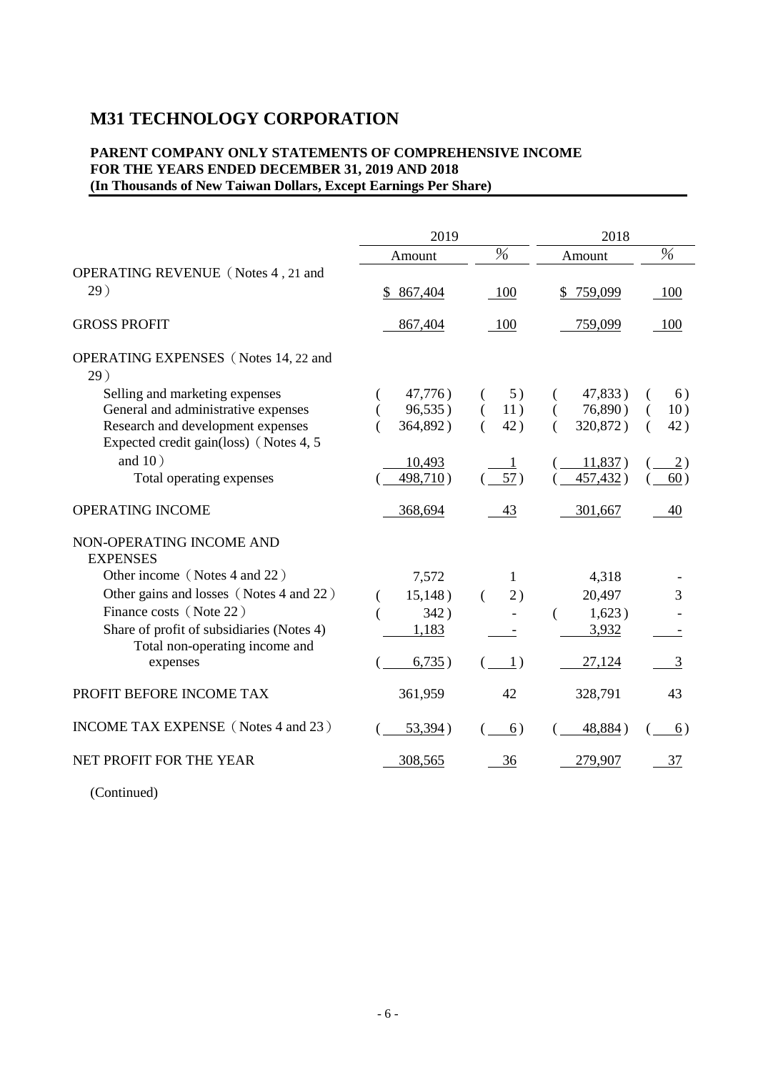# M31 TECHNOLOGY CORPORATION

**PARENT COMPANY ONLY STATEMENTS OF COMPREHENSIVE INCOME**
**FOR THE YEARS ENDED DECEMBER 31, 2019 AND 2018**
**(In Thousands of New Taiwan Dollars, Except Earnings Per Share)**

| | 2019 | | 2018 | |
|---|---|---|---|---|
| | Amount | % | Amount | % |
| OPERATING REVENUE（Notes 4 , 21 and 29） | $ 867,404 | 100 | $ 759,099 | 100 |
| GROSS PROFIT | 867,404 | 100 | 759,099 | 100 |
| OPERATING EXPENSES（Notes 14, 22 and 29） | | | | |
| Selling and marketing expenses | ( 47,776 ) | ( 5 ) | ( 47,833 ) | ( 6 ) |
| General and administrative expenses | ( 96,535 ) | ( 11 ) | ( 76,890 ) | ( 10 ) |
| Research and development expenses | ( 364,892 ) | ( 42 ) | ( 320,872 ) | ( 42 ) |
| Expected credit gain(loss)（Notes 4, 5 and 10） | 10,493 | 1 | ( 11,837 ) | ( 2 ) |
| Total operating expenses | ( 498,710 ) | ( 57 ) | ( 457,432 ) | ( 60 ) |
| OPERATING INCOME | 368,694 | 43 | 301,667 | 40 |
| NON-OPERATING INCOME AND EXPENSES | | | | |
| Other income（Notes 4 and 22） | 7,572 | 1 | 4,318 | - |
| Other gains and losses（Notes 4 and 22） | ( 15,148 ) | ( 2 ) | 20,497 | 3 |
| Finance costs（Note 22） | ( 342 ) | - | ( 1,623 ) | - |
| Share of profit of subsidiaries (Notes 4) | 1,183 | - | 3,932 | - |
| Total non-operating income and expenses | ( 6,735 ) | ( 1 ) | 27,124 | 3 |
| PROFIT BEFORE INCOME TAX | 361,959 | 42 | 328,791 | 43 |
| INCOME TAX EXPENSE（Notes 4 and 23） | ( 53,394 ) | ( 6 ) | ( 48,884 ) | ( 6 ) |
| NET PROFIT FOR THE YEAR | 308,565 | 36 | 279,907 | 37 |

(Continued)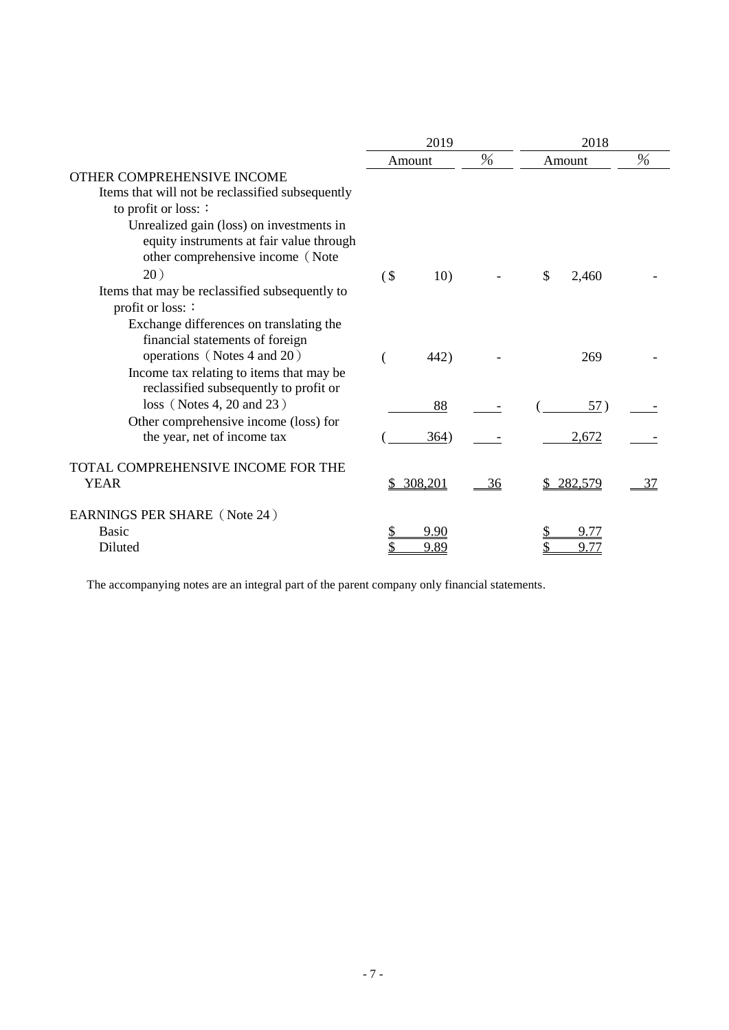| | 2019 | | 2018 | |
|---|---|---|---|---|
| | Amount | % | Amount | % |
| OTHER COMPREHENSIVE INCOME | | | | |
| Items that will not be reclassified subsequently to profit or loss:： | | | | |
| Unrealized gain (loss) on investments in equity instruments at fair value through other comprehensive income（Note 20） | ($ 10) | - | $ 2,460 | - |
| Items that may be reclassified subsequently to profit or loss:： | | | | |
| Exchange differences on translating the financial statements of foreign operations（Notes 4 and 20） | ( 442) | - | 269 | - |
| Income tax relating to items that may be reclassified subsequently to profit or loss（Notes 4, 20 and 23） | 88 | - | ( 57) | - |
| Other comprehensive income (loss) for the year, net of income tax | ( 364) | - | 2,672 | - |
| TOTAL COMPREHENSIVE INCOME FOR THE YEAR | $ 308,201 | 36 | $ 282,579 | 37 |
| EARNINGS PER SHARE（Note 24） | | | | |
| Basic | $ 9.90 | | $ 9.77 | |
| Diluted | $ 9.89 | | $ 9.77 | |

The accompanying notes are an integral part of the parent company only financial statements.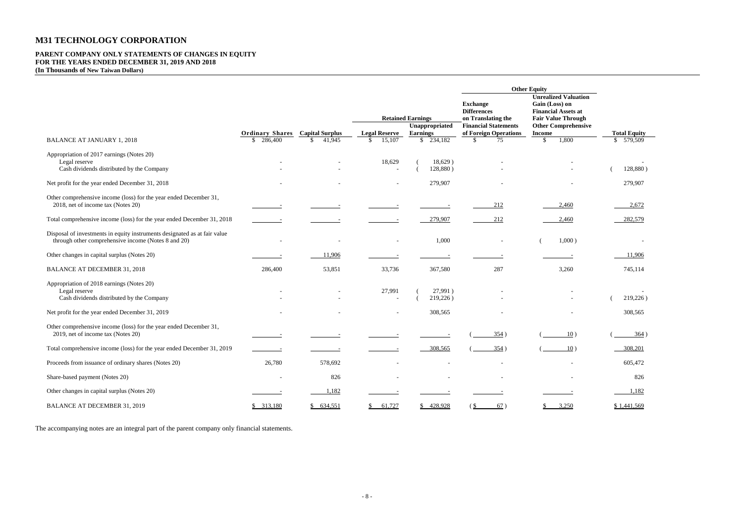# M31 TECHNOLOGY CORPORATION

**PARENT COMPANY ONLY STATEMENTS OF CHANGES IN EQUITY**
**FOR THE YEARS ENDED DECEMBER 31, 2019 AND 2018**
**(In Thousands of New Taiwan Dollars)**

| | | | Retained Earnings | | Other Equity | | |
|---|---|---|---|---|---|---|---|
| | Ordinary Shares | Capital Surplus | Legal Reserve | Unappropriated Earnings | Exchange Differences on Translating the Financial Statements of Foreign Operations | Unrealized Valuation Gain (Loss) on Financial Assets at Fair Value Through Other Comprehensive Income | Total Equity |
| BALANCE AT JANUARY 1, 2018 | $ 286,400 | $ 41,945 | $ 15,107 | $ 234,182 | $ 75 | $ 1,800 | $ 579,509 |
| Appropriation of 2017 earnings (Notes 20) | | | | | | | |
| Legal reserve | - | - | 18,629 | ( 18,629 ) | - | - | - |
| Cash dividends distributed by the Company | - | - | - | ( 128,880 ) | - | - | ( 128,880 ) |
| Net profit for the year ended December 31, 2018 | - | - | - | 279,907 | - | - | 279,907 |
| Other comprehensive income (loss) for the year ended December 31, 2018, net of income tax (Notes 20) | - | - | - | - | 212 | 2,460 | 2,672 |
| Total comprehensive income (loss) for the year ended December 31, 2018 | - | - | - | 279,907 | 212 | 2,460 | 282,579 |
| Disposal of investments in equity instruments designated as at fair value through other comprehensive income (Notes 8 and 20) | - | - | - | 1,000 | - | ( 1,000 ) | - |
| Other changes in capital surplus (Notes 20) | - | 11,906 | - | - | - | - | 11,906 |
| BALANCE AT DECEMBER 31, 2018 | 286,400 | 53,851 | 33,736 | 367,580 | 287 | 3,260 | 745,114 |
| Appropriation of 2018 earnings (Notes 20) | | | | | | | |
| Legal reserve | - | - | 27,991 | ( 27,991 ) | - | - | - |
| Cash dividends distributed by the Company | - | - | - | ( 219,226 ) | - | - | ( 219,226 ) |
| Net profit for the year ended December 31, 2019 | - | - | - | 308,565 | - | - | 308,565 |
| Other comprehensive income (loss) for the year ended December 31, 2019, net of income tax (Notes 20) | - | - | - | - | ( 354 ) | ( 10 ) | ( 364 ) |
| Total comprehensive income (loss) for the year ended December 31, 2019 | - | - | - | 308,565 | ( 354 ) | ( 10 ) | 308,201 |
| Proceeds from issuance of ordinary shares (Notes 20) | 26,780 | 578,692 | - | - | - | - | 605,472 |
| Share-based payment (Notes 20) | - | 826 | - | - | - | - | 826 |
| Other changes in capital surplus (Notes 20) | - | 1,182 | - | - | - | - | 1,182 |
| BALANCE AT DECEMBER 31, 2019 | $ 313,180 | $ 634,551 | $ 61,727 | $ 428,928 | ( $ 67 ) | $ 3,250 | $ 1,441,569 |

The accompanying notes are an integral part of the parent company only financial statements.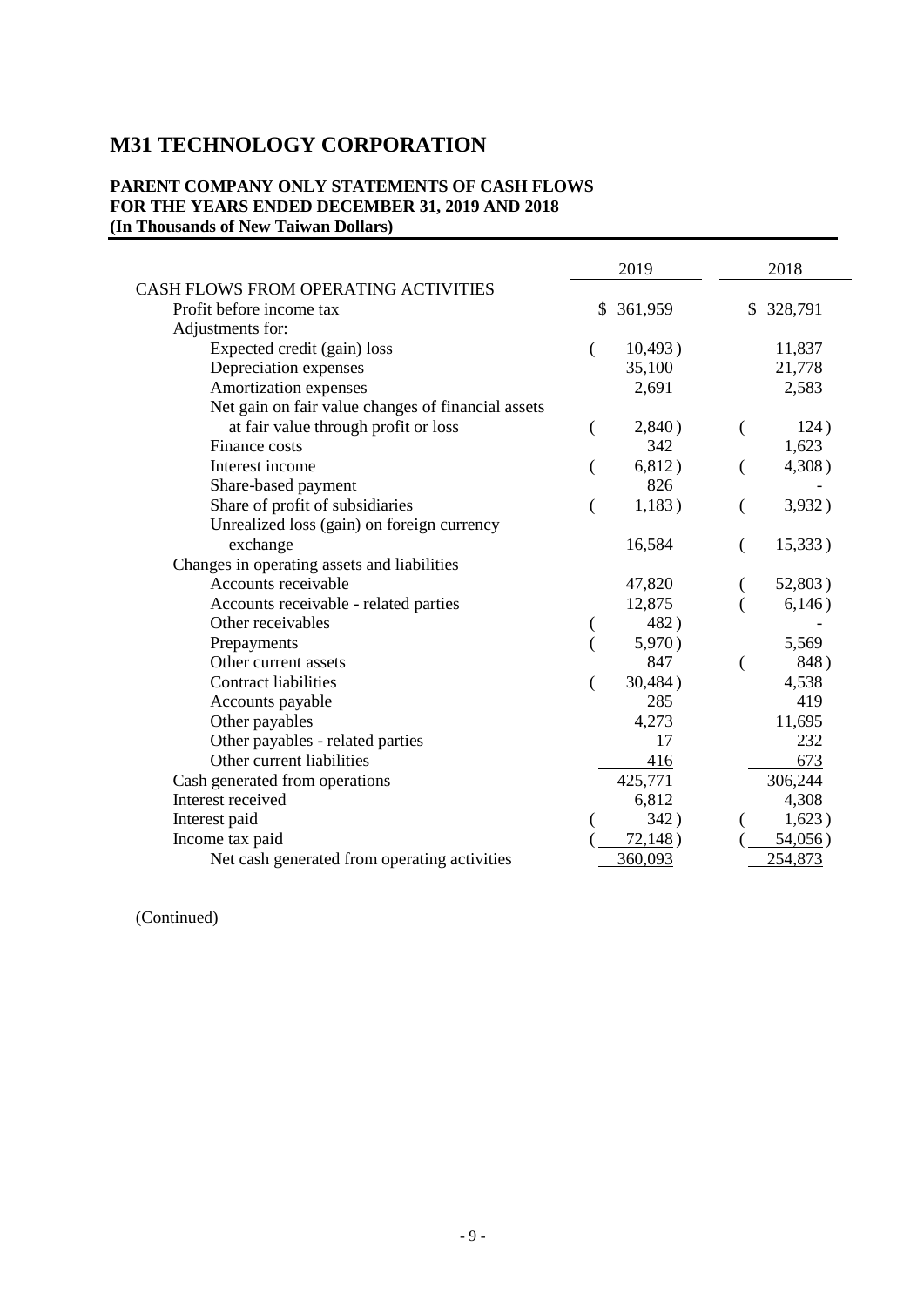# M31 TECHNOLOGY CORPORATION

**PARENT COMPANY ONLY STATEMENTS OF CASH FLOWS**
**FOR THE YEARS ENDED DECEMBER 31, 2019 AND 2018**
**(In Thousands of New Taiwan Dollars)**

| | 2019 | 2018 |
|---|---|---|
| CASH FLOWS FROM OPERATING ACTIVITIES | | |
| Profit before income tax | $ 361,959 | $ 328,791 |
| Adjustments for: | | |
| Expected credit (gain) loss | ( 10,493 ) | 11,837 |
| Depreciation expenses | 35,100 | 21,778 |
| Amortization expenses | 2,691 | 2,583 |
| Net gain on fair value changes of financial assets at fair value through profit or loss | ( 2,840 ) | ( 124 ) |
| Finance costs | 342 | 1,623 |
| Interest income | ( 6,812 ) | ( 4,308 ) |
| Share-based payment | 826 | - |
| Share of profit of subsidiaries | ( 1,183 ) | ( 3,932 ) |
| Unrealized loss (gain) on foreign currency exchange | 16,584 | ( 15,333 ) |
| Changes in operating assets and liabilities | | |
| Accounts receivable | 47,820 | ( 52,803 ) |
| Accounts receivable - related parties | 12,875 | ( 6,146 ) |
| Other receivables | ( 482 ) | - |
| Prepayments | ( 5,970 ) | 5,569 |
| Other current assets | 847 | ( 848 ) |
| Contract liabilities | ( 30,484 ) | 4,538 |
| Accounts payable | 285 | 419 |
| Other payables | 4,273 | 11,695 |
| Other payables - related parties | 17 | 232 |
| Other current liabilities | 416 | 673 |
| Cash generated from operations | 425,771 | 306,244 |
| Interest received | 6,812 | 4,308 |
| Interest paid | ( 342 ) | ( 1,623 ) |
| Income tax paid | ( 72,148 ) | ( 54,056 ) |
| Net cash generated from operating activities | 360,093 | 254,873 |

(Continued)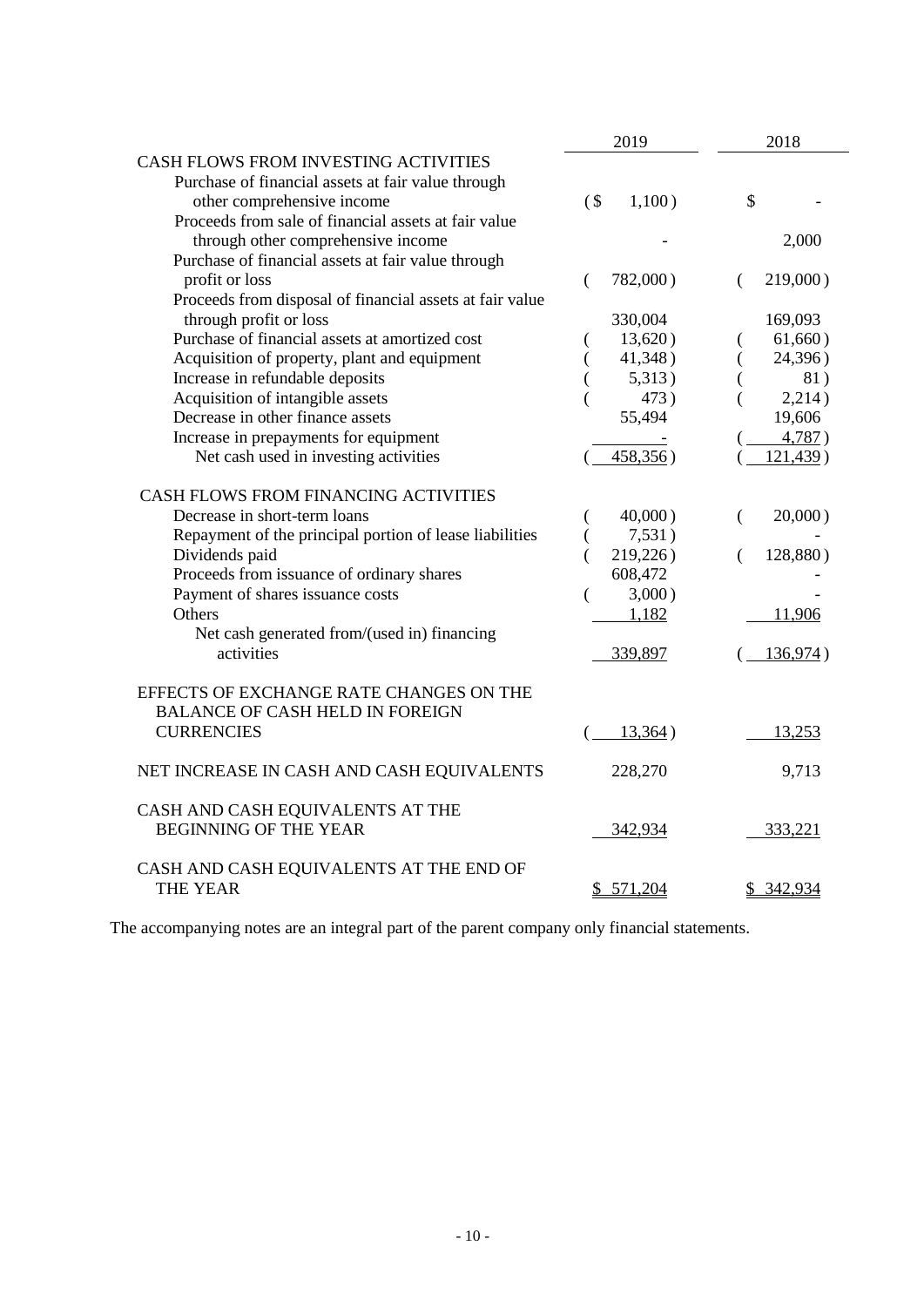| | 2019 | 2018 |
|---|---|---|
| CASH FLOWS FROM INVESTING ACTIVITIES | | |
| Purchase of financial assets at fair value through other comprehensive income | ($ 1,100) | $ - |
| Proceeds from sale of financial assets at fair value through other comprehensive income | - | 2,000 |
| Purchase of financial assets at fair value through profit or loss | ( 782,000) | ( 219,000) |
| Proceeds from disposal of financial assets at fair value through profit or loss | 330,004 | 169,093 |
| Purchase of financial assets at amortized cost | ( 13,620) | ( 61,660) |
| Acquisition of property, plant and equipment | ( 41,348) | ( 24,396) |
| Increase in refundable deposits | ( 5,313) | ( 81) |
| Acquisition of intangible assets | ( 473) | ( 2,214) |
| Decrease in other finance assets | 55,494 | 19,606 |
| Increase in prepayments for equipment | - | ( 4,787) |
| Net cash used in investing activities | ( 458,356) | ( 121,439) |
| | | |
| CASH FLOWS FROM FINANCING ACTIVITIES | | |
| Decrease in short-term loans | ( 40,000) | ( 20,000) |
| Repayment of the principal portion of lease liabilities | ( 7,531) | - |
| Dividends paid | ( 219,226) | ( 128,880) |
| Proceeds from issuance of ordinary shares | 608,472 | - |
| Payment of shares issuance costs | ( 3,000) | - |
| Others | 1,182 | 11,906 |
| Net cash generated from/(used in) financing activities | 339,897 | ( 136,974) |
| | | |
| EFFECTS OF EXCHANGE RATE CHANGES ON THE BALANCE OF CASH HELD IN FOREIGN CURRENCIES | ( 13,364) | 13,253 |
| | | |
| NET INCREASE IN CASH AND CASH EQUIVALENTS | 228,270 | 9,713 |
| | | |
| CASH AND CASH EQUIVALENTS AT THE BEGINNING OF THE YEAR | 342,934 | 333,221 |
| | | |
| CASH AND CASH EQUIVALENTS AT THE END OF THE YEAR | $ 571,204 | $ 342,934 |

The accompanying notes are an integral part of the parent company only financial statements.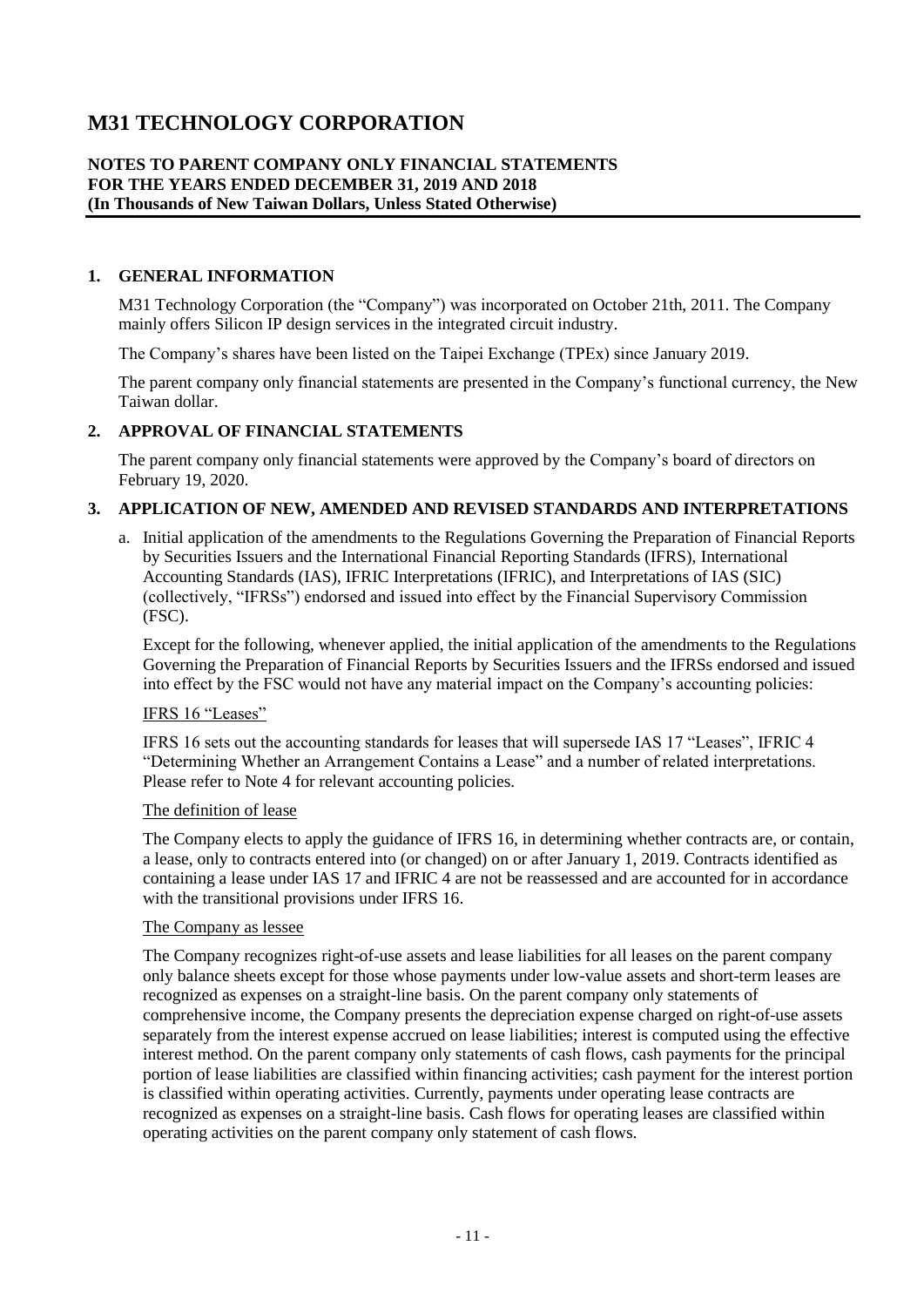# M31 TECHNOLOGY CORPORATION

**NOTES TO PARENT COMPANY ONLY FINANCIAL STATEMENTS**
**FOR THE YEARS ENDED DECEMBER 31, 2019 AND 2018**
**(In Thousands of New Taiwan Dollars, Unless Stated Otherwise)**

## 1. GENERAL INFORMATION

M31 Technology Corporation (the "Company") was incorporated on October 21th, 2011. The Company mainly offers Silicon IP design services in the integrated circuit industry.

The Company's shares have been listed on the Taipei Exchange (TPEx) since January 2019.

The parent company only financial statements are presented in the Company's functional currency, the New Taiwan dollar.

## 2. APPROVAL OF FINANCIAL STATEMENTS

The parent company only financial statements were approved by the Company's board of directors on February 19, 2020.

## 3. APPLICATION OF NEW, AMENDED AND REVISED STANDARDS AND INTERPRETATIONS

a. Initial application of the amendments to the Regulations Governing the Preparation of Financial Reports by Securities Issuers and the International Financial Reporting Standards (IFRS), International Accounting Standards (IAS), IFRIC Interpretations (IFRIC), and Interpretations of IAS (SIC) (collectively, "IFRSs") endorsed and issued into effect by the Financial Supervisory Commission (FSC).

   Except for the following, whenever applied, the initial application of the amendments to the Regulations Governing the Preparation of Financial Reports by Securities Issuers and the IFRSs endorsed and issued into effect by the FSC would not have any material impact on the Company's accounting policies:

   IFRS 16 "Leases"

   IFRS 16 sets out the accounting standards for leases that will supersede IAS 17 "Leases", IFRIC 4 "Determining Whether an Arrangement Contains a Lease" and a number of related interpretations. Please refer to Note 4 for relevant accounting policies.

   The definition of lease

   The Company elects to apply the guidance of IFRS 16, in determining whether contracts are, or contain, a lease, only to contracts entered into (or changed) on or after January 1, 2019. Contracts identified as containing a lease under IAS 17 and IFRIC 4 are not be reassessed and are accounted for in accordance with the transitional provisions under IFRS 16.

   The Company as lessee

   The Company recognizes right-of-use assets and lease liabilities for all leases on the parent company only balance sheets except for those whose payments under low-value assets and short-term leases are recognized as expenses on a straight-line basis. On the parent company only statements of comprehensive income, the Company presents the depreciation expense charged on right-of-use assets separately from the interest expense accrued on lease liabilities; interest is computed using the effective interest method. On the parent company only statements of cash flows, cash payments for the principal portion of lease liabilities are classified within financing activities; cash payment for the interest portion is classified within operating activities. Currently, payments under operating lease contracts are recognized as expenses on a straight-line basis. Cash flows for operating leases are classified within operating activities on the parent company only statement of cash flows.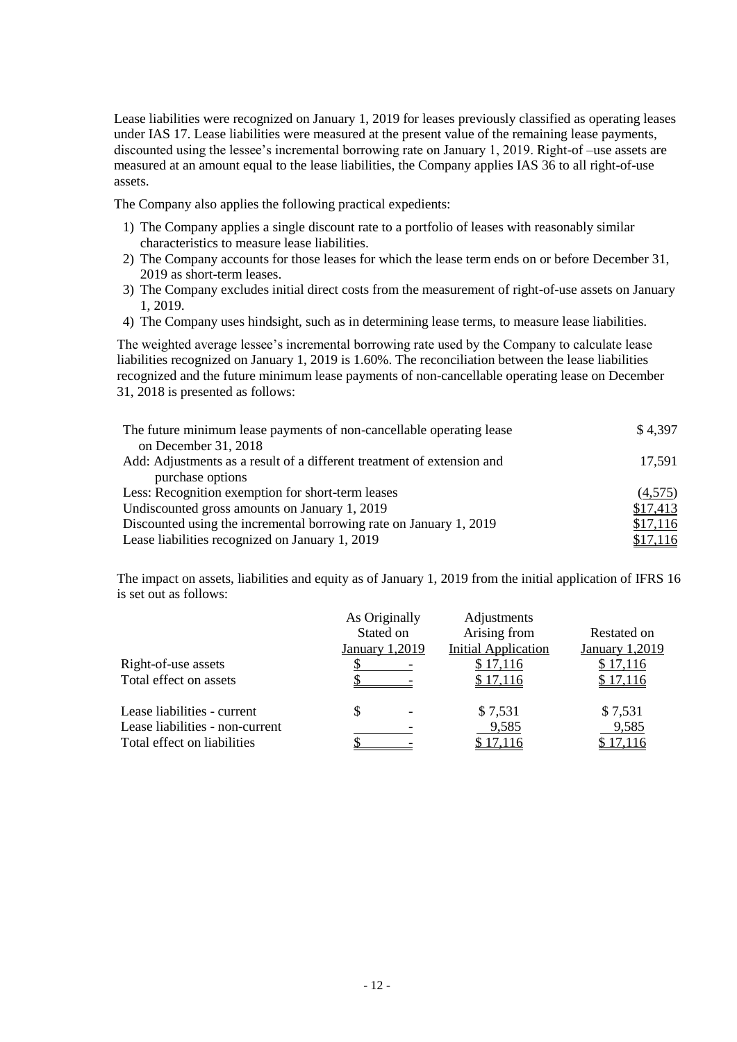Lease liabilities were recognized on January 1, 2019 for leases previously classified as operating leases under IAS 17. Lease liabilities were measured at the present value of the remaining lease payments, discounted using the lessee's incremental borrowing rate on January 1, 2019. Right-of –use assets are measured at an amount equal to the lease liabilities, the Company applies IAS 36 to all right-of-use assets.

The Company also applies the following practical expedients:

1) The Company applies a single discount rate to a portfolio of leases with reasonably similar characteristics to measure lease liabilities.
2) The Company accounts for those leases for which the lease term ends on or before December 31, 2019 as short-term leases.
3) The Company excludes initial direct costs from the measurement of right-of-use assets on January 1, 2019.
4) The Company uses hindsight, such as in determining lease terms, to measure lease liabilities.

The weighted average lessee's incremental borrowing rate used by the Company to calculate lease liabilities recognized on January 1, 2019 is 1.60%. The reconciliation between the lease liabilities recognized and the future minimum lease payments of non-cancellable operating lease on December 31, 2018 is presented as follows:

| | |
|---|---|
| The future minimum lease payments of non-cancellable operating lease on December 31, 2018 | $ 4,397 |
| Add: Adjustments as a result of a different treatment of extension and purchase options | 17,591 |
| Less: Recognition exemption for short-term leases | (4,575) |
| Undiscounted gross amounts on January 1, 2019 | $17,413 |
| Discounted using the incremental borrowing rate on January 1, 2019 | $17,116 |
| Lease liabilities recognized on January 1, 2019 | $17,116 |

The impact on assets, liabilities and equity as of January 1, 2019 from the initial application of IFRS 16 is set out as follows:

| | As Originally Stated on January 1,2019 | Adjustments Arising from Initial Application | Restated on January 1,2019 |
|---|---|---|---|
| Right-of-use assets | $ - | $ 17,116 | $ 17,116 |
| Total effect on assets | $ - | $ 17,116 | $ 17,116 |
| | | | |
| Lease liabilities - current | $ - | $ 7,531 | $ 7,531 |
| Lease liabilities - non-current | - | 9,585 | 9,585 |
| Total effect on liabilities | $ - | $ 17,116 | $ 17,116 |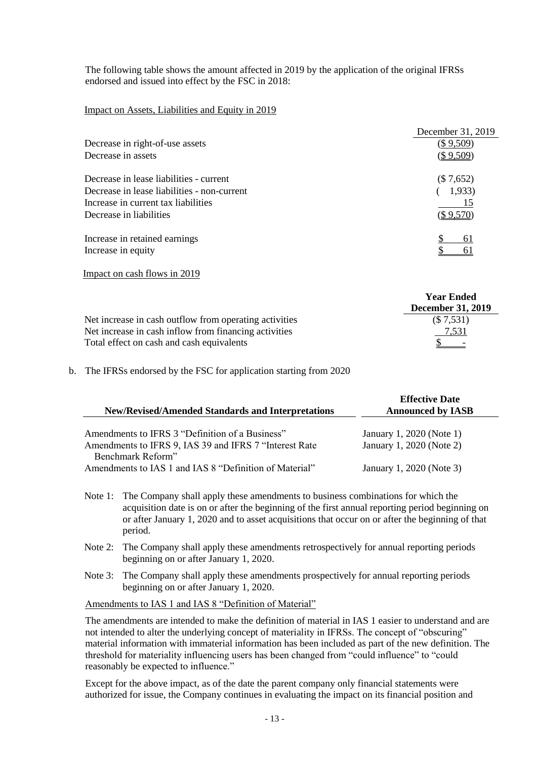The following table shows the amount affected in 2019 by the application of the original IFRSs endorsed and issued into effect by the FSC in 2018:

Impact on Assets, Liabilities and Equity in 2019

| | December 31, 2019 |
|---|---|
| Decrease in right-of-use assets | ($ 9,509) |
| Decrease in assets | ($ 9,509) |
| | |
| Decrease in lease liabilities - current | ($ 7,652) |
| Decrease in lease liabilities - non-current | ( 1,933) |
| Increase in current tax liabilities | 15 |
| Decrease in liabilities | ($ 9,570) |
| | |
| Increase in retained earnings | $ 61 |
| Increase in equity | $ 61 |

Impact on cash flows in 2019

| | Year Ended December 31, 2019 |
|---|---|
| Net increase in cash outflow from operating activities | ($ 7,531) |
| Net increase in cash inflow from financing activities | 7,531 |
| Total effect on cash and cash equivalents | $ - |

b. The IFRSs endorsed by the FSC for application starting from 2020

| New/Revised/Amended Standards and Interpretations | Effective Date Announced by IASB |
|---|---|
| Amendments to IFRS 3 "Definition of a Business" | January 1, 2020 (Note 1) |
| Amendments to IFRS 9, IAS 39 and IFRS 7 "Interest Rate Benchmark Reform" | January 1, 2020 (Note 2) |
| Amendments to IAS 1 and IAS 8 "Definition of Material" | January 1, 2020 (Note 3) |

Note 1: The Company shall apply these amendments to business combinations for which the acquisition date is on or after the beginning of the first annual reporting period beginning on or after January 1, 2020 and to asset acquisitions that occur on or after the beginning of that period.

Note 2: The Company shall apply these amendments retrospectively for annual reporting periods beginning on or after January 1, 2020.

Note 3: The Company shall apply these amendments prospectively for annual reporting periods beginning on or after January 1, 2020.

Amendments to IAS 1 and IAS 8 "Definition of Material"

The amendments are intended to make the definition of material in IAS 1 easier to understand and are not intended to alter the underlying concept of materiality in IFRSs. The concept of "obscuring" material information with immaterial information has been included as part of the new definition. The threshold for materiality influencing users has been changed from "could influence" to "could reasonably be expected to influence."

Except for the above impact, as of the date the parent company only financial statements were authorized for issue, the Company continues in evaluating the impact on its financial position and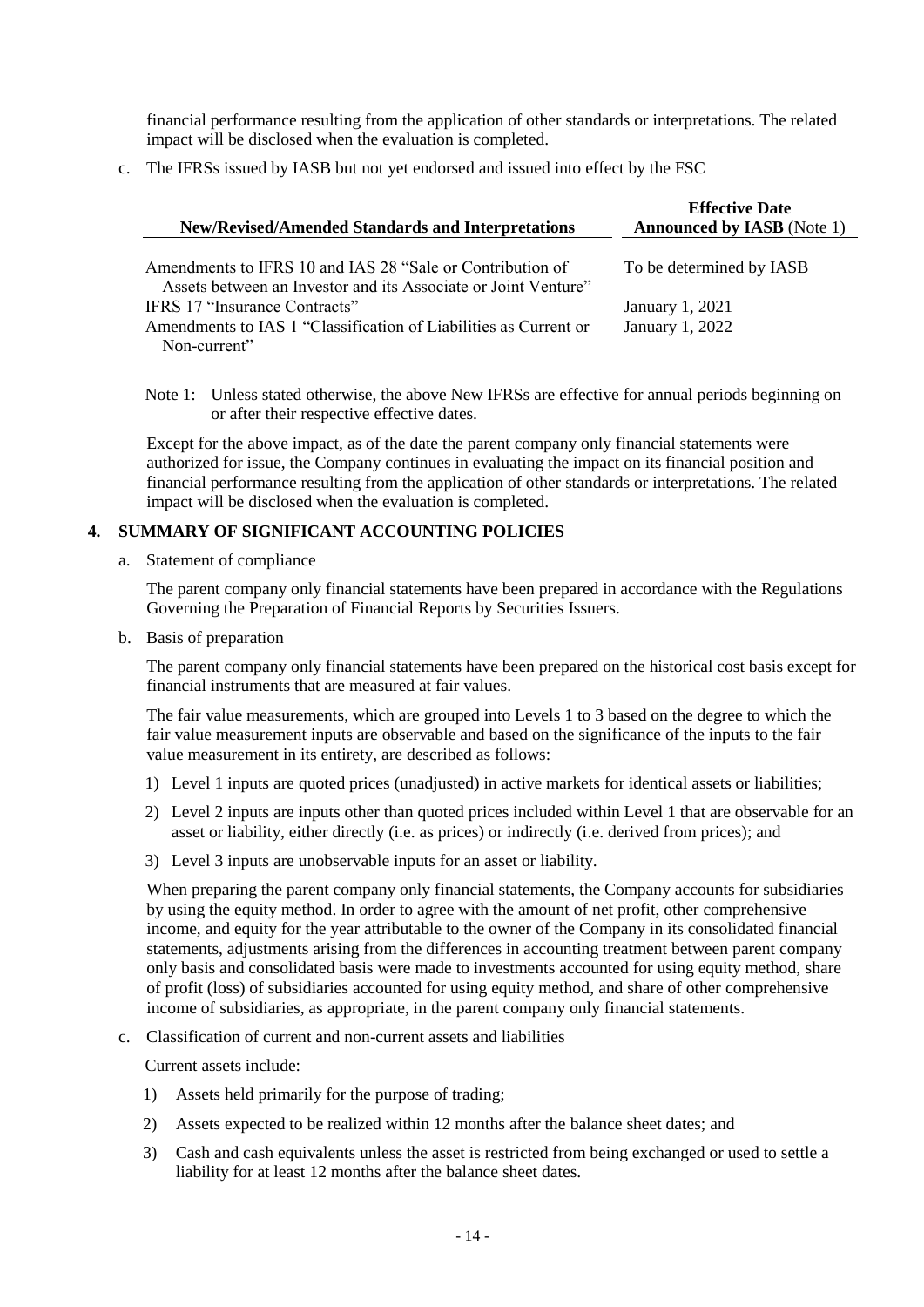financial performance resulting from the application of other standards or interpretations. The related impact will be disclosed when the evaluation is completed.

c. The IFRSs issued by IASB but not yet endorsed and issued into effect by the FSC

| New/Revised/Amended Standards and Interpretations | Effective Date Announced by IASB (Note 1) |
|---|---|
| Amendments to IFRS 10 and IAS 28 "Sale or Contribution of Assets between an Investor and its Associate or Joint Venture" | To be determined by IASB |
| IFRS 17 "Insurance Contracts" | January 1, 2021 |
| Amendments to IAS 1 "Classification of Liabilities as Current or Non-current" | January 1, 2022 |

Note 1: Unless stated otherwise, the above New IFRSs are effective for annual periods beginning on or after their respective effective dates.

Except for the above impact, as of the date the parent company only financial statements were authorized for issue, the Company continues in evaluating the impact on its financial position and financial performance resulting from the application of other standards or interpretations. The related impact will be disclosed when the evaluation is completed.

## 4. SUMMARY OF SIGNIFICANT ACCOUNTING POLICIES

a. Statement of compliance

The parent company only financial statements have been prepared in accordance with the Regulations Governing the Preparation of Financial Reports by Securities Issuers.

b. Basis of preparation

The parent company only financial statements have been prepared on the historical cost basis except for financial instruments that are measured at fair values.

The fair value measurements, which are grouped into Levels 1 to 3 based on the degree to which the fair value measurement inputs are observable and based on the significance of the inputs to the fair value measurement in its entirety, are described as follows:

1) Level 1 inputs are quoted prices (unadjusted) in active markets for identical assets or liabilities;

2) Level 2 inputs are inputs other than quoted prices included within Level 1 that are observable for an asset or liability, either directly (i.e. as prices) or indirectly (i.e. derived from prices); and

3) Level 3 inputs are unobservable inputs for an asset or liability.

When preparing the parent company only financial statements, the Company accounts for subsidiaries by using the equity method. In order to agree with the amount of net profit, other comprehensive income, and equity for the year attributable to the owner of the Company in its consolidated financial statements, adjustments arising from the differences in accounting treatment between parent company only basis and consolidated basis were made to investments accounted for using equity method, share of profit (loss) of subsidiaries accounted for using equity method, and share of other comprehensive income of subsidiaries, as appropriate, in the parent company only financial statements.

c. Classification of current and non-current assets and liabilities

Current assets include:

1) Assets held primarily for the purpose of trading;

2) Assets expected to be realized within 12 months after the balance sheet dates; and

3) Cash and cash equivalents unless the asset is restricted from being exchanged or used to settle a liability for at least 12 months after the balance sheet dates.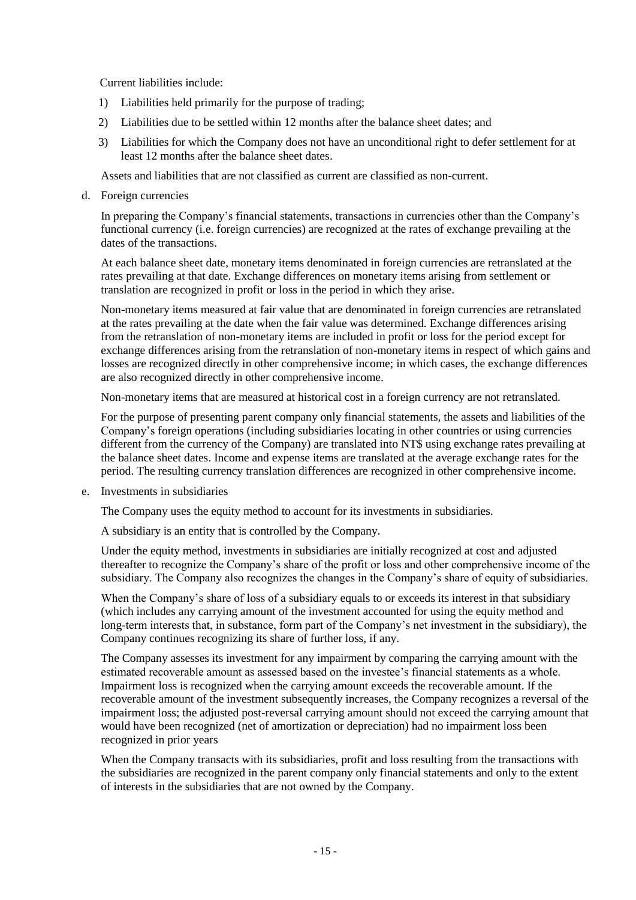Current liabilities include:

1) Liabilities held primarily for the purpose of trading;
2) Liabilities due to be settled within 12 months after the balance sheet dates; and
3) Liabilities for which the Company does not have an unconditional right to defer settlement for at least 12 months after the balance sheet dates.

Assets and liabilities that are not classified as current are classified as non-current.

d. Foreign currencies

In preparing the Company's financial statements, transactions in currencies other than the Company's functional currency (i.e. foreign currencies) are recognized at the rates of exchange prevailing at the dates of the transactions.

At each balance sheet date, monetary items denominated in foreign currencies are retranslated at the rates prevailing at that date. Exchange differences on monetary items arising from settlement or translation are recognized in profit or loss in the period in which they arise.

Non-monetary items measured at fair value that are denominated in foreign currencies are retranslated at the rates prevailing at the date when the fair value was determined. Exchange differences arising from the retranslation of non-monetary items are included in profit or loss for the period except for exchange differences arising from the retranslation of non-monetary items in respect of which gains and losses are recognized directly in other comprehensive income; in which cases, the exchange differences are also recognized directly in other comprehensive income.

Non-monetary items that are measured at historical cost in a foreign currency are not retranslated.

For the purpose of presenting parent company only financial statements, the assets and liabilities of the Company's foreign operations (including subsidiaries locating in other countries or using currencies different from the currency of the Company) are translated into NT$ using exchange rates prevailing at the balance sheet dates. Income and expense items are translated at the average exchange rates for the period. The resulting currency translation differences are recognized in other comprehensive income.

e. Investments in subsidiaries

The Company uses the equity method to account for its investments in subsidiaries.

A subsidiary is an entity that is controlled by the Company.

Under the equity method, investments in subsidiaries are initially recognized at cost and adjusted thereafter to recognize the Company's share of the profit or loss and other comprehensive income of the subsidiary. The Company also recognizes the changes in the Company's share of equity of subsidiaries.

When the Company's share of loss of a subsidiary equals to or exceeds its interest in that subsidiary (which includes any carrying amount of the investment accounted for using the equity method and long-term interests that, in substance, form part of the Company's net investment in the subsidiary), the Company continues recognizing its share of further loss, if any.

The Company assesses its investment for any impairment by comparing the carrying amount with the estimated recoverable amount as assessed based on the investee's financial statements as a whole. Impairment loss is recognized when the carrying amount exceeds the recoverable amount. If the recoverable amount of the investment subsequently increases, the Company recognizes a reversal of the impairment loss; the adjusted post-reversal carrying amount should not exceed the carrying amount that would have been recognized (net of amortization or depreciation) had no impairment loss been recognized in prior years

When the Company transacts with its subsidiaries, profit and loss resulting from the transactions with the subsidiaries are recognized in the parent company only financial statements and only to the extent of interests in the subsidiaries that are not owned by the Company.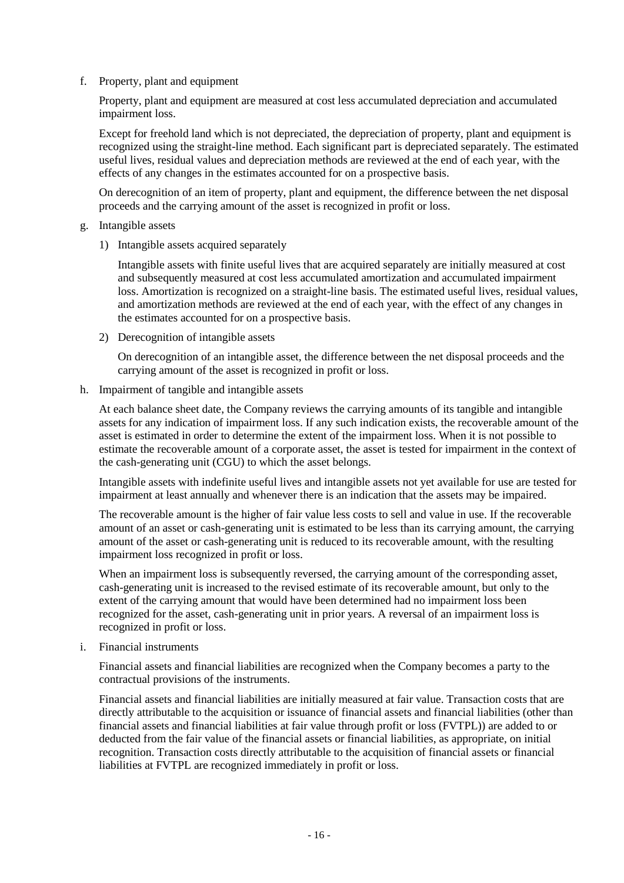f. Property, plant and equipment

Property, plant and equipment are measured at cost less accumulated depreciation and accumulated impairment loss.

Except for freehold land which is not depreciated, the depreciation of property, plant and equipment is recognized using the straight-line method. Each significant part is depreciated separately. The estimated useful lives, residual values and depreciation methods are reviewed at the end of each year, with the effects of any changes in the estimates accounted for on a prospective basis.

On derecognition of an item of property, plant and equipment, the difference between the net disposal proceeds and the carrying amount of the asset is recognized in profit or loss.

g. Intangible assets

1) Intangible assets acquired separately

Intangible assets with finite useful lives that are acquired separately are initially measured at cost and subsequently measured at cost less accumulated amortization and accumulated impairment loss. Amortization is recognized on a straight-line basis. The estimated useful lives, residual values, and amortization methods are reviewed at the end of each year, with the effect of any changes in the estimates accounted for on a prospective basis.

2) Derecognition of intangible assets

On derecognition of an intangible asset, the difference between the net disposal proceeds and the carrying amount of the asset is recognized in profit or loss.

h. Impairment of tangible and intangible assets

At each balance sheet date, the Company reviews the carrying amounts of its tangible and intangible assets for any indication of impairment loss. If any such indication exists, the recoverable amount of the asset is estimated in order to determine the extent of the impairment loss. When it is not possible to estimate the recoverable amount of a corporate asset, the asset is tested for impairment in the context of the cash-generating unit (CGU) to which the asset belongs.

Intangible assets with indefinite useful lives and intangible assets not yet available for use are tested for impairment at least annually and whenever there is an indication that the assets may be impaired.

The recoverable amount is the higher of fair value less costs to sell and value in use. If the recoverable amount of an asset or cash-generating unit is estimated to be less than its carrying amount, the carrying amount of the asset or cash-generating unit is reduced to its recoverable amount, with the resulting impairment loss recognized in profit or loss.

When an impairment loss is subsequently reversed, the carrying amount of the corresponding asset, cash-generating unit is increased to the revised estimate of its recoverable amount, but only to the extent of the carrying amount that would have been determined had no impairment loss been recognized for the asset, cash-generating unit in prior years. A reversal of an impairment loss is recognized in profit or loss.

i. Financial instruments

Financial assets and financial liabilities are recognized when the Company becomes a party to the contractual provisions of the instruments.

Financial assets and financial liabilities are initially measured at fair value. Transaction costs that are directly attributable to the acquisition or issuance of financial assets and financial liabilities (other than financial assets and financial liabilities at fair value through profit or loss (FVTPL)) are added to or deducted from the fair value of the financial assets or financial liabilities, as appropriate, on initial recognition. Transaction costs directly attributable to the acquisition of financial assets or financial liabilities at FVTPL are recognized immediately in profit or loss.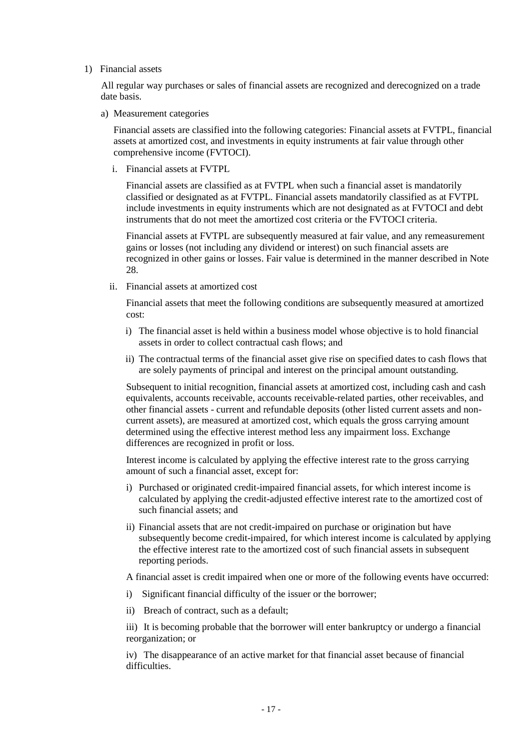1) Financial assets

All regular way purchases or sales of financial assets are recognized and derecognized on a trade date basis.

a) Measurement categories

Financial assets are classified into the following categories: Financial assets at FVTPL, financial assets at amortized cost, and investments in equity instruments at fair value through other comprehensive income (FVTOCI).

i. Financial assets at FVTPL

Financial assets are classified as at FVTPL when such a financial asset is mandatorily classified or designated as at FVTPL. Financial assets mandatorily classified as at FVTPL include investments in equity instruments which are not designated as at FVTOCI and debt instruments that do not meet the amortized cost criteria or the FVTOCI criteria.

Financial assets at FVTPL are subsequently measured at fair value, and any remeasurement gains or losses (not including any dividend or interest) on such financial assets are recognized in other gains or losses. Fair value is determined in the manner described in Note 28.

ii. Financial assets at amortized cost

Financial assets that meet the following conditions are subsequently measured at amortized cost:

i) The financial asset is held within a business model whose objective is to hold financial assets in order to collect contractual cash flows; and

ii) The contractual terms of the financial asset give rise on specified dates to cash flows that are solely payments of principal and interest on the principal amount outstanding.

Subsequent to initial recognition, financial assets at amortized cost, including cash and cash equivalents, accounts receivable, accounts receivable-related parties, other receivables, and other financial assets - current and refundable deposits (other listed current assets and non-current assets), are measured at amortized cost, which equals the gross carrying amount determined using the effective interest method less any impairment loss. Exchange differences are recognized in profit or loss.

Interest income is calculated by applying the effective interest rate to the gross carrying amount of such a financial asset, except for:

i) Purchased or originated credit-impaired financial assets, for which interest income is calculated by applying the credit-adjusted effective interest rate to the amortized cost of such financial assets; and

ii) Financial assets that are not credit-impaired on purchase or origination but have subsequently become credit-impaired, for which interest income is calculated by applying the effective interest rate to the amortized cost of such financial assets in subsequent reporting periods.

A financial asset is credit impaired when one or more of the following events have occurred:

i) Significant financial difficulty of the issuer or the borrower;

ii) Breach of contract, such as a default;

iii) It is becoming probable that the borrower will enter bankruptcy or undergo a financial reorganization; or

iv) The disappearance of an active market for that financial asset because of financial difficulties.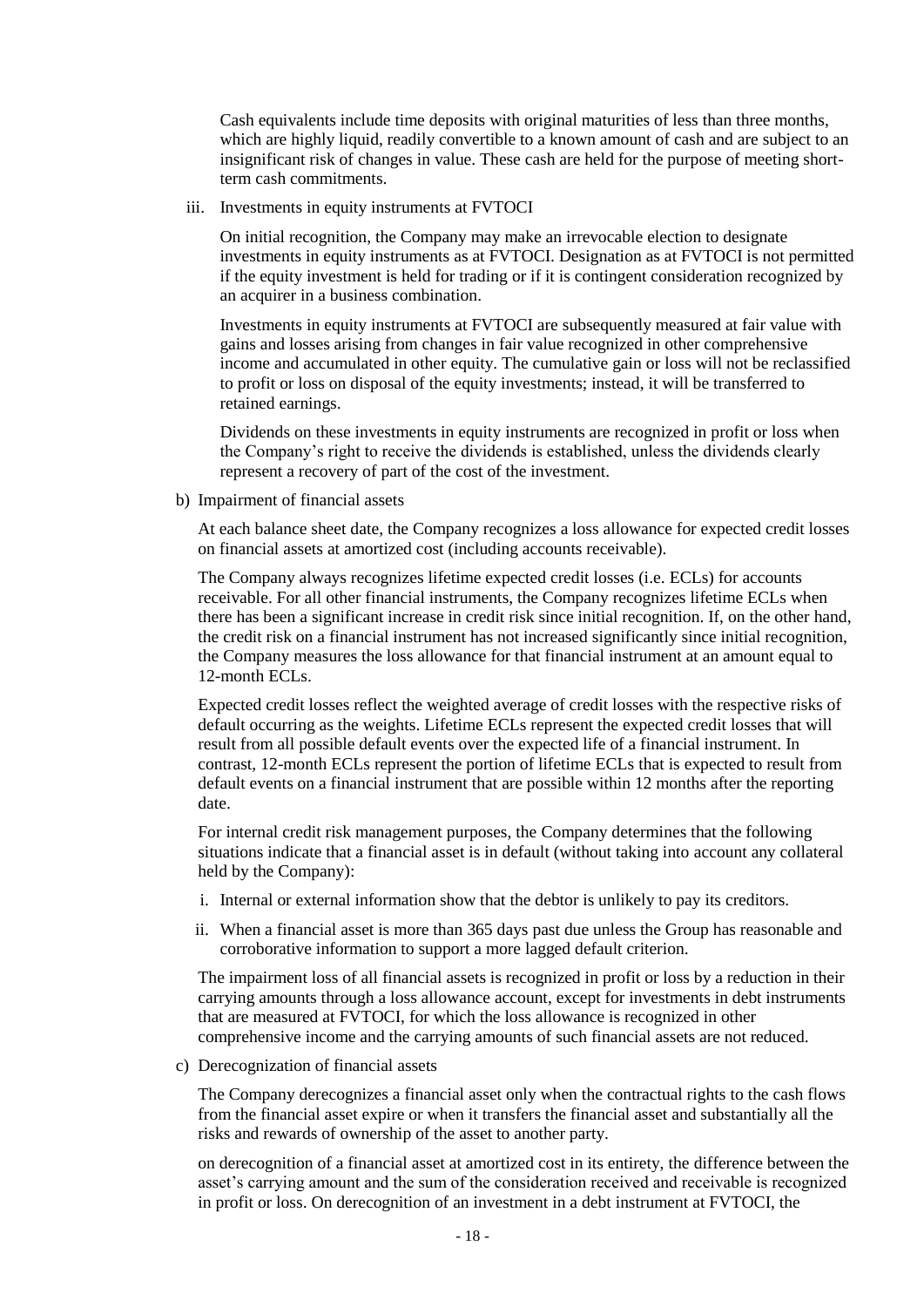Cash equivalents include time deposits with original maturities of less than three months, which are highly liquid, readily convertible to a known amount of cash and are subject to an insignificant risk of changes in value. These cash are held for the purpose of meeting short-term cash commitments.

iii. Investments in equity instruments at FVTOCI

On initial recognition, the Company may make an irrevocable election to designate investments in equity instruments as at FVTOCI. Designation as at FVTOCI is not permitted if the equity investment is held for trading or if it is contingent consideration recognized by an acquirer in a business combination.

Investments in equity instruments at FVTOCI are subsequently measured at fair value with gains and losses arising from changes in fair value recognized in other comprehensive income and accumulated in other equity. The cumulative gain or loss will not be reclassified to profit or loss on disposal of the equity investments; instead, it will be transferred to retained earnings.

Dividends on these investments in equity instruments are recognized in profit or loss when the Company's right to receive the dividends is established, unless the dividends clearly represent a recovery of part of the cost of the investment.

b) Impairment of financial assets

At each balance sheet date, the Company recognizes a loss allowance for expected credit losses on financial assets at amortized cost (including accounts receivable).

The Company always recognizes lifetime expected credit losses (i.e. ECLs) for accounts receivable. For all other financial instruments, the Company recognizes lifetime ECLs when there has been a significant increase in credit risk since initial recognition. If, on the other hand, the credit risk on a financial instrument has not increased significantly since initial recognition, the Company measures the loss allowance for that financial instrument at an amount equal to 12-month ECLs.

Expected credit losses reflect the weighted average of credit losses with the respective risks of default occurring as the weights. Lifetime ECLs represent the expected credit losses that will result from all possible default events over the expected life of a financial instrument. In contrast, 12-month ECLs represent the portion of lifetime ECLs that is expected to result from default events on a financial instrument that are possible within 12 months after the reporting date.

For internal credit risk management purposes, the Company determines that the following situations indicate that a financial asset is in default (without taking into account any collateral held by the Company):

i. Internal or external information show that the debtor is unlikely to pay its creditors.

ii. When a financial asset is more than 365 days past due unless the Group has reasonable and corroborative information to support a more lagged default criterion.

The impairment loss of all financial assets is recognized in profit or loss by a reduction in their carrying amounts through a loss allowance account, except for investments in debt instruments that are measured at FVTOCI, for which the loss allowance is recognized in other comprehensive income and the carrying amounts of such financial assets are not reduced.

c) Derecognization of financial assets

The Company derecognizes a financial asset only when the contractual rights to the cash flows from the financial asset expire or when it transfers the financial asset and substantially all the risks and rewards of ownership of the asset to another party.

on derecognition of a financial asset at amortized cost in its entirety, the difference between the asset's carrying amount and the sum of the consideration received and receivable is recognized in profit or loss. On derecognition of an investment in a debt instrument at FVTOCI, the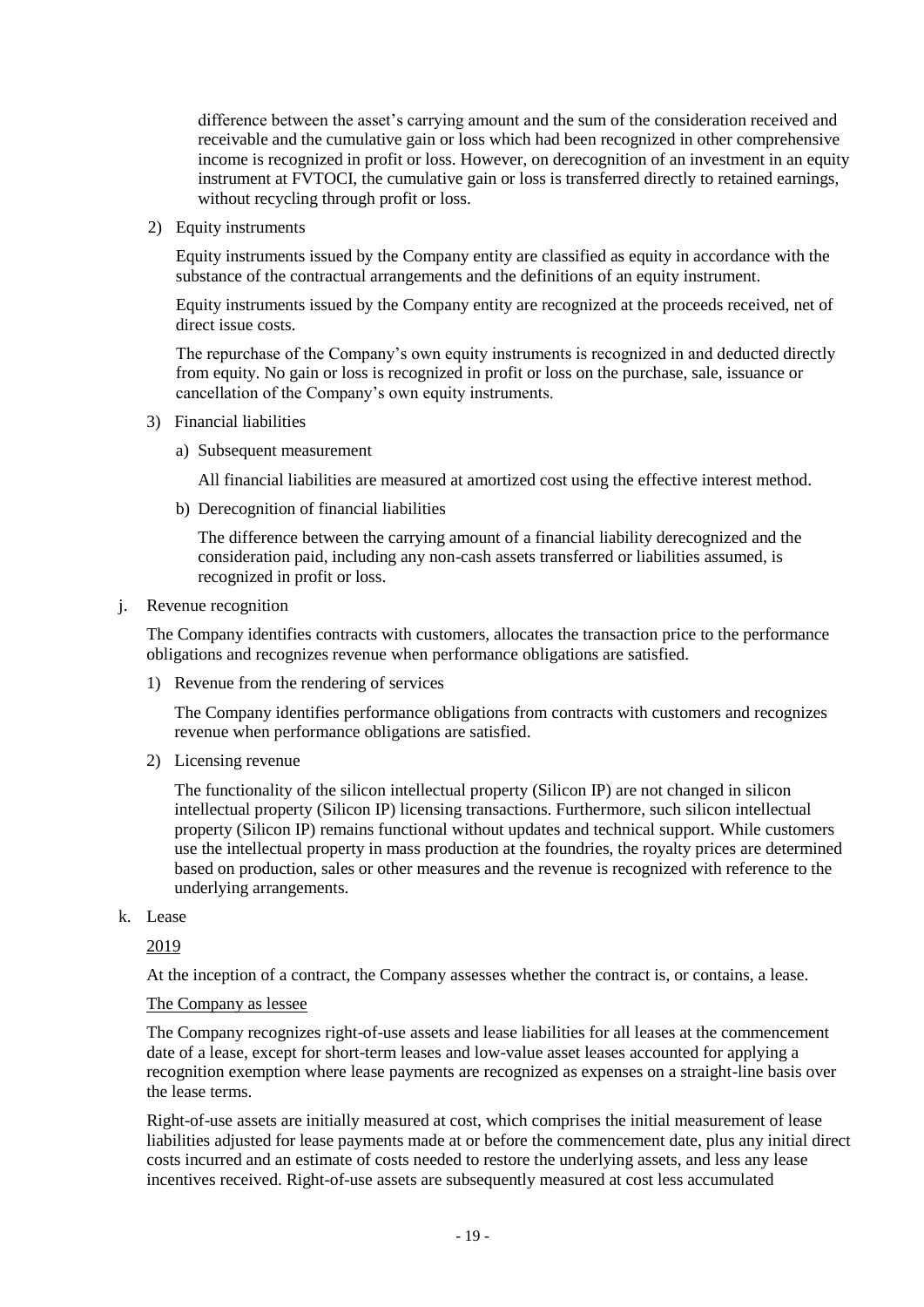difference between the asset's carrying amount and the sum of the consideration received and receivable and the cumulative gain or loss which had been recognized in other comprehensive income is recognized in profit or loss. However, on derecognition of an investment in an equity instrument at FVTOCI, the cumulative gain or loss is transferred directly to retained earnings, without recycling through profit or loss.

2) Equity instruments

Equity instruments issued by the Company entity are classified as equity in accordance with the substance of the contractual arrangements and the definitions of an equity instrument.

Equity instruments issued by the Company entity are recognized at the proceeds received, net of direct issue costs.

The repurchase of the Company's own equity instruments is recognized in and deducted directly from equity. No gain or loss is recognized in profit or loss on the purchase, sale, issuance or cancellation of the Company's own equity instruments.

3) Financial liabilities

a) Subsequent measurement

All financial liabilities are measured at amortized cost using the effective interest method.

b) Derecognition of financial liabilities

The difference between the carrying amount of a financial liability derecognized and the consideration paid, including any non-cash assets transferred or liabilities assumed, is recognized in profit or loss.

j. Revenue recognition

The Company identifies contracts with customers, allocates the transaction price to the performance obligations and recognizes revenue when performance obligations are satisfied.

1) Revenue from the rendering of services

The Company identifies performance obligations from contracts with customers and recognizes revenue when performance obligations are satisfied.

2) Licensing revenue

The functionality of the silicon intellectual property (Silicon IP) are not changed in silicon intellectual property (Silicon IP) licensing transactions. Furthermore, such silicon intellectual property (Silicon IP) remains functional without updates and technical support. While customers use the intellectual property in mass production at the foundries, the royalty prices are determined based on production, sales or other measures and the revenue is recognized with reference to the underlying arrangements.

k. Lease

2019

At the inception of a contract, the Company assesses whether the contract is, or contains, a lease.

The Company as lessee

The Company recognizes right-of-use assets and lease liabilities for all leases at the commencement date of a lease, except for short-term leases and low-value asset leases accounted for applying a recognition exemption where lease payments are recognized as expenses on a straight-line basis over the lease terms.

Right-of-use assets are initially measured at cost, which comprises the initial measurement of lease liabilities adjusted for lease payments made at or before the commencement date, plus any initial direct costs incurred and an estimate of costs needed to restore the underlying assets, and less any lease incentives received. Right-of-use assets are subsequently measured at cost less accumulated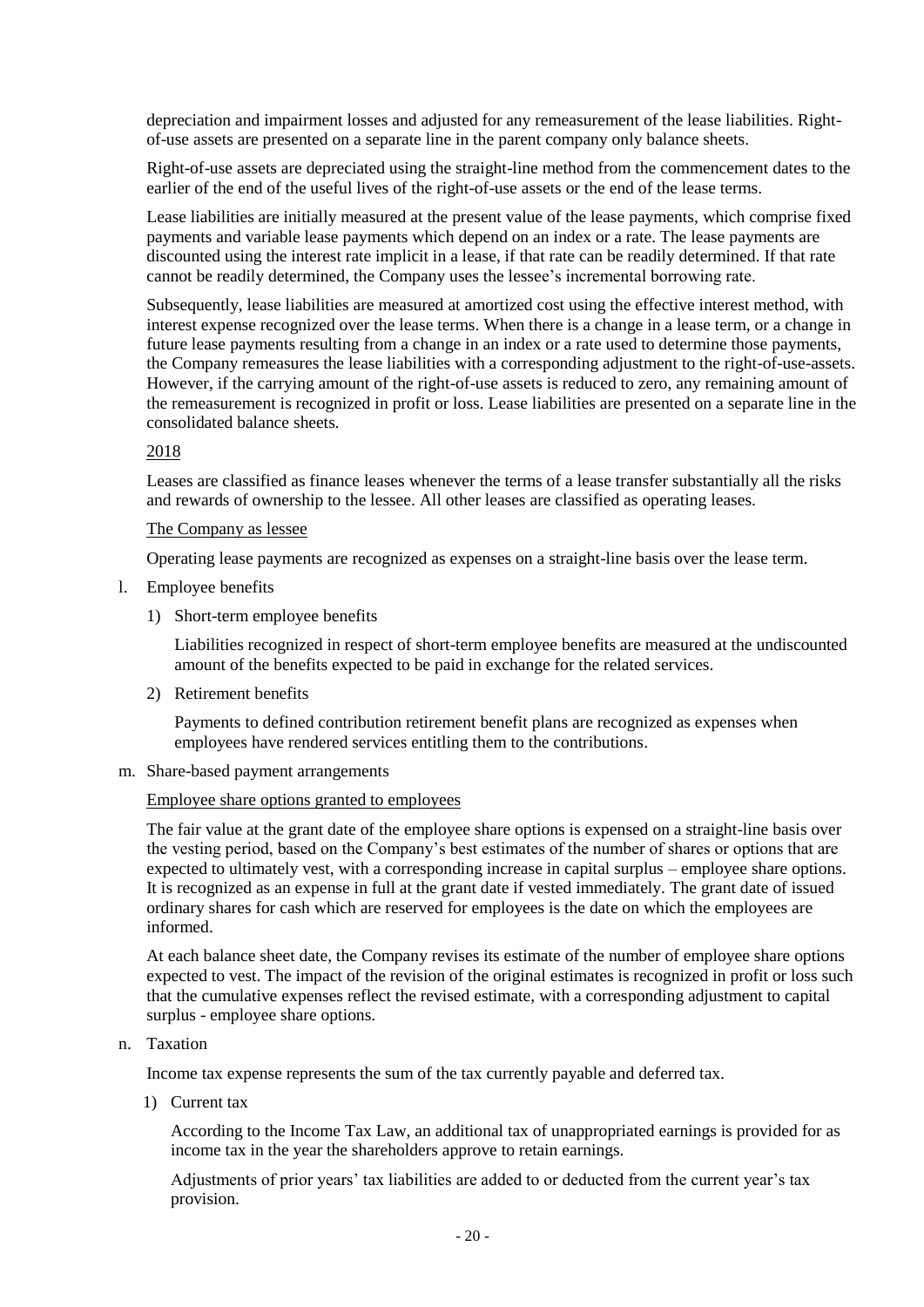depreciation and impairment losses and adjusted for any remeasurement of the lease liabilities. Right-of-use assets are presented on a separate line in the parent company only balance sheets.

Right-of-use assets are depreciated using the straight-line method from the commencement dates to the earlier of the end of the useful lives of the right-of-use assets or the end of the lease terms.

Lease liabilities are initially measured at the present value of the lease payments, which comprise fixed payments and variable lease payments which depend on an index or a rate. The lease payments are discounted using the interest rate implicit in a lease, if that rate can be readily determined. If that rate cannot be readily determined, the Company uses the lessee's incremental borrowing rate.

Subsequently, lease liabilities are measured at amortized cost using the effective interest method, with interest expense recognized over the lease terms. When there is a change in a lease term, or a change in future lease payments resulting from a change in an index or a rate used to determine those payments, the Company remeasures the lease liabilities with a corresponding adjustment to the right-of-use-assets. However, if the carrying amount of the right-of-use assets is reduced to zero, any remaining amount of the remeasurement is recognized in profit or loss. Lease liabilities are presented on a separate line in the consolidated balance sheets.

2018

Leases are classified as finance leases whenever the terms of a lease transfer substantially all the risks and rewards of ownership to the lessee. All other leases are classified as operating leases.

The Company as lessee

Operating lease payments are recognized as expenses on a straight-line basis over the lease term.

l. Employee benefits

1) Short-term employee benefits

Liabilities recognized in respect of short-term employee benefits are measured at the undiscounted amount of the benefits expected to be paid in exchange for the related services.

2) Retirement benefits

Payments to defined contribution retirement benefit plans are recognized as expenses when employees have rendered services entitling them to the contributions.

m. Share-based payment arrangements

Employee share options granted to employees

The fair value at the grant date of the employee share options is expensed on a straight-line basis over the vesting period, based on the Company's best estimates of the number of shares or options that are expected to ultimately vest, with a corresponding increase in capital surplus – employee share options. It is recognized as an expense in full at the grant date if vested immediately. The grant date of issued ordinary shares for cash which are reserved for employees is the date on which the employees are informed.

At each balance sheet date, the Company revises its estimate of the number of employee share options expected to vest. The impact of the revision of the original estimates is recognized in profit or loss such that the cumulative expenses reflect the revised estimate, with a corresponding adjustment to capital surplus - employee share options.

n. Taxation

Income tax expense represents the sum of the tax currently payable and deferred tax.

1) Current tax

According to the Income Tax Law, an additional tax of unappropriated earnings is provided for as income tax in the year the shareholders approve to retain earnings.

Adjustments of prior years' tax liabilities are added to or deducted from the current year's tax provision.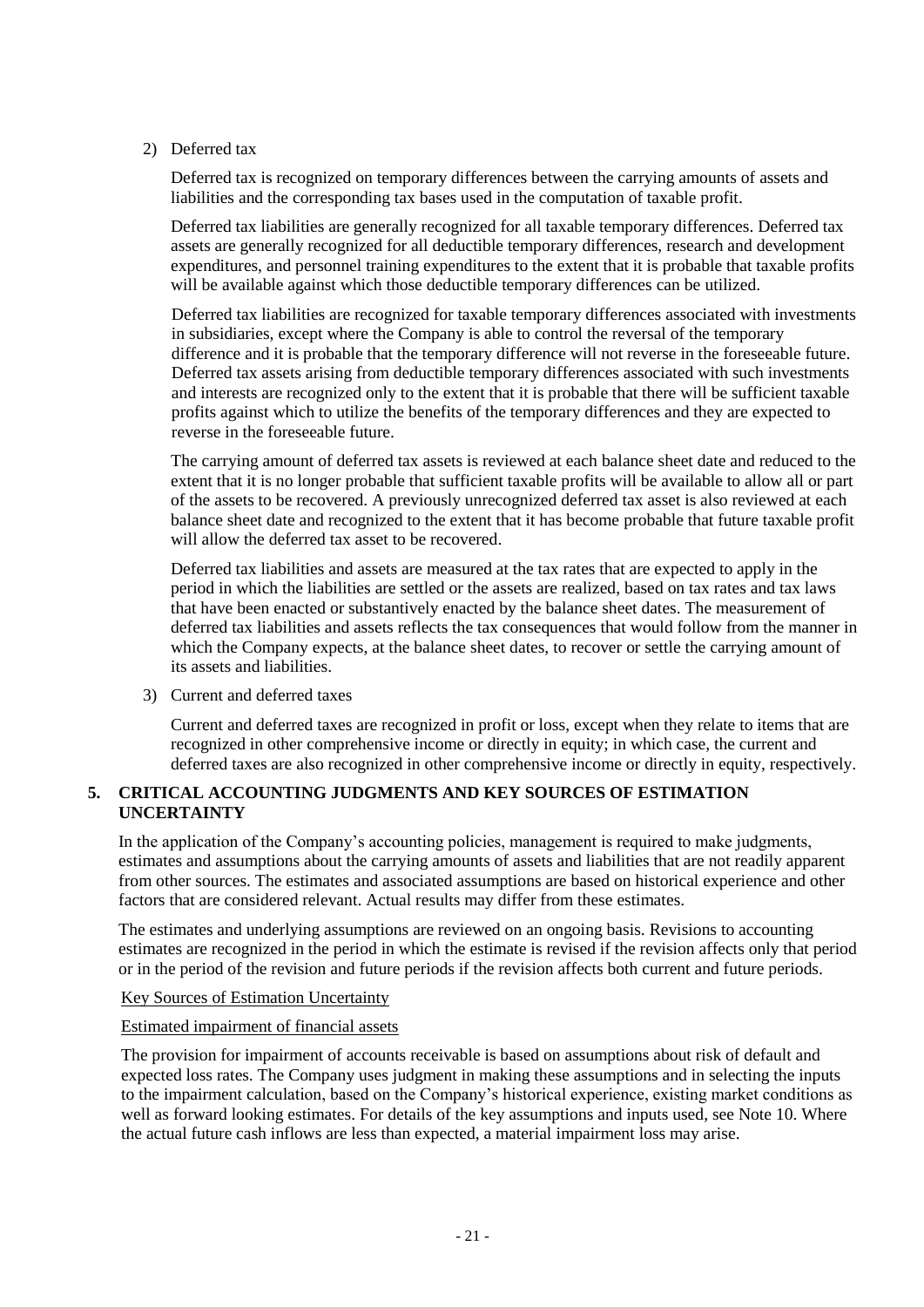2) Deferred tax

Deferred tax is recognized on temporary differences between the carrying amounts of assets and liabilities and the corresponding tax bases used in the computation of taxable profit.

Deferred tax liabilities are generally recognized for all taxable temporary differences. Deferred tax assets are generally recognized for all deductible temporary differences, research and development expenditures, and personnel training expenditures to the extent that it is probable that taxable profits will be available against which those deductible temporary differences can be utilized.

Deferred tax liabilities are recognized for taxable temporary differences associated with investments in subsidiaries, except where the Company is able to control the reversal of the temporary difference and it is probable that the temporary difference will not reverse in the foreseeable future. Deferred tax assets arising from deductible temporary differences associated with such investments and interests are recognized only to the extent that it is probable that there will be sufficient taxable profits against which to utilize the benefits of the temporary differences and they are expected to reverse in the foreseeable future.

The carrying amount of deferred tax assets is reviewed at each balance sheet date and reduced to the extent that it is no longer probable that sufficient taxable profits will be available to allow all or part of the assets to be recovered. A previously unrecognized deferred tax asset is also reviewed at each balance sheet date and recognized to the extent that it has become probable that future taxable profit will allow the deferred tax asset to be recovered.

Deferred tax liabilities and assets are measured at the tax rates that are expected to apply in the period in which the liabilities are settled or the assets are realized, based on tax rates and tax laws that have been enacted or substantively enacted by the balance sheet dates. The measurement of deferred tax liabilities and assets reflects the tax consequences that would follow from the manner in which the Company expects, at the balance sheet dates, to recover or settle the carrying amount of its assets and liabilities.

3) Current and deferred taxes

Current and deferred taxes are recognized in profit or loss, except when they relate to items that are recognized in other comprehensive income or directly in equity; in which case, the current and deferred taxes are also recognized in other comprehensive income or directly in equity, respectively.

## 5. CRITICAL ACCOUNTING JUDGMENTS AND KEY SOURCES OF ESTIMATION UNCERTAINTY

In the application of the Company's accounting policies, management is required to make judgments, estimates and assumptions about the carrying amounts of assets and liabilities that are not readily apparent from other sources. The estimates and associated assumptions are based on historical experience and other factors that are considered relevant. Actual results may differ from these estimates.

The estimates and underlying assumptions are reviewed on an ongoing basis. Revisions to accounting estimates are recognized in the period in which the estimate is revised if the revision affects only that period or in the period of the revision and future periods if the revision affects both current and future periods.

Key Sources of Estimation Uncertainty

Estimated impairment of financial assets

The provision for impairment of accounts receivable is based on assumptions about risk of default and expected loss rates. The Company uses judgment in making these assumptions and in selecting the inputs to the impairment calculation, based on the Company's historical experience, existing market conditions as well as forward looking estimates. For details of the key assumptions and inputs used, see Note 10. Where the actual future cash inflows are less than expected, a material impairment loss may arise.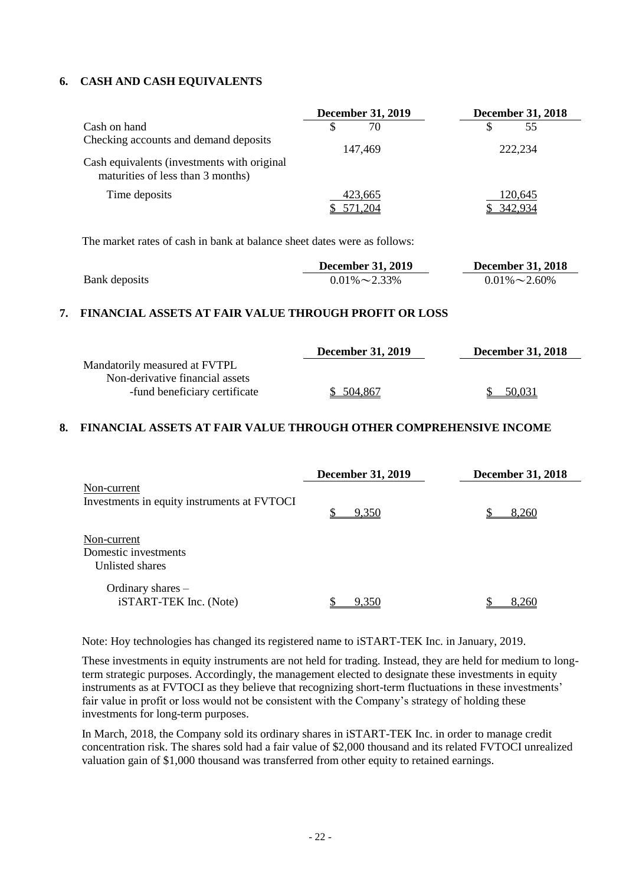## 6. CASH AND CASH EQUIVALENTS

| | December 31, 2019 | December 31, 2018 |
|---|---|---|
| Cash on hand | $ 70 | $ 55 |
| Checking accounts and demand deposits | 147,469 | 222,234 |
| Cash equivalents (investments with original maturities of less than 3 months) | | |
| Time deposits | 423,665 | 120,645 |
| | $ 571,204 | $ 342,934 |

The market rates of cash in bank at balance sheet dates were as follows:

| | December 31, 2019 | December 31, 2018 |
|---|---|---|
| Bank deposits | 0.01%～2.33% | 0.01%～2.60% |

## 7. FINANCIAL ASSETS AT FAIR VALUE THROUGH PROFIT OR LOSS

| | December 31, 2019 | December 31, 2018 |
|---|---|---|
| Mandatorily measured at FVTPL | | |
| Non-derivative financial assets | | |
| -fund beneficiary certificate | $ 504,867 | $ 50,031 |

## 8. FINANCIAL ASSETS AT FAIR VALUE THROUGH OTHER COMPREHENSIVE INCOME

| | December 31, 2019 | December 31, 2018 |
|---|---|---|
| Non-current | | |
| Investments in equity instruments at FVTOCI | $ 9,350 | $ 8,260 |
| Non-current | | |
| Domestic investments | | |
| Unlisted shares | | |
| Ordinary shares – iSTART-TEK Inc. (Note) | $ 9,350 | $ 8,260 |

Note: Hoy technologies has changed its registered name to iSTART-TEK Inc. in January, 2019.

These investments in equity instruments are not held for trading. Instead, they are held for medium to long-term strategic purposes. Accordingly, the management elected to designate these investments in equity instruments as at FVTOCI as they believe that recognizing short-term fluctuations in these investments' fair value in profit or loss would not be consistent with the Company's strategy of holding these investments for long-term purposes.

In March, 2018, the Company sold its ordinary shares in iSTART-TEK Inc. in order to manage credit concentration risk. The shares sold had a fair value of $2,000 thousand and its related FVTOCI unrealized valuation gain of $1,000 thousand was transferred from other equity to retained earnings.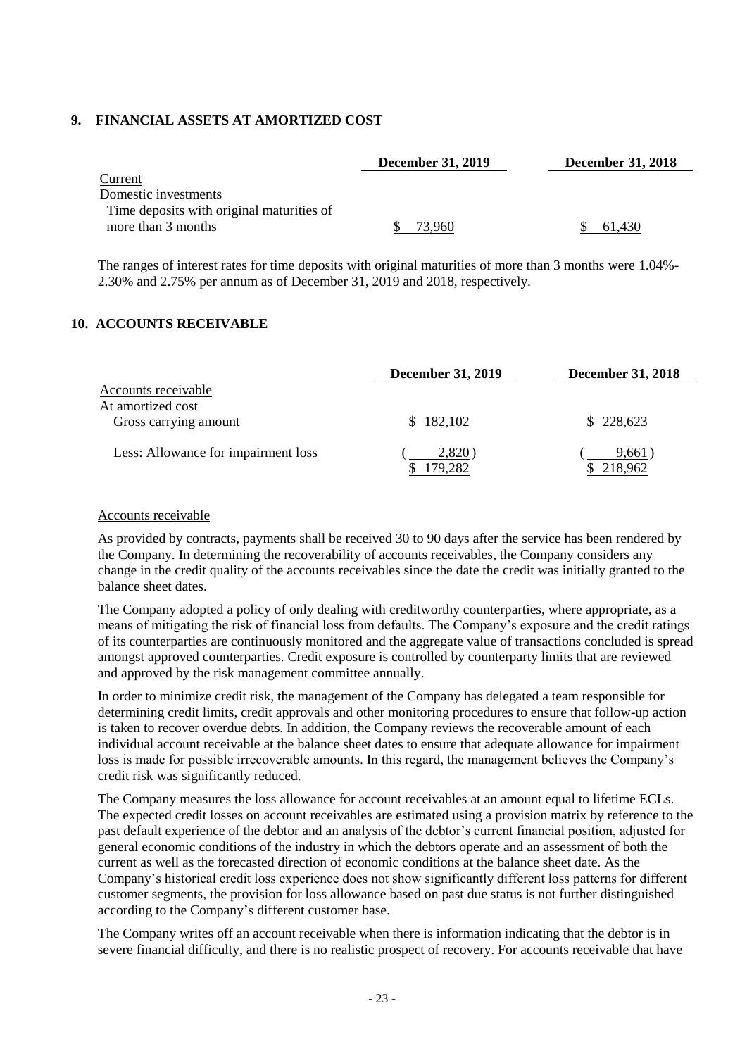## 9. FINANCIAL ASSETS AT AMORTIZED COST

| | December 31, 2019 | December 31, 2018 |
|---|---|---|
| Current | | |
| Domestic investments | | |
| Time deposits with original maturities of more than 3 months | $ 73,960 | $ 61,430 |

The ranges of interest rates for time deposits with original maturities of more than 3 months were 1.04%-2.30% and 2.75% per annum as of December 31, 2019 and 2018, respectively.

## 10. ACCOUNTS RECEIVABLE

| | December 31, 2019 | December 31, 2018 |
|---|---|---|
| Accounts receivable | | |
| At amortized cost | | |
| Gross carrying amount | $ 182,102 | $ 228,623 |
| Less: Allowance for impairment loss | ( 2,820 ) | ( 9,661 ) |
| | $ 179,282 | $ 218,962 |

Accounts receivable

As provided by contracts, payments shall be received 30 to 90 days after the service has been rendered by the Company. In determining the recoverability of accounts receivables, the Company considers any change in the credit quality of the accounts receivables since the date the credit was initially granted to the balance sheet dates.

The Company adopted a policy of only dealing with creditworthy counterparties, where appropriate, as a means of mitigating the risk of financial loss from defaults. The Company's exposure and the credit ratings of its counterparties are continuously monitored and the aggregate value of transactions concluded is spread amongst approved counterparties. Credit exposure is controlled by counterparty limits that are reviewed and approved by the risk management committee annually.

In order to minimize credit risk, the management of the Company has delegated a team responsible for determining credit limits, credit approvals and other monitoring procedures to ensure that follow-up action is taken to recover overdue debts. In addition, the Company reviews the recoverable amount of each individual account receivable at the balance sheet dates to ensure that adequate allowance for impairment loss is made for possible irrecoverable amounts. In this regard, the management believes the Company's credit risk was significantly reduced.

The Company measures the loss allowance for account receivables at an amount equal to lifetime ECLs. The expected credit losses on account receivables are estimated using a provision matrix by reference to the past default experience of the debtor and an analysis of the debtor's current financial position, adjusted for general economic conditions of the industry in which the debtors operate and an assessment of both the current as well as the forecasted direction of economic conditions at the balance sheet date. As the Company's historical credit loss experience does not show significantly different loss patterns for different customer segments, the provision for loss allowance based on past due status is not further distinguished according to the Company's different customer base.

The Company writes off an account receivable when there is information indicating that the debtor is in severe financial difficulty, and there is no realistic prospect of recovery. For accounts receivable that have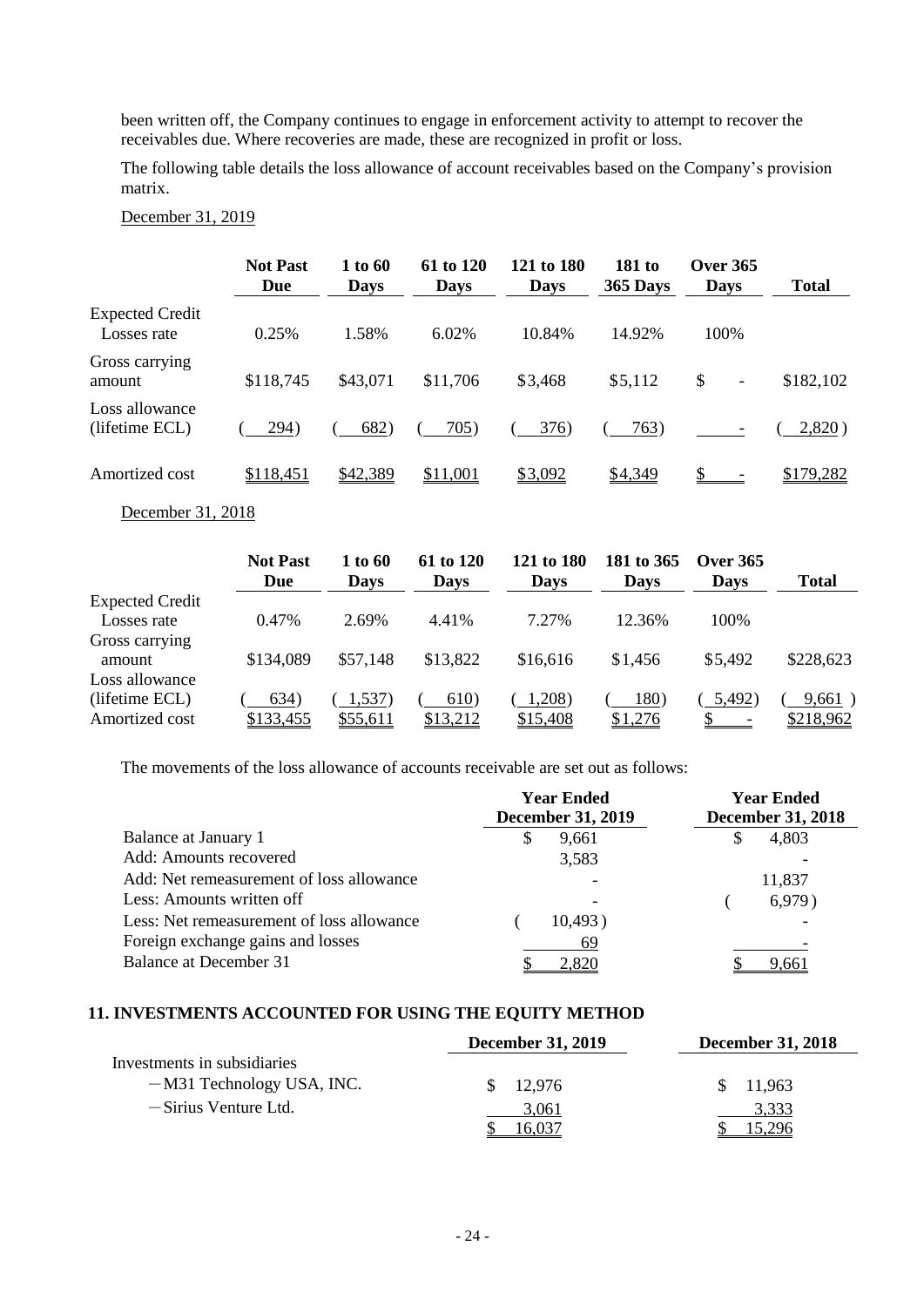been written off, the Company continues to engage in enforcement activity to attempt to recover the receivables due. Where recoveries are made, these are recognized in profit or loss.

The following table details the loss allowance of account receivables based on the Company's provision matrix.

December 31, 2019

| | Not Past Due | 1 to 60 Days | 61 to 120 Days | 121 to 180 Days | 181 to 365 Days | Over 365 Days | Total |
|---|---|---|---|---|---|---|---|
| Expected Credit Losses rate | 0.25% | 1.58% | 6.02% | 10.84% | 14.92% | 100% | |
| Gross carrying amount | $118,745 | $43,071 | $11,706 | $3,468 | $5,112 | $ - | $182,102 |
| Loss allowance (lifetime ECL) | ( 294) | ( 682) | ( 705) | ( 376) | ( 763) | - | ( 2,820 ) |
| Amortized cost | $118,451 | $42,389 | $11,001 | $3,092 | $4,349 | $ - | $179,282 |

December 31, 2018

| | Not Past Due | 1 to 60 Days | 61 to 120 Days | 121 to 180 Days | 181 to 365 Days | Over 365 Days | Total |
|---|---|---|---|---|---|---|---|
| Expected Credit Losses rate | 0.47% | 2.69% | 4.41% | 7.27% | 12.36% | 100% | |
| Gross carrying amount | $134,089 | $57,148 | $13,822 | $16,616 | $1,456 | $5,492 | $228,623 |
| Loss allowance (lifetime ECL) | ( 634) | ( 1,537) | ( 610) | ( 1,208) | ( 180) | ( 5,492) | ( 9,661 ) |
| Amortized cost | $133,455 | $55,611 | $13,212 | $15,408 | $1,276 | $ - | $218,962 |

The movements of the loss allowance of accounts receivable are set out as follows:

| | Year Ended December 31, 2019 | Year Ended December 31, 2018 |
|---|---|---|
| Balance at January 1 | $ 9,661 | $ 4,803 |
| Add: Amounts recovered | 3,583 | - |
| Add: Net remeasurement of loss allowance | - | 11,837 |
| Less: Amounts written off | - | ( 6,979 ) |
| Less: Net remeasurement of loss allowance | ( 10,493 ) | - |
| Foreign exchange gains and losses | 69 | - |
| Balance at December 31 | $ 2,820 | $ 9,661 |

## 11. INVESTMENTS ACCOUNTED FOR USING THE EQUITY METHOD

| | December 31, 2019 | December 31, 2018 |
|---|---|---|
| Investments in subsidiaries | | |
| －M31 Technology USA, INC. | $ 12,976 | $ 11,963 |
| －Sirius Venture Ltd. | 3,061 | 3,333 |
| | $ 16,037 | $ 15,296 |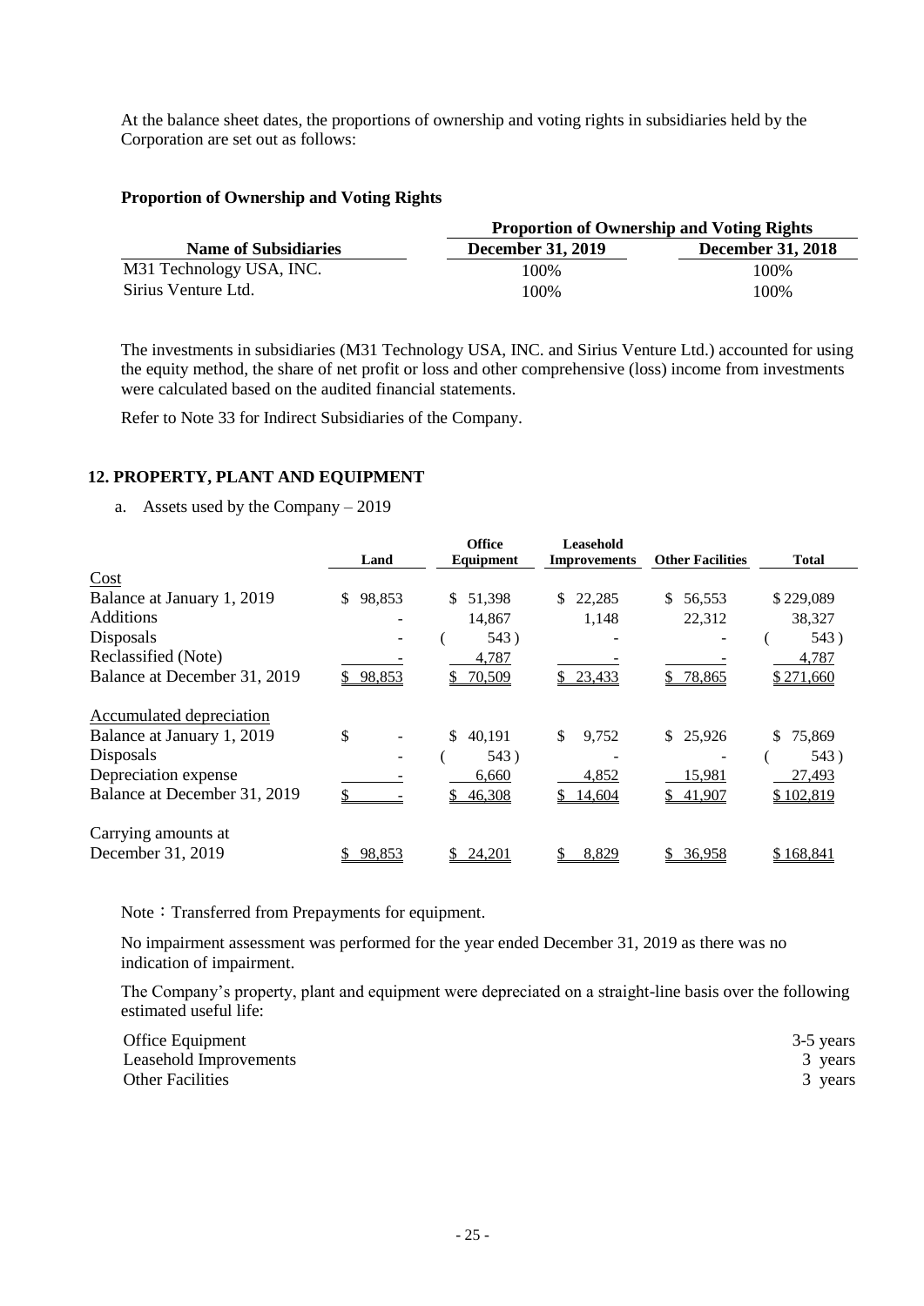At the balance sheet dates, the proportions of ownership and voting rights in subsidiaries held by the Corporation are set out as follows:

**Proportion of Ownership and Voting Rights**

| | Proportion of Ownership and Voting Rights | |
|---|---|---|
| Name of Subsidiaries | December 31, 2019 | December 31, 2018 |
| M31 Technology USA, INC. | 100% | 100% |
| Sirius Venture Ltd. | 100% | 100% |

The investments in subsidiaries (M31 Technology USA, INC. and Sirius Venture Ltd.) accounted for using the equity method, the share of net profit or loss and other comprehensive (loss) income from investments were calculated based on the audited financial statements.

Refer to Note 33 for Indirect Subsidiaries of the Company.

## 12. PROPERTY, PLANT AND EQUIPMENT

a. Assets used by the Company – 2019

| | Land | Office Equipment | Leasehold Improvements | Other Facilities | Total |
|---|---|---|---|---|---|
| Cost | | | | | |
| Balance at January 1, 2019 | $ 98,853 | $ 51,398 | $ 22,285 | $ 56,553 | $ 229,089 |
| Additions | - | 14,867 | 1,148 | 22,312 | 38,327 |
| Disposals | - | ( 543 ) | - | - | ( 543 ) |
| Reclassified (Note) | - | 4,787 | - | - | 4,787 |
| Balance at December 31, 2019 | $ 98,853 | $ 70,509 | $ 23,433 | $ 78,865 | $ 271,660 |
| Accumulated depreciation | | | | | |
| Balance at January 1, 2019 | $ - | $ 40,191 | $ 9,752 | $ 25,926 | $ 75,869 |
| Disposals | - | ( 543 ) | - | - | ( 543 ) |
| Depreciation expense | - | 6,660 | 4,852 | 15,981 | 27,493 |
| Balance at December 31, 2019 | $ - | $ 46,308 | $ 14,604 | $ 41,907 | $ 102,819 |
| Carrying amounts at December 31, 2019 | $ 98,853 | $ 24,201 | $ 8,829 | $ 36,958 | $ 168,841 |

Note：Transferred from Prepayments for equipment.

No impairment assessment was performed for the year ended December 31, 2019 as there was no indication of impairment.

The Company's property, plant and equipment were depreciated on a straight-line basis over the following estimated useful life:

| | |
|---|---|
| Office Equipment | 3-5 years |
| Leasehold Improvements | 3 years |
| Other Facilities | 3 years |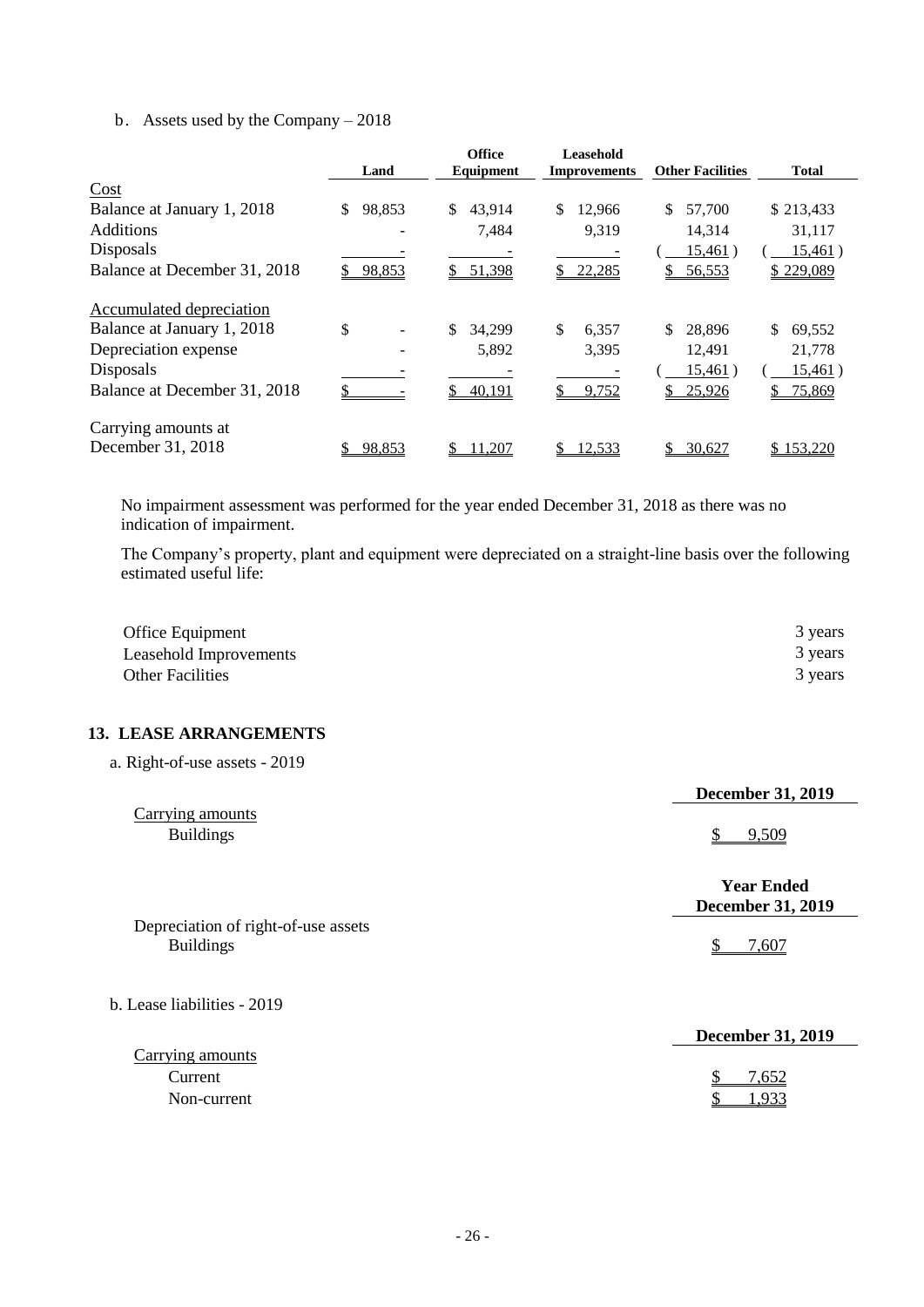b. Assets used by the Company – 2018

| | Land | Office Equipment | Leasehold Improvements | Other Facilities | Total |
|---|---|---|---|---|---|
| Cost | | | | | |
| Balance at January 1, 2018 | $ 98,853 | $ 43,914 | $ 12,966 | $ 57,700 | $ 213,433 |
| Additions | - | 7,484 | 9,319 | 14,314 | 31,117 |
| Disposals | - | - | - | ( 15,461 ) | ( 15,461 ) |
| Balance at December 31, 2018 | $ 98,853 | $ 51,398 | $ 22,285 | $ 56,553 | $ 229,089 |
| Accumulated depreciation | | | | | |
| Balance at January 1, 2018 | $ - | $ 34,299 | $ 6,357 | $ 28,896 | $ 69,552 |
| Depreciation expense | - | 5,892 | 3,395 | 12,491 | 21,778 |
| Disposals | - | - | - | ( 15,461 ) | ( 15,461 ) |
| Balance at December 31, 2018 | $ - | $ 40,191 | $ 9,752 | $ 25,926 | $ 75,869 |
| Carrying amounts at December 31, 2018 | $ 98,853 | $ 11,207 | $ 12,533 | $ 30,627 | $ 153,220 |

No impairment assessment was performed for the year ended December 31, 2018 as there was no indication of impairment.

The Company's property, plant and equipment were depreciated on a straight-line basis over the following estimated useful life:

| | |
|---|---|
| Office Equipment | 3 years |
| Leasehold Improvements | 3 years |
| Other Facilities | 3 years |

## 13. LEASE ARRANGEMENTS

a. Right-of-use assets - 2019

| | December 31, 2019 |
|---|---|
| Carrying amounts | |
| Buildings | $ 9,509 |

| | Year Ended December 31, 2019 |
|---|---|
| Depreciation of right-of-use assets | |
| Buildings | $ 7,607 |

b. Lease liabilities - 2019

| | December 31, 2019 |
|---|---|
| Carrying amounts | |
| Current | $ 7,652 |
| Non-current | $ 1,933 |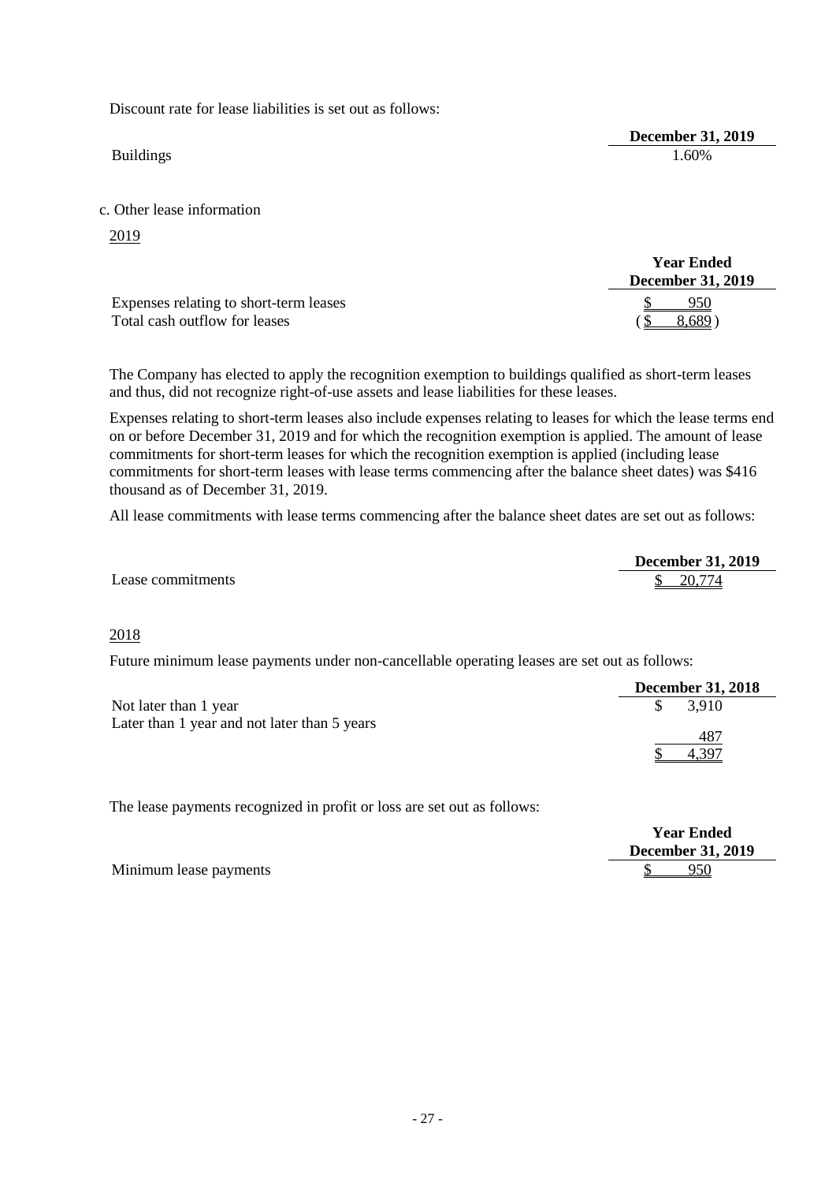Discount rate for lease liabilities is set out as follows:

| | December 31, 2019 |
|---|---|
| Buildings | 1.60% |

c. Other lease information

2019

| | Year Ended December 31, 2019 |
|---|---|
| Expenses relating to short-term leases | $ 950 |
| Total cash outflow for leases | ($ 8,689) |

The Company has elected to apply the recognition exemption to buildings qualified as short-term leases and thus, did not recognize right-of-use assets and lease liabilities for these leases.

Expenses relating to short-term leases also include expenses relating to leases for which the lease terms end on or before December 31, 2019 and for which the recognition exemption is applied. The amount of lease commitments for short-term leases for which the recognition exemption is applied (including lease commitments for short-term leases with lease terms commencing after the balance sheet dates) was $416 thousand as of December 31, 2019.

All lease commitments with lease terms commencing after the balance sheet dates are set out as follows:

| | December 31, 2019 |
|---|---|
| Lease commitments | $ 20,774 |

2018

Future minimum lease payments under non-cancellable operating leases are set out as follows:

| | December 31, 2018 |
|---|---|
| Not later than 1 year | $ 3,910 |
| Later than 1 year and not later than 5 years | 487 |
| | $ 4,397 |

The lease payments recognized in profit or loss are set out as follows:

| | Year Ended December 31, 2019 |
|---|---|
| Minimum lease payments | $ 950 |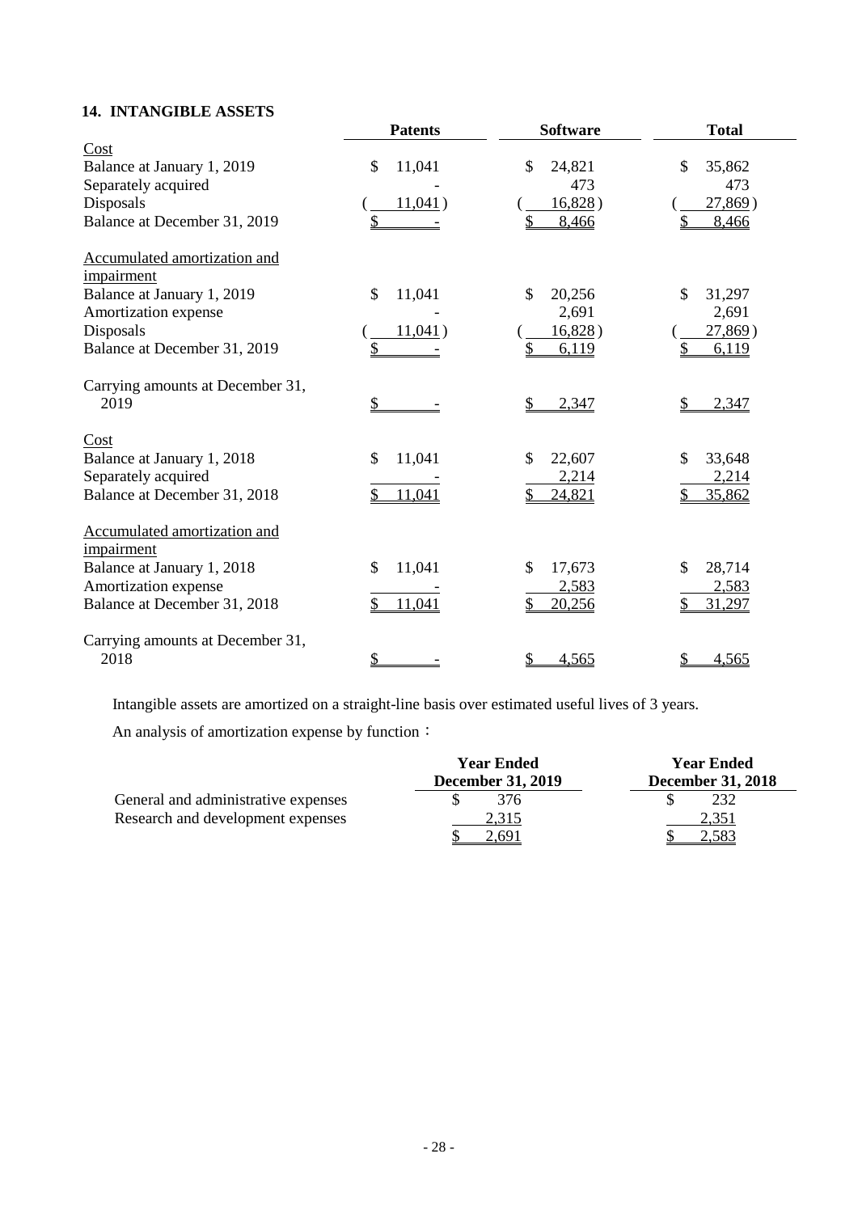## 14. INTANGIBLE ASSETS

| | Patents | Software | Total |
|---|---|---|---|
| Cost | | | |
| Balance at January 1, 2019 | $ 11,041 | $ 24,821 | $ 35,862 |
| Separately acquired | - | 473 | 473 |
| Disposals | ( 11,041 ) | ( 16,828 ) | ( 27,869 ) |
| Balance at December 31, 2019 | $ - | $ 8,466 | $ 8,466 |
| Accumulated amortization and impairment | | | |
| Balance at January 1, 2019 | $ 11,041 | $ 20,256 | $ 31,297 |
| Amortization expense | - | 2,691 | 2,691 |
| Disposals | ( 11,041 ) | ( 16,828 ) | ( 27,869 ) |
| Balance at December 31, 2019 | $ - | $ 6,119 | $ 6,119 |
| Carrying amounts at December 31, 2019 | $ - | $ 2,347 | $ 2,347 |
| Cost | | | |
| Balance at January 1, 2018 | $ 11,041 | $ 22,607 | $ 33,648 |
| Separately acquired | - | 2,214 | 2,214 |
| Balance at December 31, 2018 | $ 11,041 | $ 24,821 | $ 35,862 |
| Accumulated amortization and impairment | | | |
| Balance at January 1, 2018 | $ 11,041 | $ 17,673 | $ 28,714 |
| Amortization expense | - | 2,583 | 2,583 |
| Balance at December 31, 2018 | $ 11,041 | $ 20,256 | $ 31,297 |
| Carrying amounts at December 31, 2018 | $ - | $ 4,565 | $ 4,565 |

Intangible assets are amortized on a straight-line basis over estimated useful lives of 3 years.

An analysis of amortization expense by function：

| | Year Ended December 31, 2019 | Year Ended December 31, 2018 |
|---|---|---|
| General and administrative expenses | $ 376 | $ 232 |
| Research and development expenses | 2,315 | 2,351 |
| | $ 2,691 | $ 2,583 |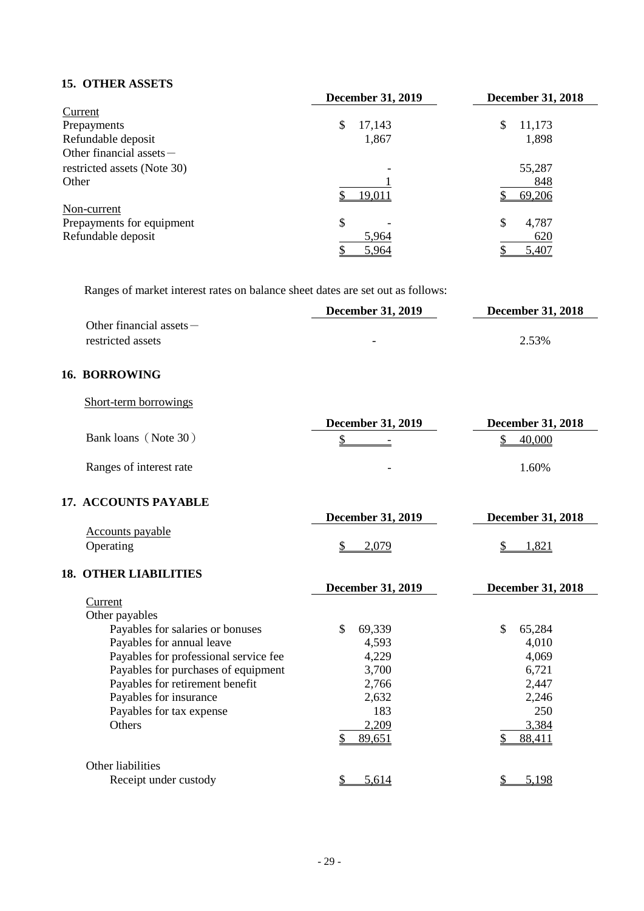## 15. OTHER ASSETS

| | December 31, 2019 | December 31, 2018 |
|---|---|---|
| Current | | |
| Prepayments | $ 17,143 | $ 11,173 |
| Refundable deposit | 1,867 | 1,898 |
| Other financial assets－restricted assets (Note 30) | - | 55,287 |
| Other | 1 | 848 |
| | $ 19,011 | $ 69,206 |
| Non-current | | |
| Prepayments for equipment | $ - | $ 4,787 |
| Refundable deposit | 5,964 | 620 |
| | $ 5,964 | $ 5,407 |

Ranges of market interest rates on balance sheet dates are set out as follows:

| | December 31, 2019 | December 31, 2018 |
|---|---|---|
| Other financial assets－restricted assets | - | 2.53% |

## 16. BORROWING

Short-term borrowings

| | December 31, 2019 | December 31, 2018 |
|---|---|---|
| Bank loans（Note 30） | $ - | $ 40,000 |
| Ranges of interest rate | - | 1.60% |

## 17. ACCOUNTS PAYABLE

| | December 31, 2019 | December 31, 2018 |
|---|---|---|
| Accounts payable | | |
| Operating | $ 2,079 | $ 1,821 |

## 18. OTHER LIABILITIES

| | December 31, 2019 | December 31, 2018 |
|---|---|---|
| Current | | |
| Other payables | | |
| Payables for salaries or bonuses | $ 69,339 | $ 65,284 |
| Payables for annual leave | 4,593 | 4,010 |
| Payables for professional service fee | 4,229 | 4,069 |
| Payables for purchases of equipment | 3,700 | 6,721 |
| Payables for retirement benefit | 2,766 | 2,447 |
| Payables for insurance | 2,632 | 2,246 |
| Payables for tax expense | 183 | 250 |
| Others | 2,209 | 3,384 |
| | $ 89,651 | $ 88,411 |
| Other liabilities | | |
| Receipt under custody | $ 5,614 | $ 5,198 |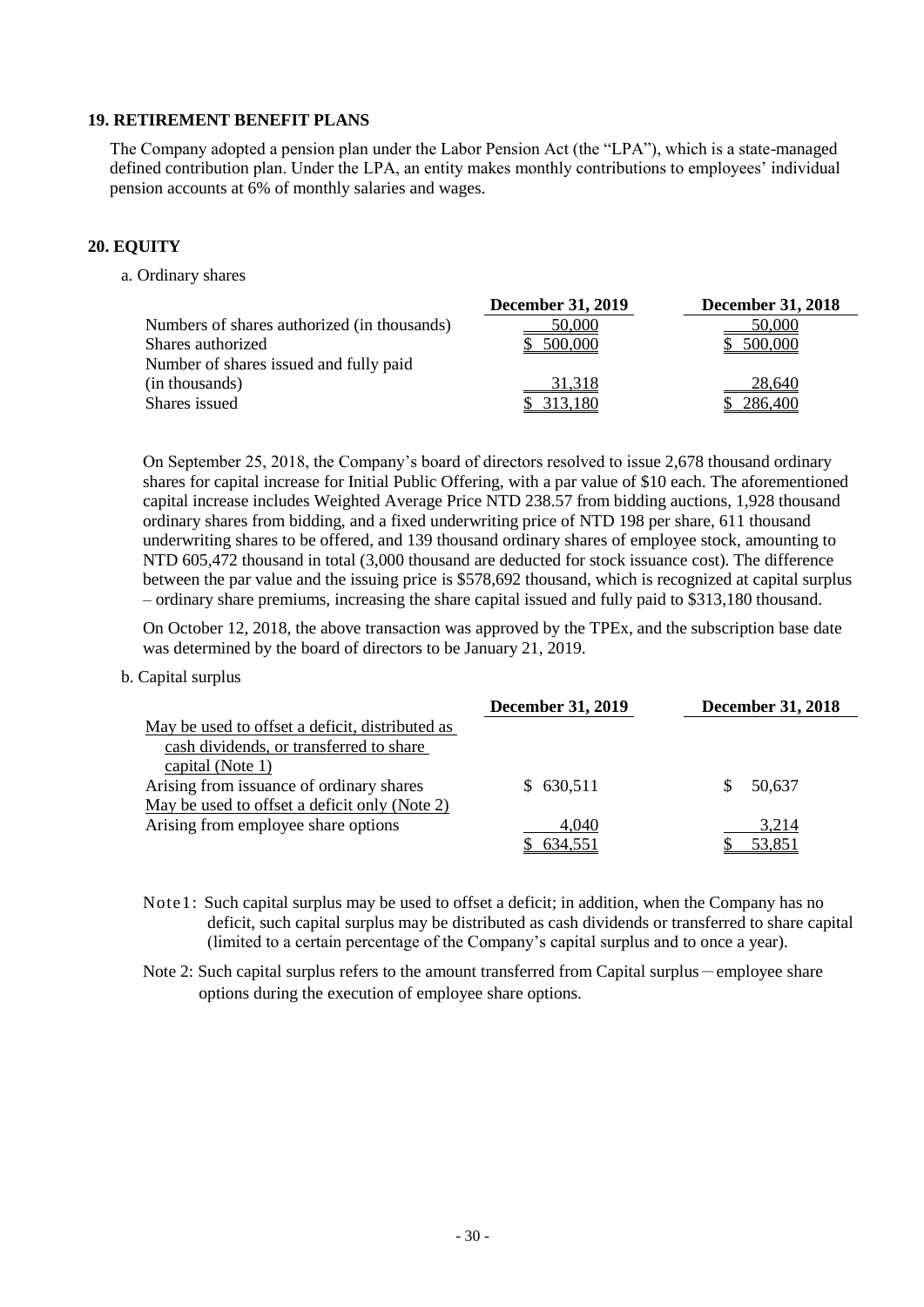## 19. RETIREMENT BENEFIT PLANS

The Company adopted a pension plan under the Labor Pension Act (the "LPA"), which is a state-managed defined contribution plan. Under the LPA, an entity makes monthly contributions to employees' individual pension accounts at 6% of monthly salaries and wages.

## 20. EQUITY

a. Ordinary shares

| | December 31, 2019 | December 31, 2018 |
|---|---|---|
| Numbers of shares authorized (in thousands) | 50,000 | 50,000 |
| Shares authorized | $ 500,000 | $ 500,000 |
| Number of shares issued and fully paid (in thousands) | 31,318 | 28,640 |
| Shares issued | $ 313,180 | $ 286,400 |

On September 25, 2018, the Company's board of directors resolved to issue 2,678 thousand ordinary shares for capital increase for Initial Public Offering, with a par value of $10 each. The aforementioned capital increase includes Weighted Average Price NTD 238.57 from bidding auctions, 1,928 thousand ordinary shares from bidding, and a fixed underwriting price of NTD 198 per share, 611 thousand underwriting shares to be offered, and 139 thousand ordinary shares of employee stock, amounting to NTD 605,472 thousand in total (3,000 thousand are deducted for stock issuance cost). The difference between the par value and the issuing price is $578,692 thousand, which is recognized at capital surplus – ordinary share premiums, increasing the share capital issued and fully paid to $313,180 thousand.

On October 12, 2018, the above transaction was approved by the TPEx, and the subscription base date was determined by the board of directors to be January 21, 2019.

b. Capital surplus

| | December 31, 2019 | December 31, 2018 |
|---|---|---|
| May be used to offset a deficit, distributed as cash dividends, or transferred to share capital (Note 1) | | |
| Arising from issuance of ordinary shares | $ 630,511 | $ 50,637 |
| May be used to offset a deficit only (Note 2) | | |
| Arising from employee share options | 4,040 | 3,214 |
| | $ 634,551 | $ 53,851 |

Note 1: Such capital surplus may be used to offset a deficit; in addition, when the Company has no deficit, such capital surplus may be distributed as cash dividends or transferred to share capital (limited to a certain percentage of the Company's capital surplus and to once a year).

Note 2: Such capital surplus refers to the amount transferred from Capital surplus－employee share options during the execution of employee share options.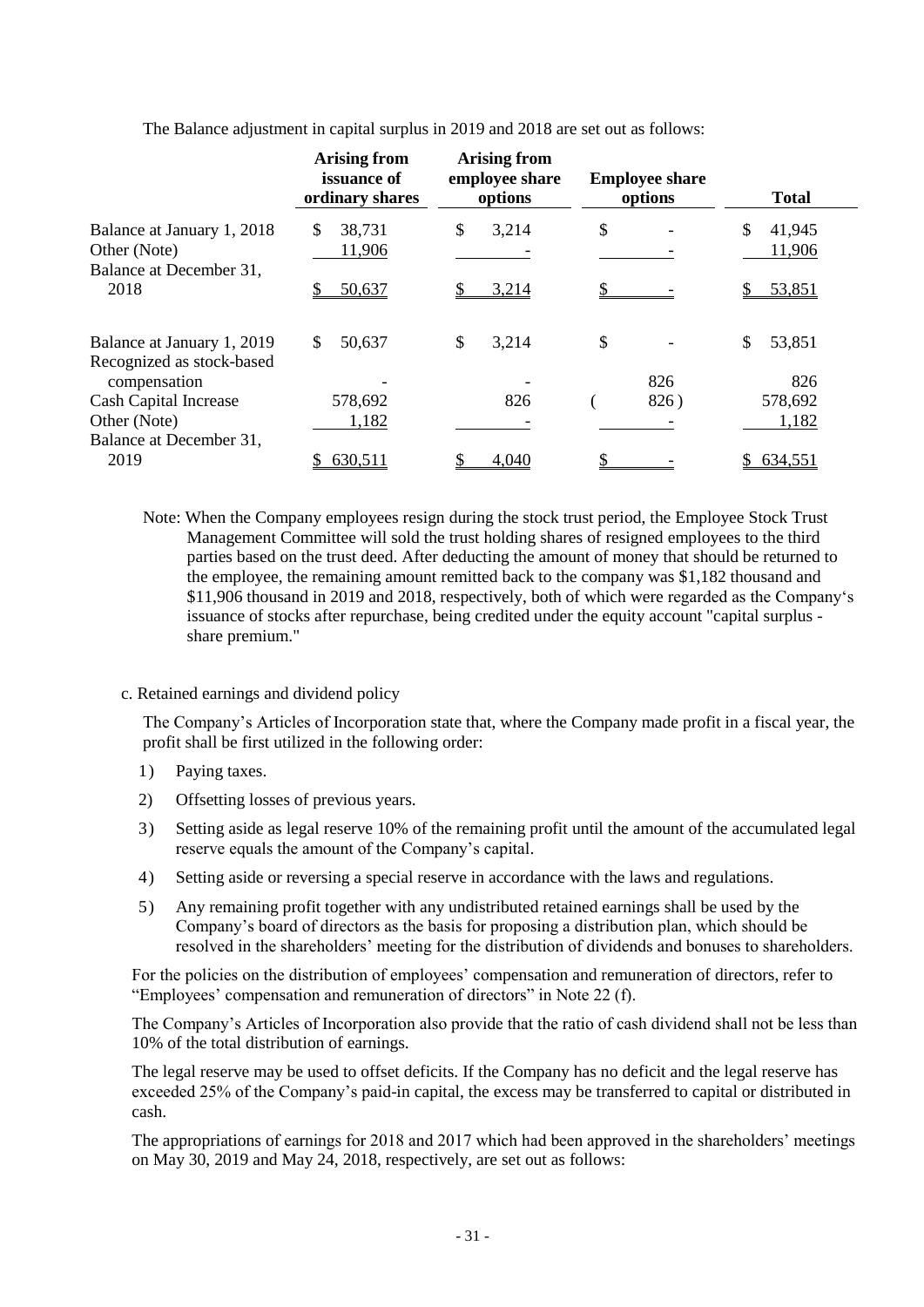The Balance adjustment in capital surplus in 2019 and 2018 are set out as follows:

| | Arising from issuance of ordinary shares | Arising from employee share options | Employee share options | Total |
|---|---|---|---|---|
| Balance at January 1, 2018 | $ 38,731 | $ 3,214 | $ - | $ 41,945 |
| Other (Note) | 11,906 | - | - | 11,906 |
| Balance at December 31, 2018 | $ 50,637 | $ 3,214 | $ - | $ 53,851 |
| | | | | |
| Balance at January 1, 2019 | $ 50,637 | $ 3,214 | $ - | $ 53,851 |
| Recognized as stock-based compensation | - | - | 826 | 826 |
| Cash Capital Increase | 578,692 | 826 | ( 826 ) | 578,692 |
| Other (Note) | 1,182 | - | - | 1,182 |
| Balance at December 31, 2019 | $ 630,511 | $ 4,040 | $ - | $ 634,551 |

Note: When the Company employees resign during the stock trust period, the Employee Stock Trust Management Committee will sold the trust holding shares of resigned employees to the third parties based on the trust deed. After deducting the amount of money that should be returned to the employee, the remaining amount remitted back to the company was $1,182 thousand and $11,906 thousand in 2019 and 2018, respectively, both of which were regarded as the Company's issuance of stocks after repurchase, being credited under the equity account "capital surplus - share premium."

c. Retained earnings and dividend policy

The Company's Articles of Incorporation state that, where the Company made profit in a fiscal year, the profit shall be first utilized in the following order:

1) Paying taxes.
2) Offsetting losses of previous years.
3) Setting aside as legal reserve 10% of the remaining profit until the amount of the accumulated legal reserve equals the amount of the Company's capital.
4) Setting aside or reversing a special reserve in accordance with the laws and regulations.
5) Any remaining profit together with any undistributed retained earnings shall be used by the Company's board of directors as the basis for proposing a distribution plan, which should be resolved in the shareholders' meeting for the distribution of dividends and bonuses to shareholders.

For the policies on the distribution of employees' compensation and remuneration of directors, refer to "Employees' compensation and remuneration of directors" in Note 22 (f).

The Company's Articles of Incorporation also provide that the ratio of cash dividend shall not be less than 10% of the total distribution of earnings.

The legal reserve may be used to offset deficits. If the Company has no deficit and the legal reserve has exceeded 25% of the Company's paid-in capital, the excess may be transferred to capital or distributed in cash.

The appropriations of earnings for 2018 and 2017 which had been approved in the shareholders' meetings on May 30, 2019 and May 24, 2018, respectively, are set out as follows: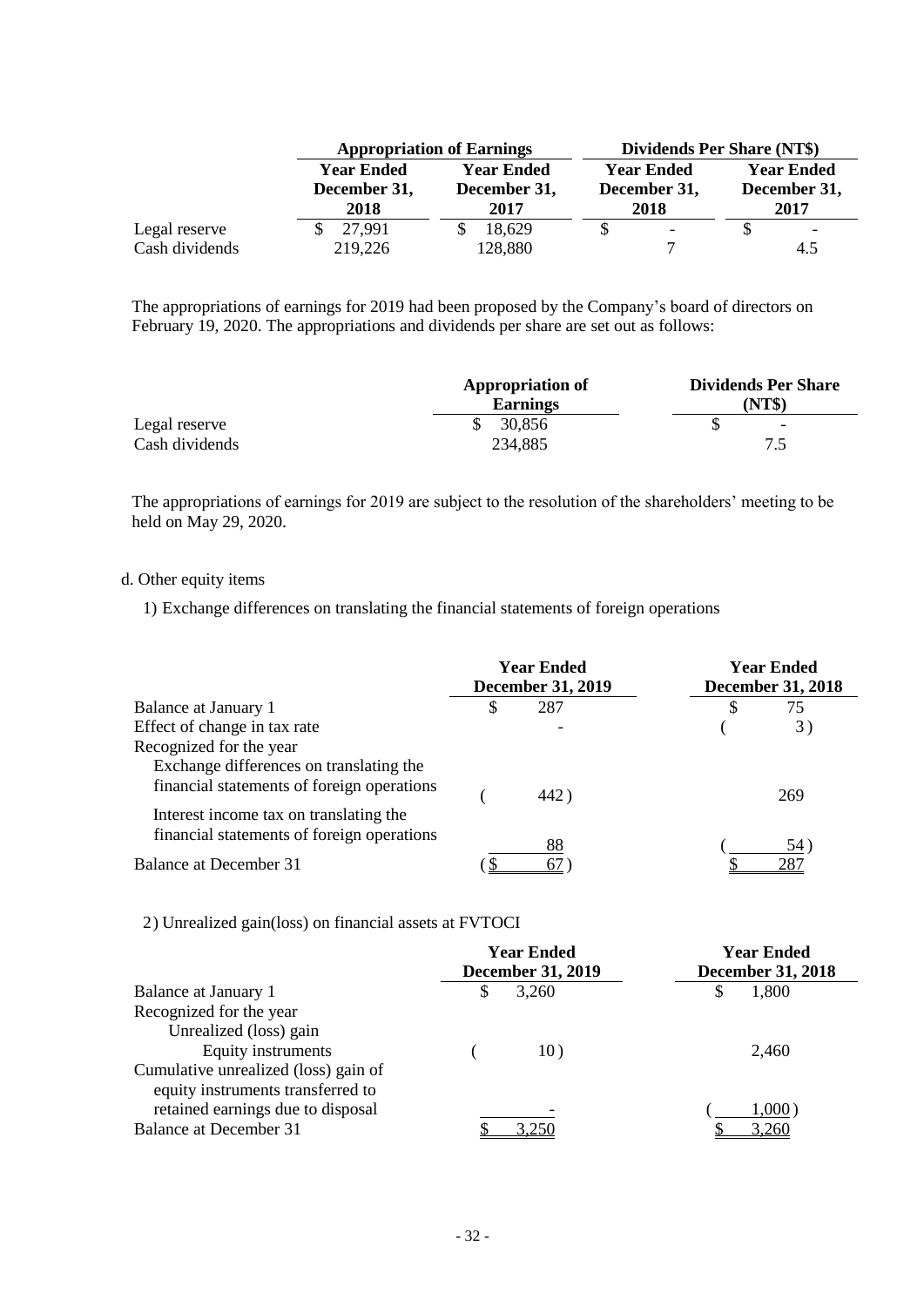| | Appropriation of Earnings | | Dividends Per Share (NT$) | |
|---|---|---|---|---|
| | Year Ended December 31, 2018 | Year Ended December 31, 2017 | Year Ended December 31, 2018 | Year Ended December 31, 2017 |
| Legal reserve | $ 27,991 | $ 18,629 | $ - | $ - |
| Cash dividends | 219,226 | 128,880 | 7 | 4.5 |

The appropriations of earnings for 2019 had been proposed by the Company's board of directors on February 19, 2020. The appropriations and dividends per share are set out as follows:

| | Appropriation of Earnings | Dividends Per Share (NT$) |
|---|---|---|
| Legal reserve | $ 30,856 | $ - |
| Cash dividends | 234,885 | 7.5 |

The appropriations of earnings for 2019 are subject to the resolution of the shareholders' meeting to be held on May 29, 2020.

d. Other equity items

1) Exchange differences on translating the financial statements of foreign operations

| | Year Ended December 31, 2019 | Year Ended December 31, 2018 |
|---|---|---|
| Balance at January 1 | $ 287 | $ 75 |
| Effect of change in tax rate | - | ( 3 ) |
| Recognized for the year | | |
| Exchange differences on translating the financial statements of foreign operations | ( 442 ) | 269 |
| Interest income tax on translating the financial statements of foreign operations | 88 | ( 54 ) |
| Balance at December 31 | ( $ 67 ) | $ 287 |

2) Unrealized gain(loss) on financial assets at FVTOCI

| | Year Ended December 31, 2019 | Year Ended December 31, 2018 |
|---|---|---|
| Balance at January 1 | $ 3,260 | $ 1,800 |
| Recognized for the year | | |
| Unrealized (loss) gain | | |
| Equity instruments | ( 10 ) | 2,460 |
| Cumulative unrealized (loss) gain of equity instruments transferred to retained earnings due to disposal | - | ( 1,000 ) |
| Balance at December 31 | $ 3,250 | $ 3,260 |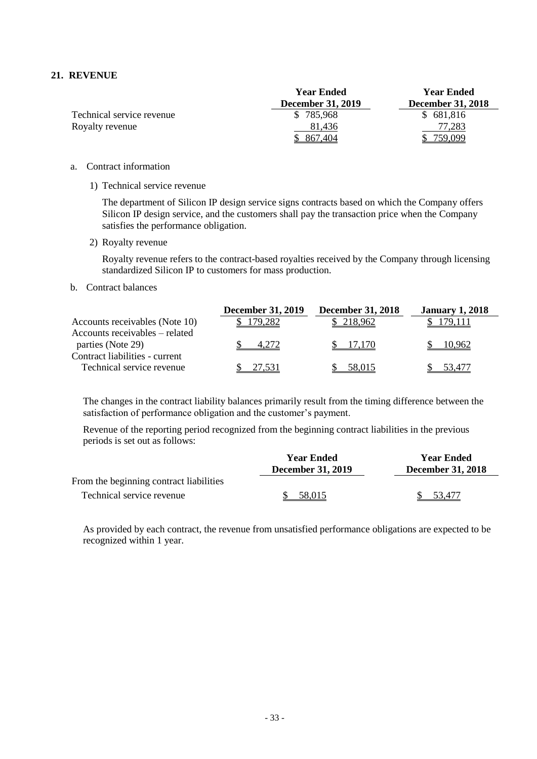## 21. REVENUE

| | Year Ended December 31, 2019 | Year Ended December 31, 2018 |
|---|---|---|
| Technical service revenue | $ 785,968 | $ 681,816 |
| Royalty revenue | 81,436 | 77,283 |
| | $ 867,404 | $ 759,099 |

a. Contract information

1) Technical service revenue

The department of Silicon IP design service signs contracts based on which the Company offers Silicon IP design service, and the customers shall pay the transaction price when the Company satisfies the performance obligation.

2) Royalty revenue

Royalty revenue refers to the contract-based royalties received by the Company through licensing standardized Silicon IP to customers for mass production.

b. Contract balances

| | December 31, 2019 | December 31, 2018 | January 1, 2018 |
|---|---|---|---|
| Accounts receivables (Note 10) | $ 179,282 | $ 218,962 | $ 179,111 |
| Accounts receivables – related parties (Note 29) | $ 4,272 | $ 17,170 | $ 10,962 |
| Contract liabilities - current | | | |
| Technical service revenue | $ 27,531 | $ 58,015 | $ 53,477 |

The changes in the contract liability balances primarily result from the timing difference between the satisfaction of performance obligation and the customer's payment.

Revenue of the reporting period recognized from the beginning contract liabilities in the previous periods is set out as follows:

| | Year Ended December 31, 2019 | Year Ended December 31, 2018 |
|---|---|---|
| From the beginning contract liabilities | | |
| Technical service revenue | $ 58,015 | $ 53,477 |

As provided by each contract, the revenue from unsatisfied performance obligations are expected to be recognized within 1 year.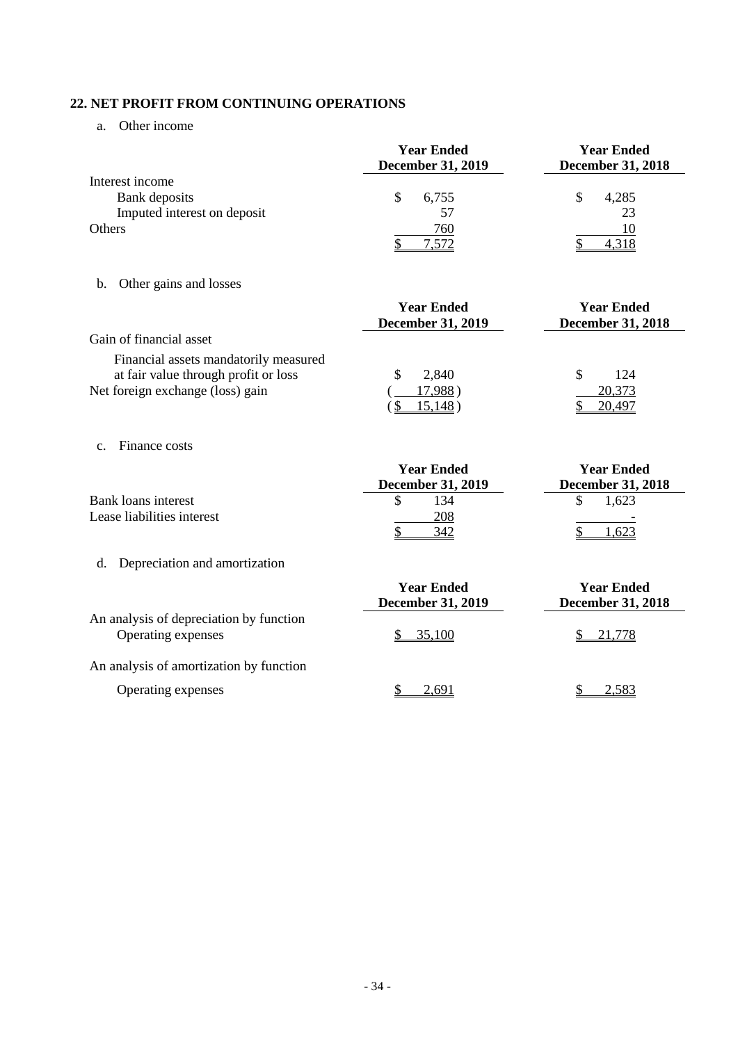## 22. NET PROFIT FROM CONTINUING OPERATIONS

a. Other income

| | Year Ended December 31, 2019 | Year Ended December 31, 2018 |
|---|---|---|
| Interest income | | |
| Bank deposits | $ 6,755 | $ 4,285 |
| Imputed interest on deposit | 57 | 23 |
| Others | 760 | 10 |
| | $ 7,572 | $ 4,318 |

b. Other gains and losses

| | Year Ended December 31, 2019 | Year Ended December 31, 2018 |
|---|---|---|
| Gain of financial asset | | |
| Financial assets mandatorily measured at fair value through profit or loss | $ 2,840 | $ 124 |
| Net foreign exchange (loss) gain | ( 17,988 ) | 20,373 |
| | ( $ 15,148 ) | $ 20,497 |

c. Finance costs

| | Year Ended December 31, 2019 | Year Ended December 31, 2018 |
|---|---|---|
| Bank loans interest | $ 134 | $ 1,623 |
| Lease liabilities interest | 208 | - |
| | $ 342 | $ 1,623 |

d. Depreciation and amortization

| | Year Ended December 31, 2019 | Year Ended December 31, 2018 |
|---|---|---|
| An analysis of depreciation by function | | |
| Operating expenses | $ 35,100 | $ 21,778 |
| An analysis of amortization by function | | |
| Operating expenses | $ 2,691 | $ 2,583 |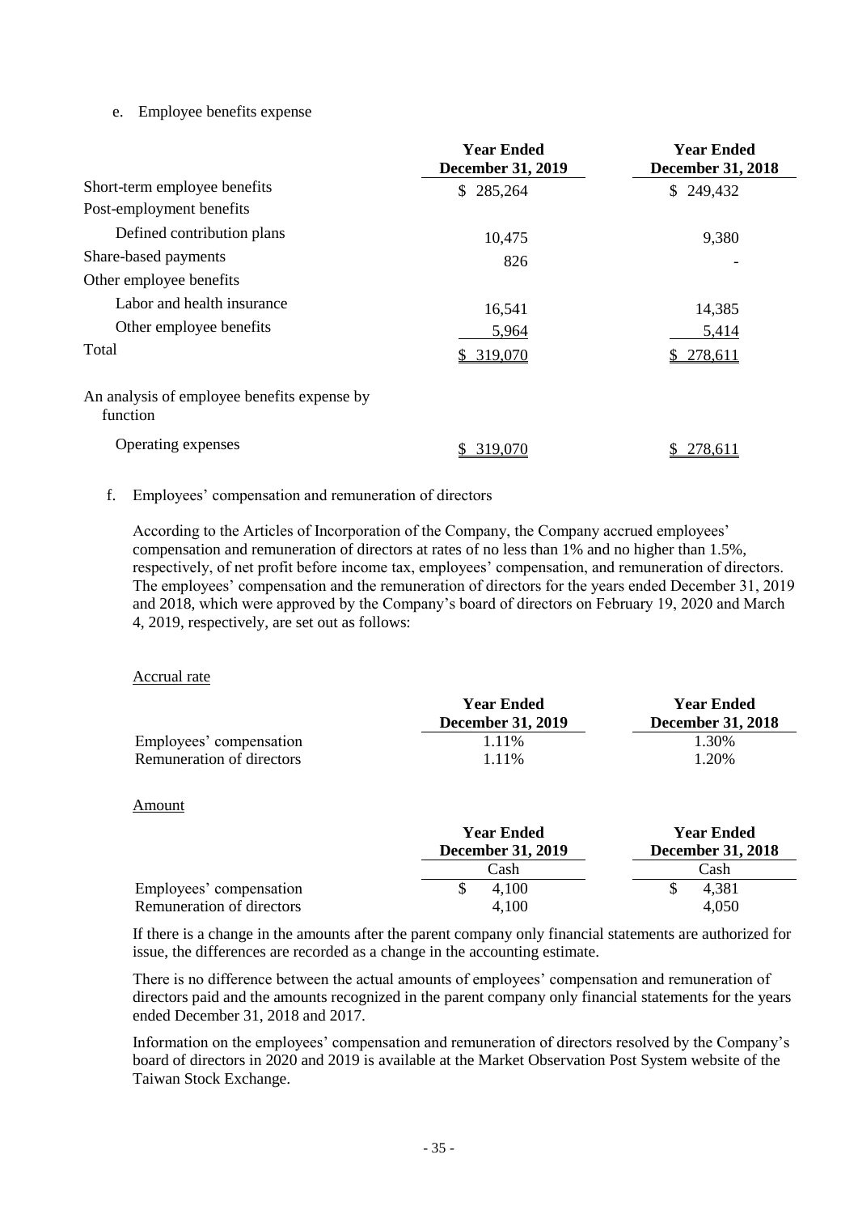e. Employee benefits expense

| | Year Ended December 31, 2019 | Year Ended December 31, 2018 |
|---|---|---|
| Short-term employee benefits | $ 285,264 | $ 249,432 |
| Post-employment benefits | | |
| Defined contribution plans | 10,475 | 9,380 |
| Share-based payments | 826 | - |
| Other employee benefits | | |
| Labor and health insurance | 16,541 | 14,385 |
| Other employee benefits | 5,964 | 5,414 |
| Total | $ 319,070 | $ 278,611 |
| An analysis of employee benefits expense by function | | |
| Operating expenses | $ 319,070 | $ 278,611 |

f. Employees' compensation and remuneration of directors

According to the Articles of Incorporation of the Company, the Company accrued employees' compensation and remuneration of directors at rates of no less than 1% and no higher than 1.5%, respectively, of net profit before income tax, employees' compensation, and remuneration of directors. The employees' compensation and the remuneration of directors for the years ended December 31, 2019 and 2018, which were approved by the Company's board of directors on February 19, 2020 and March 4, 2019, respectively, are set out as follows:

Accrual rate

| | Year Ended December 31, 2019 | Year Ended December 31, 2018 |
|---|---|---|
| Employees' compensation | 1.11% | 1.30% |
| Remuneration of directors | 1.11% | 1.20% |

Amount

| | Year Ended December 31, 2019 | Year Ended December 31, 2018 |
|---|---|---|
| | Cash | Cash |
| Employees' compensation | $ 4,100 | $ 4,381 |
| Remuneration of directors | 4,100 | 4,050 |

If there is a change in the amounts after the parent company only financial statements are authorized for issue, the differences are recorded as a change in the accounting estimate.

There is no difference between the actual amounts of employees' compensation and remuneration of directors paid and the amounts recognized in the parent company only financial statements for the years ended December 31, 2018 and 2017.

Information on the employees' compensation and remuneration of directors resolved by the Company's board of directors in 2020 and 2019 is available at the Market Observation Post System website of the Taiwan Stock Exchange.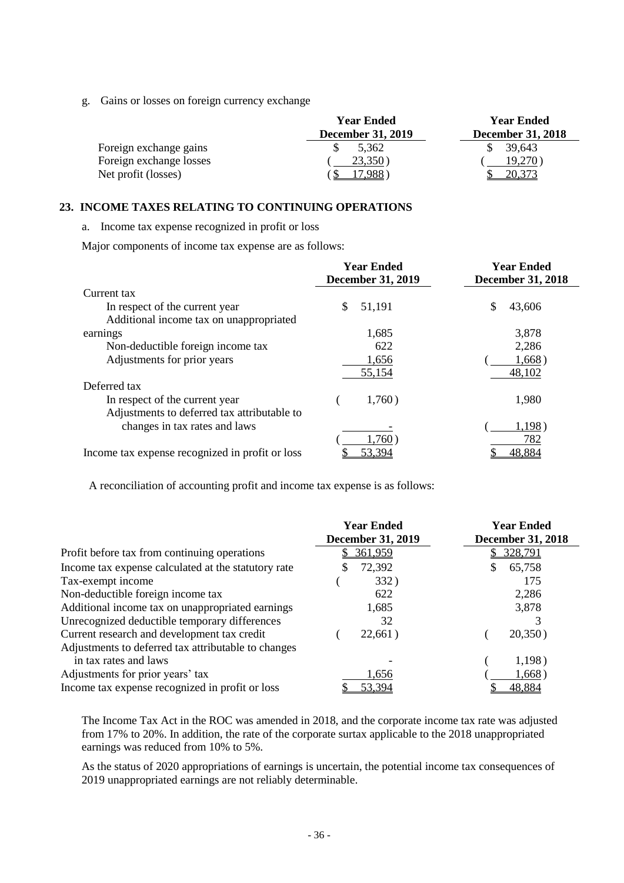g. Gains or losses on foreign currency exchange

| | Year Ended December 31, 2019 | Year Ended December 31, 2018 |
|---|---|---|
| Foreign exchange gains | $ 5,362 | $ 39,643 |
| Foreign exchange losses | ( 23,350 ) | ( 19,270 ) |
| Net profit (losses) | ( $ 17,988 ) | $ 20,373 |

## 23. INCOME TAXES RELATING TO CONTINUING OPERATIONS

a. Income tax expense recognized in profit or loss

Major components of income tax expense are as follows:

| | Year Ended December 31, 2019 | Year Ended December 31, 2018 |
|---|---|---|
| Current tax | | |
| In respect of the current year | $ 51,191 | $ 43,606 |
| Additional income tax on unappropriated earnings | 1,685 | 3,878 |
| Non-deductible foreign income tax | 622 | 2,286 |
| Adjustments for prior years | 1,656 | ( 1,668 ) |
| | 55,154 | 48,102 |
| Deferred tax | | |
| In respect of the current year | ( 1,760 ) | 1,980 |
| Adjustments to deferred tax attributable to changes in tax rates and laws | - | ( 1,198 ) |
| | ( 1,760 ) | 782 |
| Income tax expense recognized in profit or loss | $ 53,394 | $ 48,884 |

A reconciliation of accounting profit and income tax expense is as follows:

| | Year Ended December 31, 2019 | Year Ended December 31, 2018 |
|---|---|---|
| Profit before tax from continuing operations | $ 361,959 | $ 328,791 |
| Income tax expense calculated at the statutory rate | $ 72,392 | $ 65,758 |
| Tax-exempt income | ( 332 ) | 175 |
| Non-deductible foreign income tax | 622 | 2,286 |
| Additional income tax on unappropriated earnings | 1,685 | 3,878 |
| Unrecognized deductible temporary differences | 32 | 3 |
| Current research and development tax credit | ( 22,661 ) | ( 20,350 ) |
| Adjustments to deferred tax attributable to changes in tax rates and laws | - | ( 1,198 ) |
| Adjustments for prior years' tax | 1,656 | ( 1,668 ) |
| Income tax expense recognized in profit or loss | $ 53,394 | $ 48,884 |

The Income Tax Act in the ROC was amended in 2018, and the corporate income tax rate was adjusted from 17% to 20%. In addition, the rate of the corporate surtax applicable to the 2018 unappropriated earnings was reduced from 10% to 5%.

As the status of 2020 appropriations of earnings is uncertain, the potential income tax consequences of 2019 unappropriated earnings are not reliably determinable.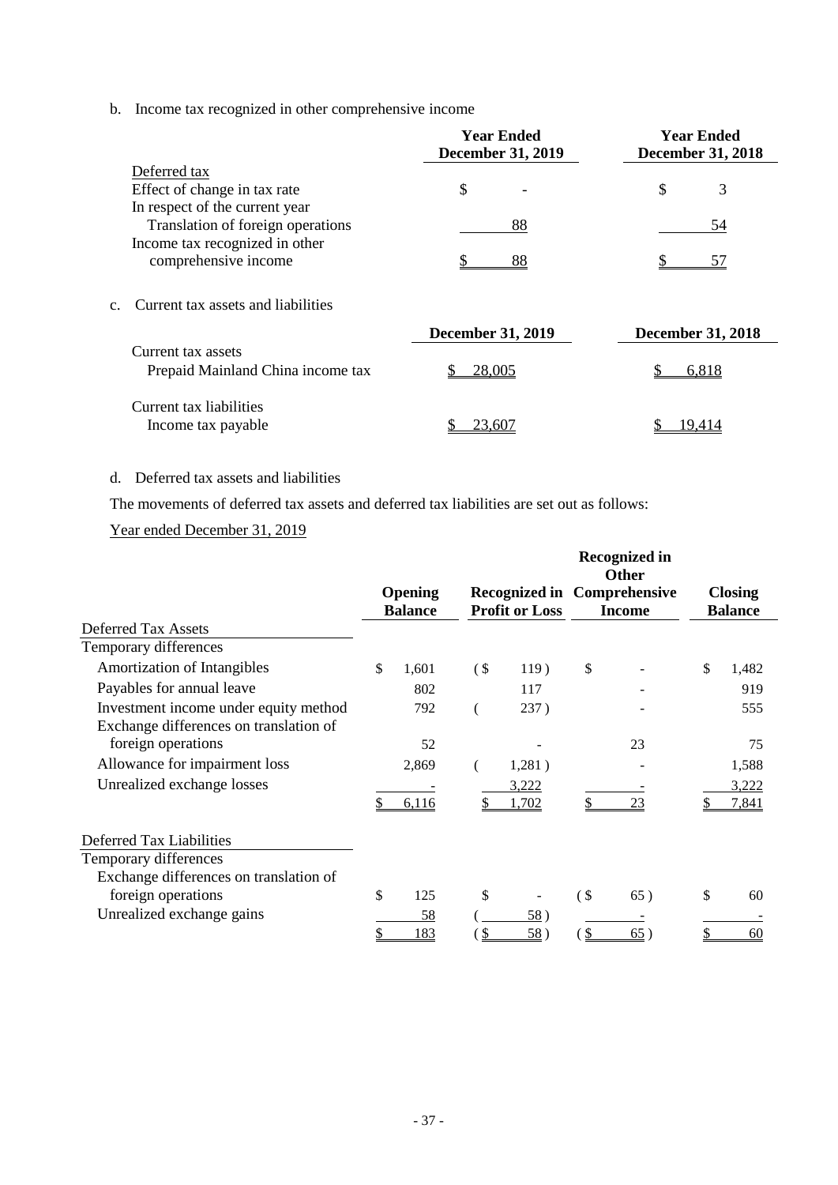b. Income tax recognized in other comprehensive income

| | Year Ended December 31, 2019 | Year Ended December 31, 2018 |
|---|---|---|
| Deferred tax | | |
| Effect of change in tax rate | $ - | $ 3 |
| In respect of the current year | | |
| Translation of foreign operations | 88 | 54 |
| Income tax recognized in other comprehensive income | $ 88 | $ 57 |

c. Current tax assets and liabilities

| | December 31, 2019 | December 31, 2018 |
|---|---|---|
| Current tax assets | | |
| Prepaid Mainland China income tax | $ 28,005 | $ 6,818 |
| Current tax liabilities | | |
| Income tax payable | $ 23,607 | $ 19,414 |

d. Deferred tax assets and liabilities

The movements of deferred tax assets and deferred tax liabilities are set out as follows:

Year ended December 31, 2019

| | Opening Balance | Recognized in Profit or Loss | Recognized in Other Comprehensive Income | Closing Balance |
|---|---|---|---|---|
| Deferred Tax Assets | | | | |
| Temporary differences | | | | |
| Amortization of Intangibles | $ 1,601 | ($ 119) | $ - | $ 1,482 |
| Payables for annual leave | 802 | 117 | - | 919 |
| Investment income under equity method | 792 | ( 237) | - | 555 |
| Exchange differences on translation of foreign operations | 52 | - | 23 | 75 |
| Allowance for impairment loss | 2,869 | ( 1,281) | - | 1,588 |
| Unrealized exchange losses | - | 3,222 | - | 3,222 |
| | $ 6,116 | $ 1,702 | $ 23 | $ 7,841 |
| Deferred Tax Liabilities | | | | |
| Temporary differences | | | | |
| Exchange differences on translation of foreign operations | $ 125 | $ - | ($ 65) | $ 60 |
| Unrealized exchange gains | 58 | ( 58) | - | - |
| | $ 183 | ($ 58) | ($ 65) | $ 60 |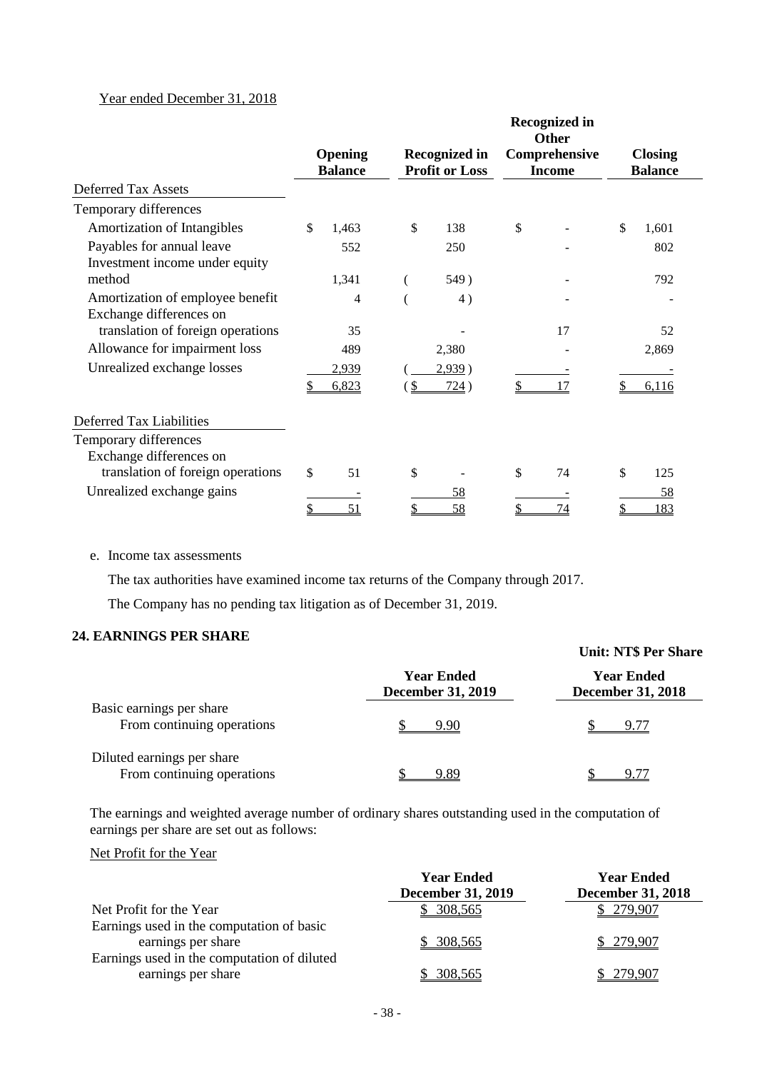Year ended December 31, 2018

| | Opening Balance | Recognized in Profit or Loss | Recognized in Other Comprehensive Income | Closing Balance |
|---|---|---|---|---|
| **Deferred Tax Assets** | | | | |
| Temporary differences | | | | |
| Amortization of Intangibles | $ 1,463 | $ 138 | $ - | $ 1,601 |
| Payables for annual leave | 552 | 250 | - | 802 |
| Investment income under equity method | 1,341 | ( 549 ) | - | 792 |
| Amortization of employee benefit | 4 | ( 4 ) | - | - |
| Exchange differences on translation of foreign operations | 35 | - | 17 | 52 |
| Allowance for impairment loss | 489 | 2,380 | - | 2,869 |
| Unrealized exchange losses | 2,939 | ( 2,939 ) | - | - |
| | $ 6,823 | ( $ 724 ) | $ 17 | $ 6,116 |
| **Deferred Tax Liabilities** | | | | |
| Temporary differences | | | | |
| Exchange differences on translation of foreign operations | $ 51 | $ - | $ 74 | $ 125 |
| Unrealized exchange gains | - | 58 | - | 58 |
| | $ 51 | $ 58 | $ 74 | $ 183 |

e. Income tax assessments

The tax authorities have examined income tax returns of the Company through 2017.

The Company has no pending tax litigation as of December 31, 2019.

## 24. EARNINGS PER SHARE

Unit: NT$ Per Share

| | Year Ended December 31, 2019 | Year Ended December 31, 2018 |
|---|---|---|
| Basic earnings per share<br>From continuing operations | $ 9.90 | $ 9.77 |
| Diluted earnings per share<br>From continuing operations | $ 9.89 | $ 9.77 |

The earnings and weighted average number of ordinary shares outstanding used in the computation of earnings per share are set out as follows:

Net Profit for the Year

| | Year Ended December 31, 2019 | Year Ended December 31, 2018 |
|---|---|---|
| Net Profit for the Year | $ 308,565 | $ 279,907 |
| Earnings used in the computation of basic earnings per share | $ 308,565 | $ 279,907 |
| Earnings used in the computation of diluted earnings per share | $ 308,565 | $ 279,907 |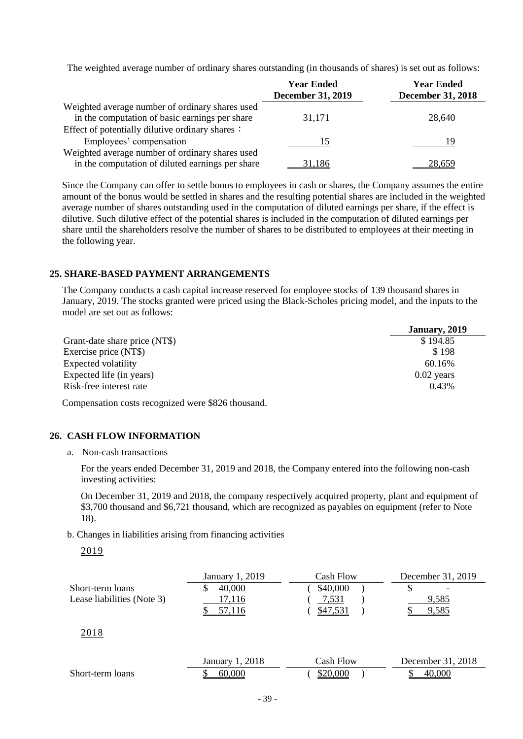The weighted average number of ordinary shares outstanding (in thousands of shares) is set out as follows:

| | Year Ended December 31, 2019 | Year Ended December 31, 2018 |
|---|---|---|
| Weighted average number of ordinary shares used in the computation of basic earnings per share | 31,171 | 28,640 |
| Effect of potentially dilutive ordinary shares： | | |
| Employees' compensation | 15 | 19 |
| Weighted average number of ordinary shares used in the computation of diluted earnings per share | 31,186 | 28,659 |

Since the Company can offer to settle bonus to employees in cash or shares, the Company assumes the entire amount of the bonus would be settled in shares and the resulting potential shares are included in the weighted average number of shares outstanding used in the computation of diluted earnings per share, if the effect is dilutive. Such dilutive effect of the potential shares is included in the computation of diluted earnings per share until the shareholders resolve the number of shares to be distributed to employees at their meeting in the following year.

## 25. SHARE-BASED PAYMENT ARRANGEMENTS

The Company conducts a cash capital increase reserved for employee stocks of 139 thousand shares in January, 2019. The stocks granted were priced using the Black-Scholes pricing model, and the inputs to the model are set out as follows:

| | January, 2019 |
|---|---|
| Grant-date share price (NT$) | $ 194.85 |
| Exercise price (NT$) | $ 198 |
| Expected volatility | 60.16% |
| Expected life (in years) | 0.02 years |
| Risk-free interest rate | 0.43% |

Compensation costs recognized were $826 thousand.

## 26. CASH FLOW INFORMATION

a. Non-cash transactions

For the years ended December 31, 2019 and 2018, the Company entered into the following non-cash investing activities:

On December 31, 2019 and 2018, the company respectively acquired property, plant and equipment of $3,700 thousand and $6,721 thousand, which are recognized as payables on equipment (refer to Note 18).

b. Changes in liabilities arising from financing activities

2019

| | January 1, 2019 | Cash Flow | December 31, 2019 |
|---|---|---|---|
| Short-term loans | $ 40,000 | ( $40,000 ) | $ - |
| Lease liabilities (Note 3) | 17,116 | ( 7,531 ) | 9,585 |
| | $ 57,116 | ( $47,531 ) | $ 9,585 |

2018

| | January 1, 2018 | Cash Flow | December 31, 2018 |
|---|---|---|---|
| Short-term loans | $ 60,000 | ( $20,000 ) | $ 40,000 |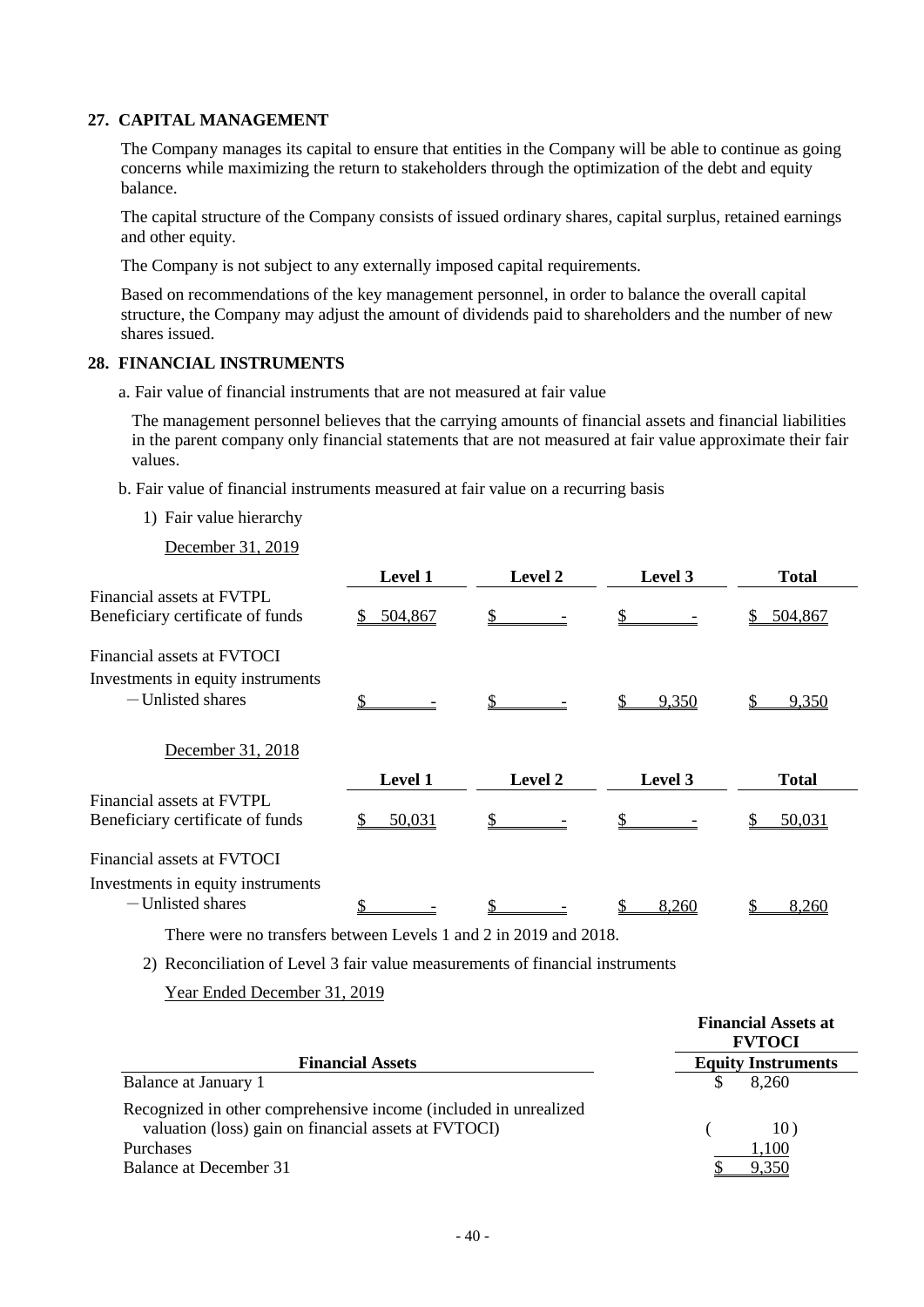## 27. CAPITAL MANAGEMENT

The Company manages its capital to ensure that entities in the Company will be able to continue as going concerns while maximizing the return to stakeholders through the optimization of the debt and equity balance.

The capital structure of the Company consists of issued ordinary shares, capital surplus, retained earnings and other equity.

The Company is not subject to any externally imposed capital requirements.

Based on recommendations of the key management personnel, in order to balance the overall capital structure, the Company may adjust the amount of dividends paid to shareholders and the number of new shares issued.

## 28. FINANCIAL INSTRUMENTS

a. Fair value of financial instruments that are not measured at fair value

The management personnel believes that the carrying amounts of financial assets and financial liabilities in the parent company only financial statements that are not measured at fair value approximate their fair values.

b. Fair value of financial instruments measured at fair value on a recurring basis

1) Fair value hierarchy

December 31, 2019

| | Level 1 | Level 2 | Level 3 | Total |
|---|---|---|---|---|
| Financial assets at FVTPL | | | | |
| Beneficiary certificate of funds | $ 504,867 | $ - | $ - | $ 504,867 |
| Financial assets at FVTOCI | | | | |
| Investments in equity instruments | | | | |
| －Unlisted shares | $ - | $ - | $ 9,350 | $ 9,350 |

December 31, 2018

| | Level 1 | Level 2 | Level 3 | Total |
|---|---|---|---|---|
| Financial assets at FVTPL | | | | |
| Beneficiary certificate of funds | $ 50,031 | $ - | $ - | $ 50,031 |
| Financial assets at FVTOCI | | | | |
| Investments in equity instruments | | | | |
| －Unlisted shares | $ - | $ - | $ 8,260 | $ 8,260 |

There were no transfers between Levels 1 and 2 in 2019 and 2018.

2) Reconciliation of Level 3 fair value measurements of financial instruments

Year Ended December 31, 2019

| Financial Assets | Financial Assets at FVTOCI Equity Instruments |
|---|---|
| Balance at January 1 | $ 8,260 |
| Recognized in other comprehensive income (included in unrealized valuation (loss) gain on financial assets at FVTOCI) | ( 10 ) |
| Purchases | 1,100 |
| Balance at December 31 | $ 9,350 |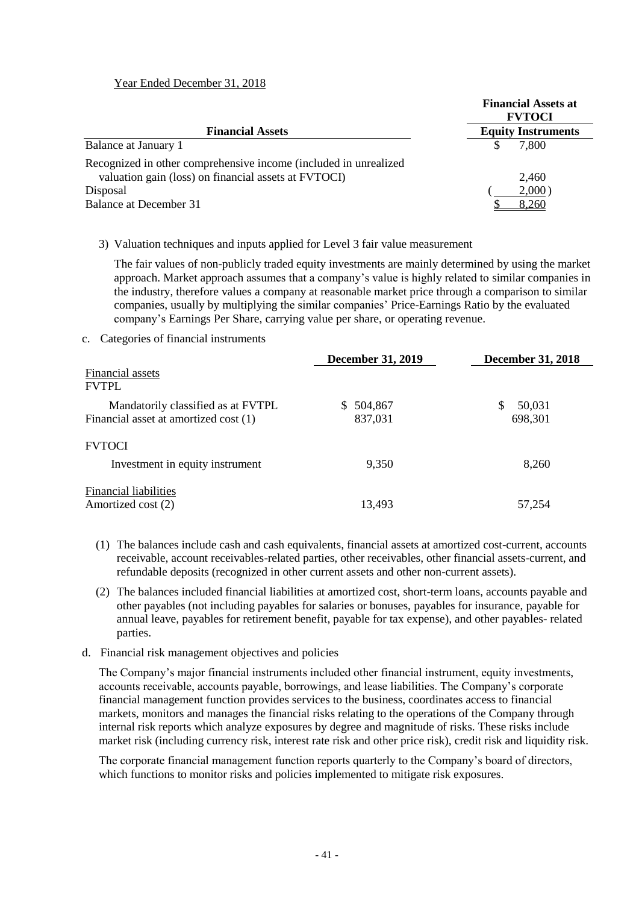Year Ended December 31, 2018

| Financial Assets | Financial Assets at FVTOCI |
|---|---|
| | Equity Instruments |
| Balance at January 1 | $ 7,800 |
| Recognized in other comprehensive income (included in unrealized valuation gain (loss) on financial assets at FVTOCI) | 2,460 |
| Disposal | ( 2,000 ) |
| Balance at December 31 | $ 8,260 |

3) Valuation techniques and inputs applied for Level 3 fair value measurement

The fair values of non-publicly traded equity investments are mainly determined by using the market approach. Market approach assumes that a company's value is highly related to similar companies in the industry, therefore values a company at reasonable market price through a comparison to similar companies, usually by multiplying the similar companies' Price-Earnings Ratio by the evaluated company's Earnings Per Share, carrying value per share, or operating revenue.

c. Categories of financial instruments

| | December 31, 2019 | December 31, 2018 |
|---|---|---|
| Financial assets | | |
| FVTPL | | |
| Mandatorily classified as at FVTPL | $ 504,867 | $ 50,031 |
| Financial asset at amortized cost (1) | 837,031 | 698,301 |
| FVTOCI | | |
| Investment in equity instrument | 9,350 | 8,260 |
| Financial liabilities | | |
| Amortized cost (2) | 13,493 | 57,254 |

(1) The balances include cash and cash equivalents, financial assets at amortized cost-current, accounts receivable, account receivables-related parties, other receivables, other financial assets-current, and refundable deposits (recognized in other current assets and other non-current assets).

(2) The balances included financial liabilities at amortized cost, short-term loans, accounts payable and other payables (not including payables for salaries or bonuses, payables for insurance, payable for annual leave, payables for retirement benefit, payable for tax expense), and other payables- related parties.

d. Financial risk management objectives and policies

The Company's major financial instruments included other financial instrument, equity investments, accounts receivable, accounts payable, borrowings, and lease liabilities. The Company's corporate financial management function provides services to the business, coordinates access to financial markets, monitors and manages the financial risks relating to the operations of the Company through internal risk reports which analyze exposures by degree and magnitude of risks. These risks include market risk (including currency risk, interest rate risk and other price risk), credit risk and liquidity risk.

The corporate financial management function reports quarterly to the Company's board of directors, which functions to monitor risks and policies implemented to mitigate risk exposures.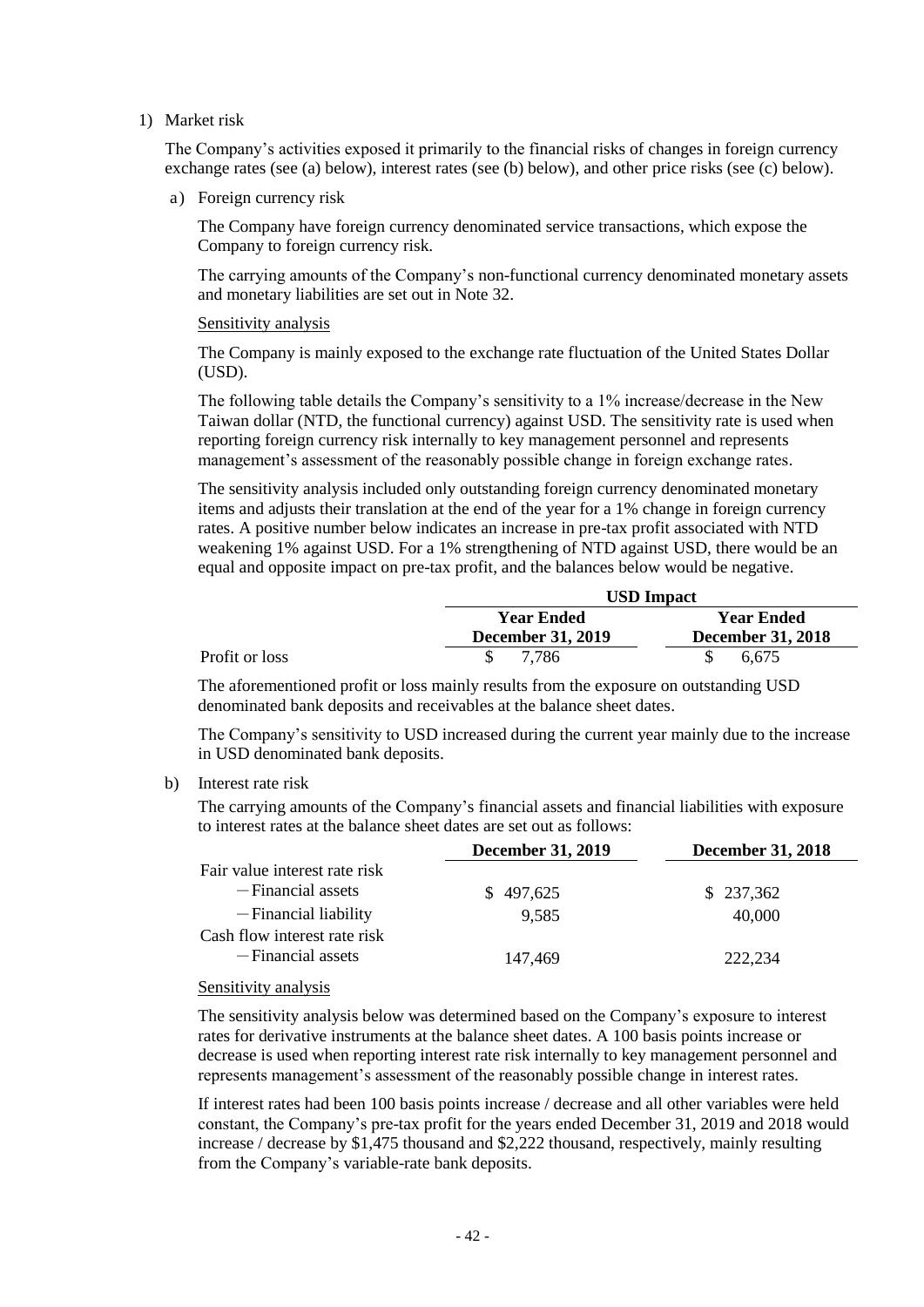1) Market risk

The Company's activities exposed it primarily to the financial risks of changes in foreign currency exchange rates (see (a) below), interest rates (see (b) below), and other price risks (see (c) below).

a) Foreign currency risk

The Company have foreign currency denominated service transactions, which expose the Company to foreign currency risk.

The carrying amounts of the Company's non-functional currency denominated monetary assets and monetary liabilities are set out in Note 32.

Sensitivity analysis

The Company is mainly exposed to the exchange rate fluctuation of the United States Dollar (USD).

The following table details the Company's sensitivity to a 1% increase/decrease in the New Taiwan dollar (NTD, the functional currency) against USD. The sensitivity rate is used when reporting foreign currency risk internally to key management personnel and represents management's assessment of the reasonably possible change in foreign exchange rates.

The sensitivity analysis included only outstanding foreign currency denominated monetary items and adjusts their translation at the end of the year for a 1% change in foreign currency rates. A positive number below indicates an increase in pre-tax profit associated with NTD weakening 1% against USD. For a 1% strengthening of NTD against USD, there would be an equal and opposite impact on pre-tax profit, and the balances below would be negative.

| | USD Impact | |
|---|---|---|
| | **Year Ended December 31, 2019** | **Year Ended December 31, 2018** |
| Profit or loss | $ 7,786 | $ 6,675 |

The aforementioned profit or loss mainly results from the exposure on outstanding USD denominated bank deposits and receivables at the balance sheet dates.

The Company's sensitivity to USD increased during the current year mainly due to the increase in USD denominated bank deposits.

b) Interest rate risk

The carrying amounts of the Company's financial assets and financial liabilities with exposure to interest rates at the balance sheet dates are set out as follows:

| | **December 31, 2019** | **December 31, 2018** |
|---|---|---|
| Fair value interest rate risk | | |
| －Financial assets | $ 497,625 | $ 237,362 |
| －Financial liability | 9,585 | 40,000 |
| Cash flow interest rate risk | | |
| －Financial assets | 147,469 | 222,234 |

Sensitivity analysis

The sensitivity analysis below was determined based on the Company's exposure to interest rates for derivative instruments at the balance sheet dates. A 100 basis points increase or decrease is used when reporting interest rate risk internally to key management personnel and represents management's assessment of the reasonably possible change in interest rates.

If interest rates had been 100 basis points increase / decrease and all other variables were held constant, the Company's pre-tax profit for the years ended December 31, 2019 and 2018 would increase / decrease by $1,475 thousand and $2,222 thousand, respectively, mainly resulting from the Company's variable-rate bank deposits.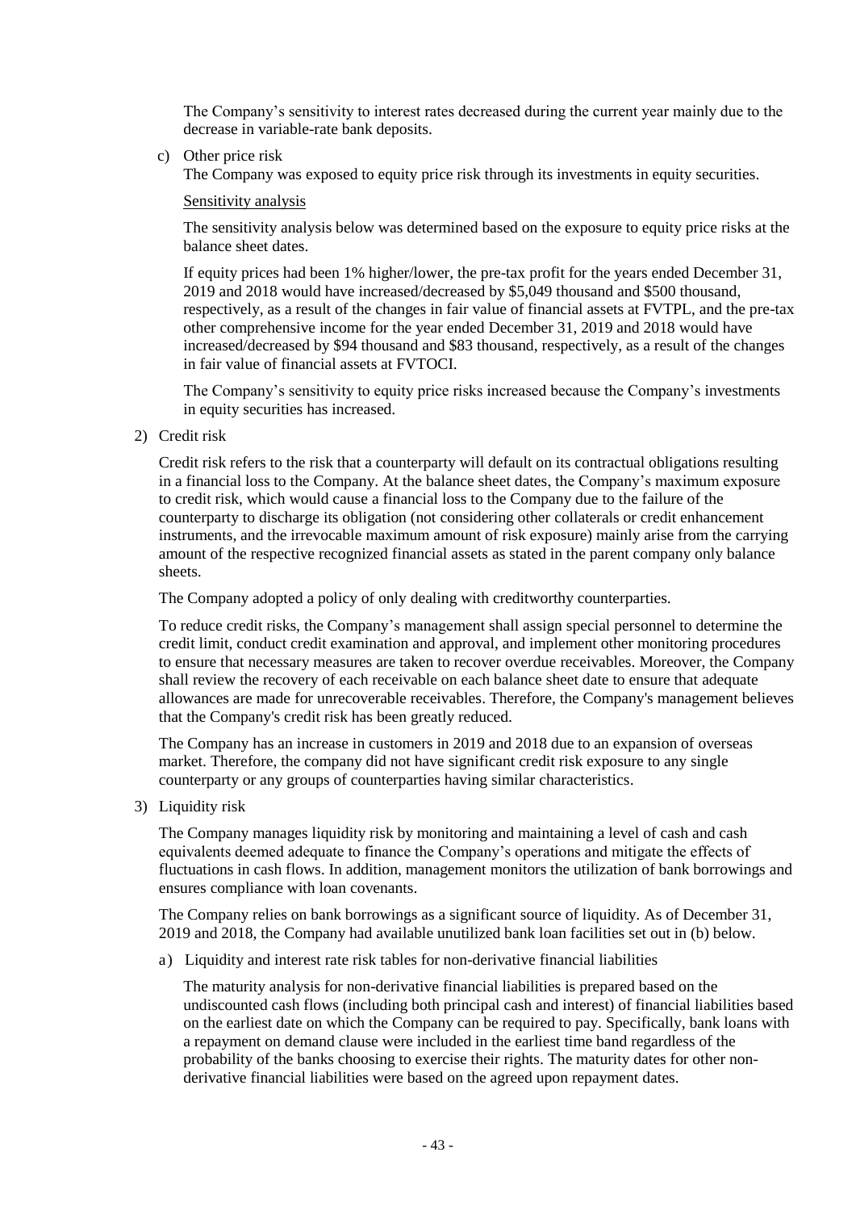The Company's sensitivity to interest rates decreased during the current year mainly due to the decrease in variable-rate bank deposits.

c) Other price risk

The Company was exposed to equity price risk through its investments in equity securities.

Sensitivity analysis

The sensitivity analysis below was determined based on the exposure to equity price risks at the balance sheet dates.

If equity prices had been 1% higher/lower, the pre-tax profit for the years ended December 31, 2019 and 2018 would have increased/decreased by $5,049 thousand and $500 thousand, respectively, as a result of the changes in fair value of financial assets at FVTPL, and the pre-tax other comprehensive income for the year ended December 31, 2019 and 2018 would have increased/decreased by $94 thousand and $83 thousand, respectively, as a result of the changes in fair value of financial assets at FVTOCI.

The Company's sensitivity to equity price risks increased because the Company's investments in equity securities has increased.

2) Credit risk

Credit risk refers to the risk that a counterparty will default on its contractual obligations resulting in a financial loss to the Company. At the balance sheet dates, the Company's maximum exposure to credit risk, which would cause a financial loss to the Company due to the failure of the counterparty to discharge its obligation (not considering other collaterals or credit enhancement instruments, and the irrevocable maximum amount of risk exposure) mainly arise from the carrying amount of the respective recognized financial assets as stated in the parent company only balance sheets.

The Company adopted a policy of only dealing with creditworthy counterparties.

To reduce credit risks, the Company's management shall assign special personnel to determine the credit limit, conduct credit examination and approval, and implement other monitoring procedures to ensure that necessary measures are taken to recover overdue receivables. Moreover, the Company shall review the recovery of each receivable on each balance sheet date to ensure that adequate allowances are made for unrecoverable receivables. Therefore, the Company's management believes that the Company's credit risk has been greatly reduced.

The Company has an increase in customers in 2019 and 2018 due to an expansion of overseas market. Therefore, the company did not have significant credit risk exposure to any single counterparty or any groups of counterparties having similar characteristics.

3) Liquidity risk

The Company manages liquidity risk by monitoring and maintaining a level of cash and cash equivalents deemed adequate to finance the Company's operations and mitigate the effects of fluctuations in cash flows. In addition, management monitors the utilization of bank borrowings and ensures compliance with loan covenants.

The Company relies on bank borrowings as a significant source of liquidity. As of December 31, 2019 and 2018, the Company had available unutilized bank loan facilities set out in (b) below.

a) Liquidity and interest rate risk tables for non-derivative financial liabilities

The maturity analysis for non-derivative financial liabilities is prepared based on the undiscounted cash flows (including both principal cash and interest) of financial liabilities based on the earliest date on which the Company can be required to pay. Specifically, bank loans with a repayment on demand clause were included in the earliest time band regardless of the probability of the banks choosing to exercise their rights. The maturity dates for other non-derivative financial liabilities were based on the agreed upon repayment dates.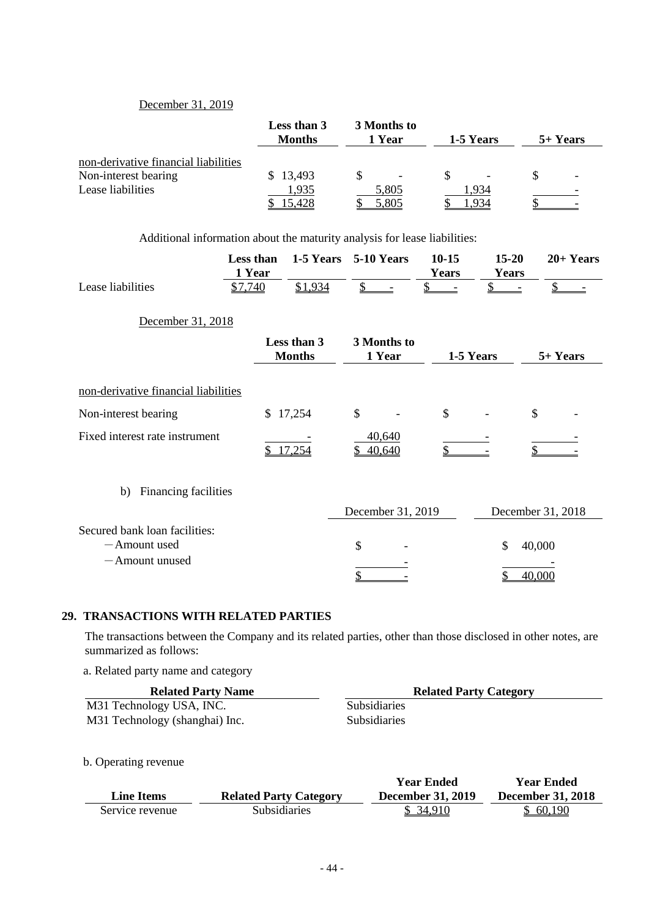December 31, 2019

| | Less than 3 Months | 3 Months to 1 Year | 1-5 Years | 5+ Years |
|---|---|---|---|---|
| non-derivative financial liabilities | | | | |
| Non-interest bearing | $ 13,493 | $ - | $ - | $ - |
| Lease liabilities | 1,935 | 5,805 | 1,934 | - |
| | $ 15,428 | $ 5,805 | $ 1,934 | $ - |

Additional information about the maturity analysis for lease liabilities:

| | Less than 1 Year | 1-5 Years | 5-10 Years | 10-15 Years | 15-20 Years | 20+ Years |
|---|---|---|---|---|---|---|
| Lease liabilities | $7,740 | $1,934 | $ - | $ - | $ - | $ - |

December 31, 2018

| | Less than 3 Months | 3 Months to 1 Year | 1-5 Years | 5+ Years |
|---|---|---|---|---|
| non-derivative financial liabilities | | | | |
| Non-interest bearing | $ 17,254 | $ - | $ - | $ - |
| Fixed interest rate instrument | - | 40,640 | - | - |
| | $ 17,254 | $ 40,640 | $ - | $ - |

b) Financing facilities

| | December 31, 2019 | December 31, 2018 |
|---|---|---|
| Secured bank loan facilities: | | |
| －Amount used | $ - | $ 40,000 |
| －Amount unused | - | - |
| | $ - | $ 40,000 |

## 29. TRANSACTIONS WITH RELATED PARTIES

The transactions between the Company and its related parties, other than those disclosed in other notes, are summarized as follows:

a. Related party name and category

| Related Party Name | Related Party Category |
|---|---|
| M31 Technology USA, INC. | Subsidiaries |
| M31 Technology (shanghai) Inc. | Subsidiaries |

b. Operating revenue

| Line Items | Related Party Category | Year Ended December 31, 2019 | Year Ended December 31, 2018 |
|---|---|---|---|
| Service revenue | Subsidiaries | $ 34,910 | $ 60,190 |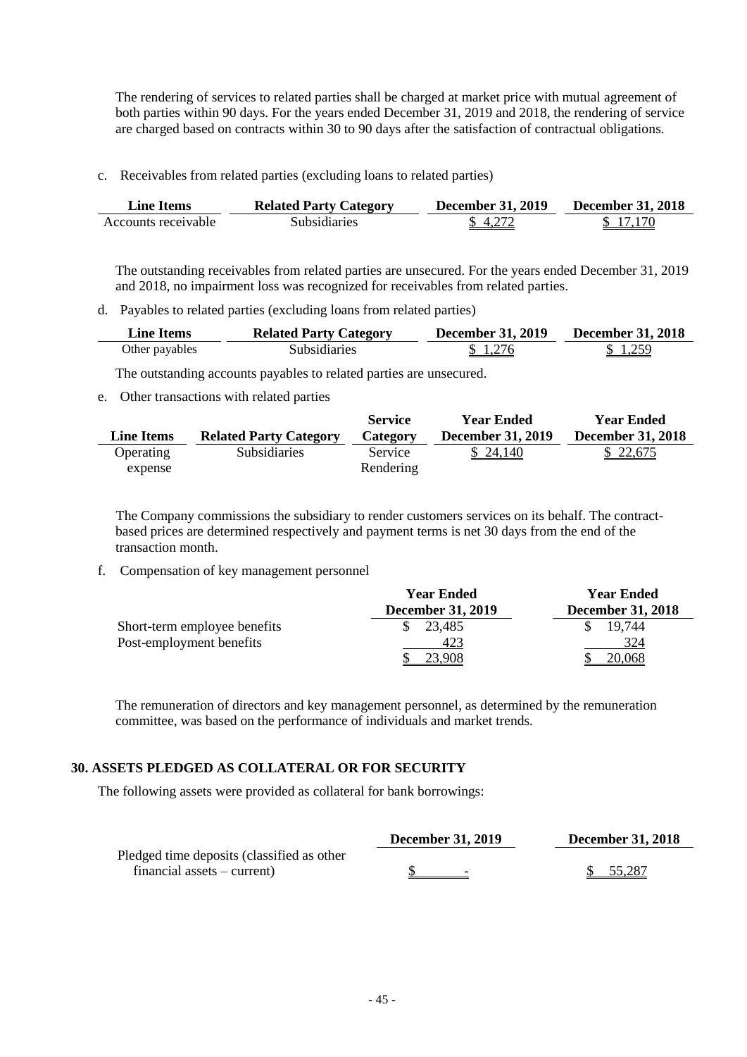The rendering of services to related parties shall be charged at market price with mutual agreement of both parties within 90 days. For the years ended December 31, 2019 and 2018, the rendering of service are charged based on contracts within 30 to 90 days after the satisfaction of contractual obligations.

c. Receivables from related parties (excluding loans to related parties)

| Line Items | Related Party Category | December 31, 2019 | December 31, 2018 |
|---|---|---|---|
| Accounts receivable | Subsidiaries | $ 4,272 | $ 17,170 |

The outstanding receivables from related parties are unsecured. For the years ended December 31, 2019 and 2018, no impairment loss was recognized for receivables from related parties.

d. Payables to related parties (excluding loans from related parties)

| Line Items | Related Party Category | December 31, 2019 | December 31, 2018 |
|---|---|---|---|
| Other payables | Subsidiaries | $ 1,276 | $ 1,259 |

The outstanding accounts payables to related parties are unsecured.

e. Other transactions with related parties

| Line Items | Related Party Category | Service Category | Year Ended December 31, 2019 | Year Ended December 31, 2018 |
|---|---|---|---|---|
| Operating expense | Subsidiaries | Service Rendering | $ 24,140 | $ 22,675 |

The Company commissions the subsidiary to render customers services on its behalf. The contract-based prices are determined respectively and payment terms is net 30 days from the end of the transaction month.

f. Compensation of key management personnel

| | Year Ended December 31, 2019 | Year Ended December 31, 2018 |
|---|---|---|
| Short-term employee benefits | $ 23,485 | $ 19,744 |
| Post-employment benefits | 423 | 324 |
| | $ 23,908 | $ 20,068 |

The remuneration of directors and key management personnel, as determined by the remuneration committee, was based on the performance of individuals and market trends.

## 30. ASSETS PLEDGED AS COLLATERAL OR FOR SECURITY

The following assets were provided as collateral for bank borrowings:

| | December 31, 2019 | December 31, 2018 |
|---|---|---|
| Pledged time deposits (classified as other financial assets – current) | $ - | $ 55,287 |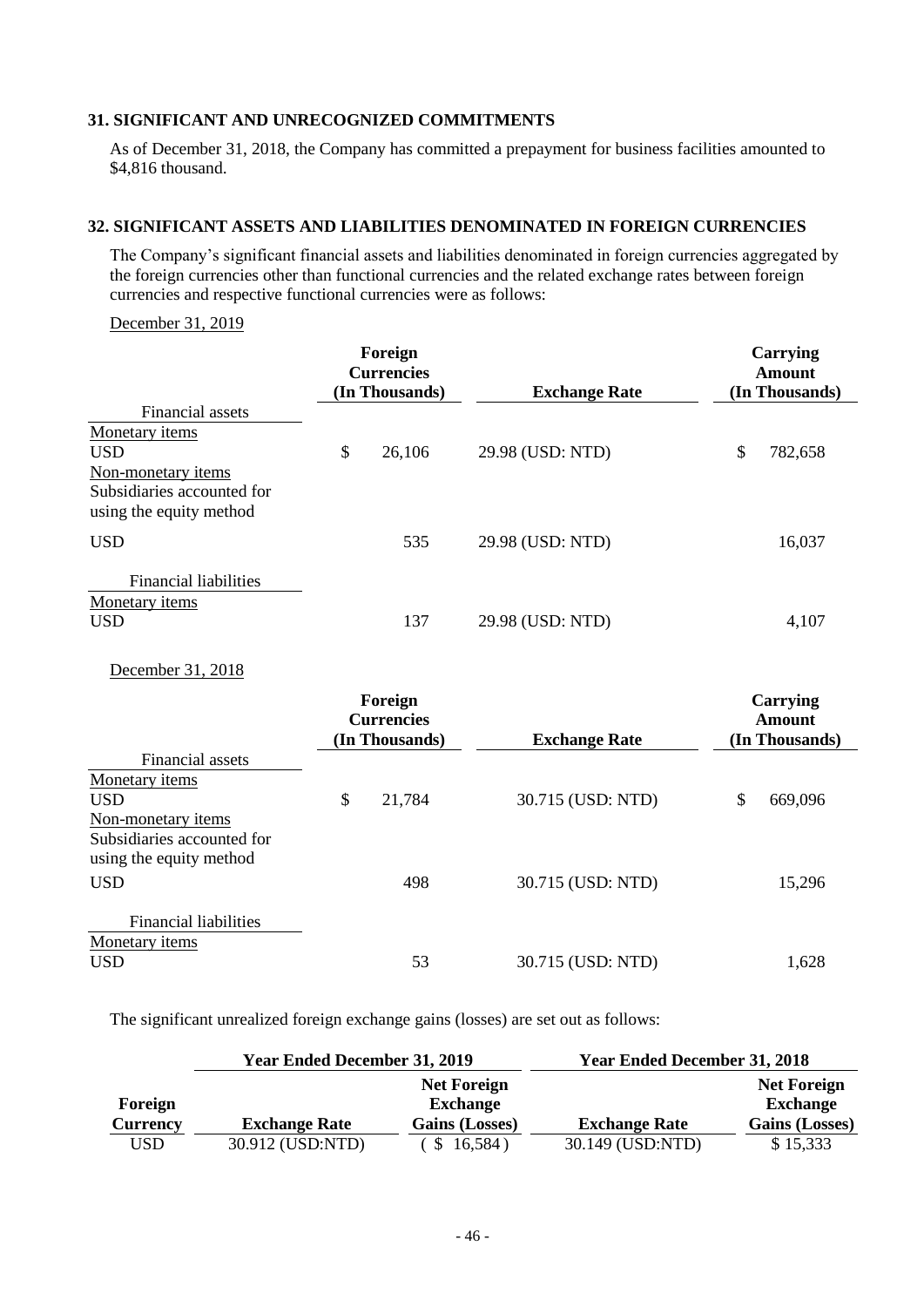## 31. SIGNIFICANT AND UNRECOGNIZED COMMITMENTS

As of December 31, 2018, the Company has committed a prepayment for business facilities amounted to $4,816 thousand.

## 32. SIGNIFICANT ASSETS AND LIABILITIES DENOMINATED IN FOREIGN CURRENCIES

The Company's significant financial assets and liabilities denominated in foreign currencies aggregated by the foreign currencies other than functional currencies and the related exchange rates between foreign currencies and respective functional currencies were as follows:

December 31, 2019

| | Foreign Currencies (In Thousands) | Exchange Rate | Carrying Amount (In Thousands) |
|---|---|---|---|
| Financial assets | | | |
| Monetary items | | | |
| USD | $ 26,106 | 29.98 (USD: NTD) | $ 782,658 |
| Non-monetary items | | | |
| Subsidiaries accounted for using the equity method | | | |
| USD | 535 | 29.98 (USD: NTD) | 16,037 |
| Financial liabilities | | | |
| Monetary items | | | |
| USD | 137 | 29.98 (USD: NTD) | 4,107 |

December 31, 2018

| | Foreign Currencies (In Thousands) | Exchange Rate | Carrying Amount (In Thousands) |
|---|---|---|---|
| Financial assets | | | |
| Monetary items | | | |
| USD | $ 21,784 | 30.715 (USD: NTD) | $ 669,096 |
| Non-monetary items | | | |
| Subsidiaries accounted for using the equity method | | | |
| USD | 498 | 30.715 (USD: NTD) | 15,296 |
| Financial liabilities | | | |
| Monetary items | | | |
| USD | 53 | 30.715 (USD: NTD) | 1,628 |

The significant unrealized foreign exchange gains (losses) are set out as follows:

| | Year Ended December 31, 2019 | | Year Ended December 31, 2018 | |
|---|---|---|---|---|
| Foreign Currency | Exchange Rate | Net Foreign Exchange Gains (Losses) | Exchange Rate | Net Foreign Exchange Gains (Losses) |
| USD | 30.912 (USD:NTD) | ( $ 16,584 ) | 30.149 (USD:NTD) | $ 15,333 |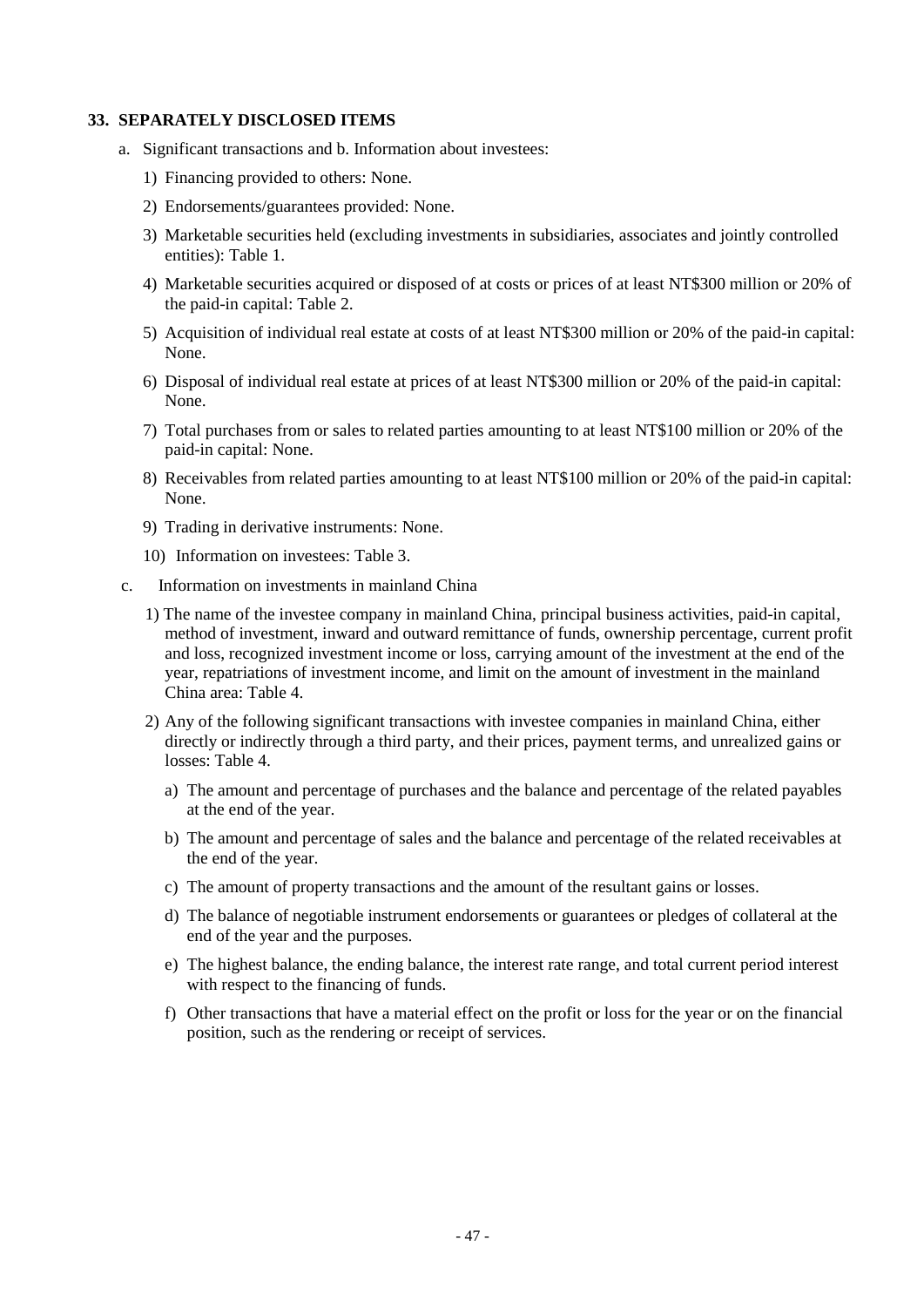## 33. SEPARATELY DISCLOSED ITEMS

a. Significant transactions and b. Information about investees:

1) Financing provided to others: None.

2) Endorsements/guarantees provided: None.

3) Marketable securities held (excluding investments in subsidiaries, associates and jointly controlled entities): Table 1.

4) Marketable securities acquired or disposed of at costs or prices of at least NT$300 million or 20% of the paid-in capital: Table 2.

5) Acquisition of individual real estate at costs of at least NT$300 million or 20% of the paid-in capital: None.

6) Disposal of individual real estate at prices of at least NT$300 million or 20% of the paid-in capital: None.

7) Total purchases from or sales to related parties amounting to at least NT$100 million or 20% of the paid-in capital: None.

8) Receivables from related parties amounting to at least NT$100 million or 20% of the paid-in capital: None.

9) Trading in derivative instruments: None.

10) Information on investees: Table 3.

c. Information on investments in mainland China

1) The name of the investee company in mainland China, principal business activities, paid-in capital, method of investment, inward and outward remittance of funds, ownership percentage, current profit and loss, recognized investment income or loss, carrying amount of the investment at the end of the year, repatriations of investment income, and limit on the amount of investment in the mainland China area: Table 4.

2) Any of the following significant transactions with investee companies in mainland China, either directly or indirectly through a third party, and their prices, payment terms, and unrealized gains or losses: Table 4.

   a) The amount and percentage of purchases and the balance and percentage of the related payables at the end of the year.

   b) The amount and percentage of sales and the balance and percentage of the related receivables at the end of the year.

   c) The amount of property transactions and the amount of the resultant gains or losses.

   d) The balance of negotiable instrument endorsements or guarantees or pledges of collateral at the end of the year and the purposes.

   e) The highest balance, the ending balance, the interest rate range, and total current period interest with respect to the financing of funds.

   f) Other transactions that have a material effect on the profit or loss for the year or on the financial position, such as the rendering or receipt of services.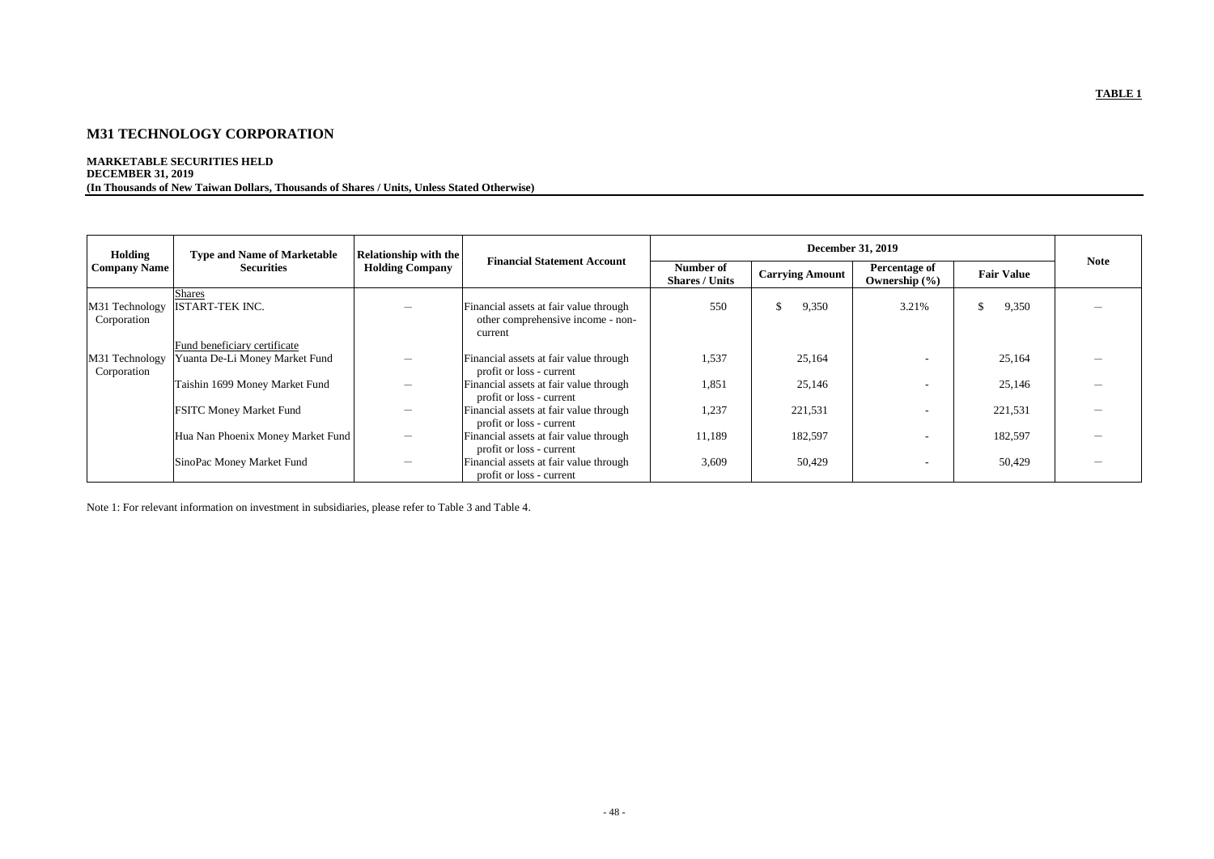**TABLE 1**

## M31 TECHNOLOGY CORPORATION

**MARKETABLE SECURITIES HELD**
**DECEMBER 31, 2019**
**(In Thousands of New Taiwan Dollars, Thousands of Shares / Units, Unless Stated Otherwise)**

| Holding Company Name | Type and Name of Marketable Securities | Relationship with the Holding Company | Financial Statement Account | December 31, 2019 | | | | Note |
|---|---|---|---|---|---|---|---|---|
| | | | | Number of Shares / Units | Carrying Amount | Percentage of Ownership (%) | Fair Value | |
| | Shares | | | | | | | |
| M31 Technology Corporation | ISTART-TEK INC. | – | Financial assets at fair value through other comprehensive income - non-current | 550 | $ 9,350 | 3.21% | $ 9,350 | – |
| | Fund beneficiary certificate | | | | | | | |
| M31 Technology Corporation | Yuanta De-Li Money Market Fund | – | Financial assets at fair value through profit or loss - current | 1,537 | 25,164 | - | 25,164 | – |
| | Taishin 1699 Money Market Fund | – | Financial assets at fair value through profit or loss - current | 1,851 | 25,146 | - | 25,146 | – |
| | FSITC Money Market Fund | – | Financial assets at fair value through profit or loss - current | 1,237 | 221,531 | - | 221,531 | – |
| | Hua Nan Phoenix Money Market Fund | – | Financial assets at fair value through profit or loss - current | 11,189 | 182,597 | - | 182,597 | – |
| | SinoPac Money Market Fund | – | Financial assets at fair value through profit or loss - current | 3,609 | 50,429 | - | 50,429 | – |

Note 1: For relevant information on investment in subsidiaries, please refer to Table 3 and Table 4.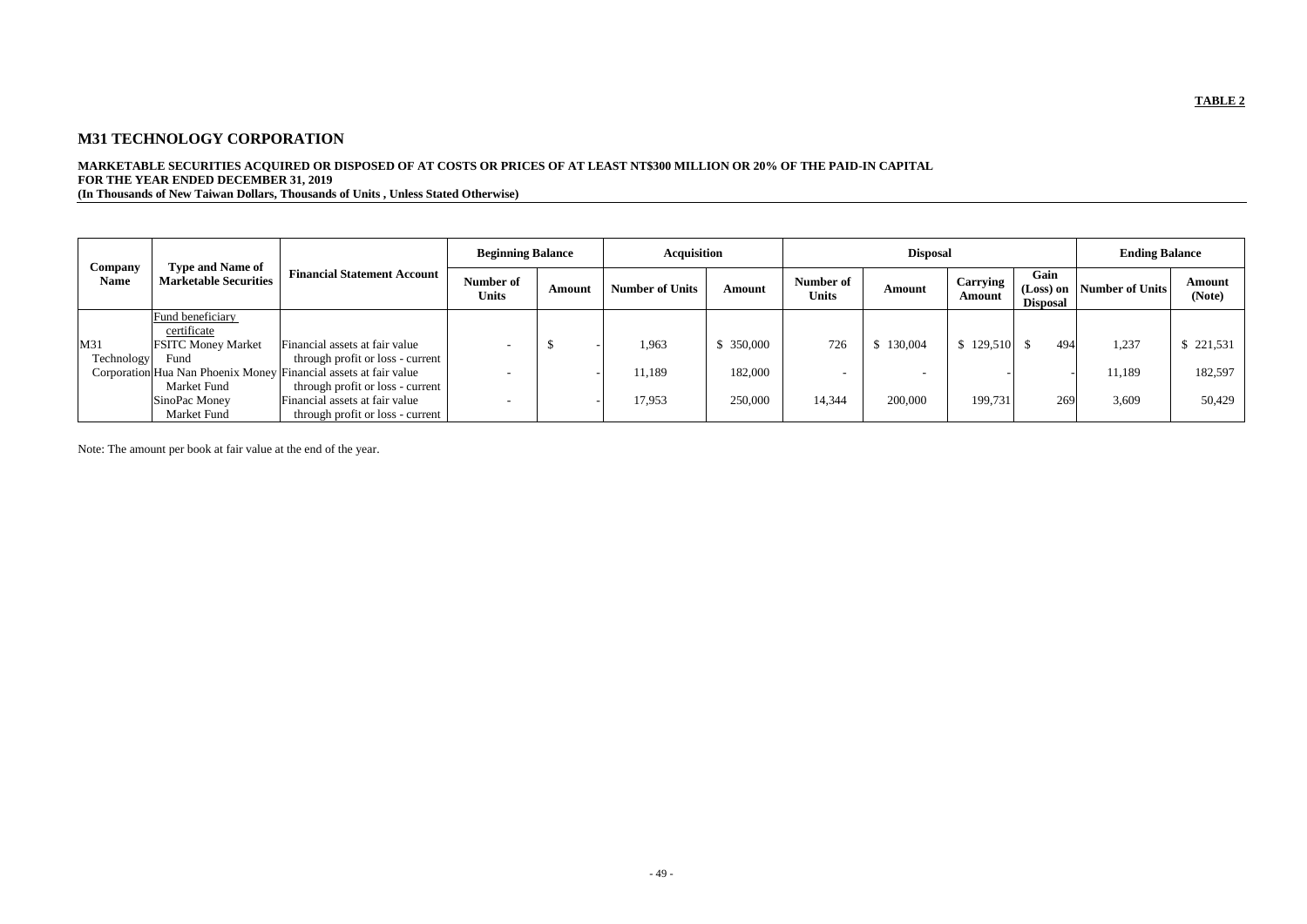**TABLE 2**

## M31 TECHNOLOGY CORPORATION

**MARKETABLE SECURITIES ACQUIRED OR DISPOSED OF AT COSTS OR PRICES OF AT LEAST NT$300 MILLION OR 20% OF THE PAID-IN CAPITAL**
**FOR THE YEAR ENDED DECEMBER 31, 2019**
**(In Thousands of New Taiwan Dollars, Thousands of Units , Unless Stated Otherwise)**

| Company Name | Type and Name of Marketable Securities | Financial Statement Account | Beginning Balance | | Acquisition | | Disposal | | | | Ending Balance | |
|---|---|---|---|---|---|---|---|---|---|---|---|---|
| | | | Number of Units | Amount | Number of Units | Amount | Number of Units | Amount | Carrying Amount | Gain (Loss) on Disposal | Number of Units | Amount (Note) |
| M31 Technology Corporation | Fund beneficiary certificate | | | | | | | | | | | |
| | FSITC Money Market Fund | Financial assets at fair value through profit or loss - current | - | $ - | 1,963 | $ 350,000 | 726 | $ 130,004 | $ 129,510 | $ 494 | 1,237 | $ 221,531 |
| | Hua Nan Phoenix Money Market Fund | Financial assets at fair value through profit or loss - current | - | - | 11,189 | 182,000 | - | - | - | - | 11,189 | 182,597 |
| | SinoPac Money Market Fund | Financial assets at fair value through profit or loss - current | - | - | 17,953 | 250,000 | 14,344 | 200,000 | 199,731 | 269 | 3,609 | 50,429 |

Note: The amount per book at fair value at the end of the year.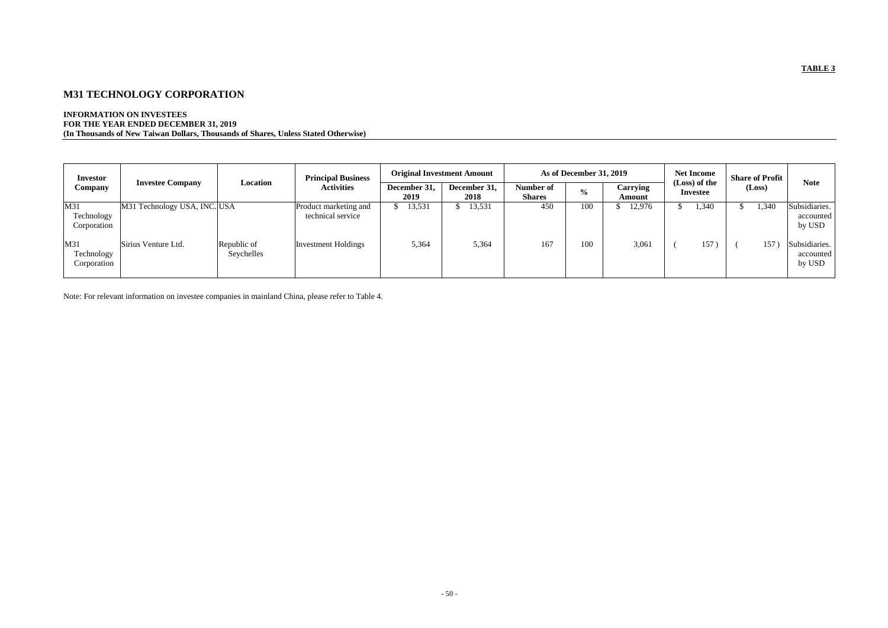**TABLE 3**

# M31 TECHNOLOGY CORPORATION

**INFORMATION ON INVESTEES**
**FOR THE YEAR ENDED DECEMBER 31, 2019**
**(In Thousands of New Taiwan Dollars, Thousands of Shares, Unless Stated Otherwise)**

| Investor Company | Investee Company | Location | Principal Business Activities | Original Investment Amount | | As of December 31, 2019 | | | Net Income (Loss) of the Investee | Share of Profit (Loss) | Note |
|---|---|---|---|---|---|---|---|---|---|---|---|
| | | | | December 31, 2019 | December 31, 2018 | Number of Shares | % | Carrying Amount | | | |
| M31 Technology Corporation | M31 Technology USA, INC. | USA | Product marketing and technical service | $ 13,531 | $ 13,531 | 450 | 100 | $ 12,976 | $ 1,340 | $ 1,340 | Subsidiaries. accounted by USD |
| M31 Technology Corporation | Sirius Venture Ltd. | Republic of Seychelles | Investment Holdings | 5,364 | 5,364 | 167 | 100 | 3,061 | ( 157 ) | ( 157 ) | Subsidiaries. accounted by USD |

Note: For relevant information on investee companies in mainland China, please refer to Table 4.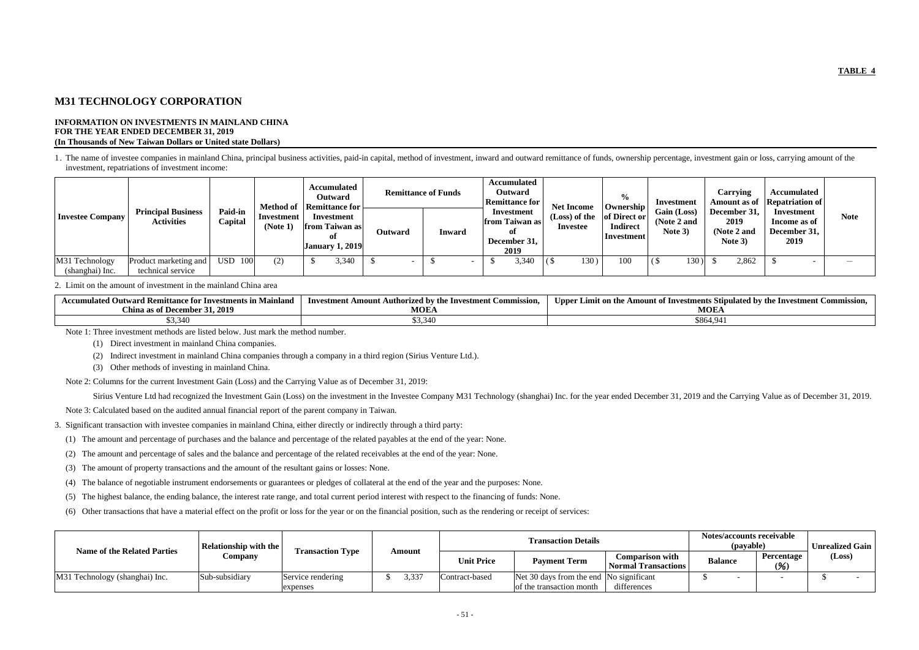**TABLE 4**

## M31 TECHNOLOGY CORPORATION

**INFORMATION ON INVESTMENTS IN MAINLAND CHINA**
**FOR THE YEAR ENDED DECEMBER 31, 2019**
**(In Thousands of New Taiwan Dollars or United state Dollars)**

1. The name of investee companies in mainland China, principal business activities, paid-in capital, method of investment, inward and outward remittance of funds, ownership percentage, investment gain or loss, carrying amount of the investment, repatriations of investment income:

| Investee Company | Principal Business Activities | Paid-in Capital | Method of Investment (Note 1) | Accumulated Outward Remittance for Investment from Taiwan as of January 1, 2019 | Remittance of Funds | | Accumulated Outward Remittance for Investment from Taiwan as of December 31, 2019 | Net Income (Loss) of the Investee | % Ownership of Direct or Indirect Investment | Investment Gain (Loss) (Note 2 and Note 3) | Carrying Amount as of December 31, 2019 (Note 2 and Note 3) | Accumulated Repatriation of Investment Income as of December 31, 2019 | Note |
|---|---|---|---|---|---|---|---|---|---|---|---|---|---|
| | | | | | Outward | Inward | | | | | | | |
| M31 Technology (shanghai) Inc. | Product marketing and technical service | USD 100 | (2) | $ 3,340 | $ - | $ - | $ 3,340 | ($ 130 ) | 100 | ($ 130 ) | $ 2,862 | $ - | — |

2. Limit on the amount of investment in the mainland China area

| Accumulated Outward Remittance for Investments in Mainland China as of December 31, 2019 | Investment Amount Authorized by the Investment Commission, MOEA | Upper Limit on the Amount of Investments Stipulated by the Investment Commission, MOEA |
|---|---|---|
| $3,340 | $3,340 | $864,941 |

Note 1: Three investment methods are listed below. Just mark the method number.

(1) Direct investment in mainland China companies.

(2) Indirect investment in mainland China companies through a company in a third region (Sirius Venture Ltd.).

(3) Other methods of investing in mainland China.

Note 2: Columns for the current Investment Gain (Loss) and the Carrying Value as of December 31, 2019:

Sirius Venture Ltd had recognized the Investment Gain (Loss) on the investment in the Investee Company M31 Technology (shanghai) Inc. for the year ended December 31, 2019 and the Carrying Value as of December 31, 2019.

Note 3: Calculated based on the audited annual financial report of the parent company in Taiwan.

3. Significant transaction with investee companies in mainland China, either directly or indirectly through a third party:

(1) The amount and percentage of purchases and the balance and percentage of the related payables at the end of the year: None.

(2) The amount and percentage of sales and the balance and percentage of the related receivables at the end of the year: None.

(3) The amount of property transactions and the amount of the resultant gains or losses: None.

(4) The balance of negotiable instrument endorsements or guarantees or pledges of collateral at the end of the year and the purposes: None.

(5) The highest balance, the ending balance, the interest rate range, and total current period interest with respect to the financing of funds: None.

(6) Other transactions that have a material effect on the profit or loss for the year or on the financial position, such as the rendering or receipt of services:

| Name of the Related Parties | Relationship with the Company | Transaction Type | Amount | Transaction Details | | | Notes/accounts receivable (payable) | | Unrealized Gain (Loss) |
|---|---|---|---|---|---|---|---|---|---|
| | | | | Unit Price | Payment Term | Comparison with Normal Transactions | Balance | Percentage (%) | |
| M31 Technology (shanghai) Inc. | Sub-subsidiary | Service rendering expenses | $ 3,337 | Contract-based | Net 30 days from the end of the transaction month | No significant differences | $ - | - | $ - |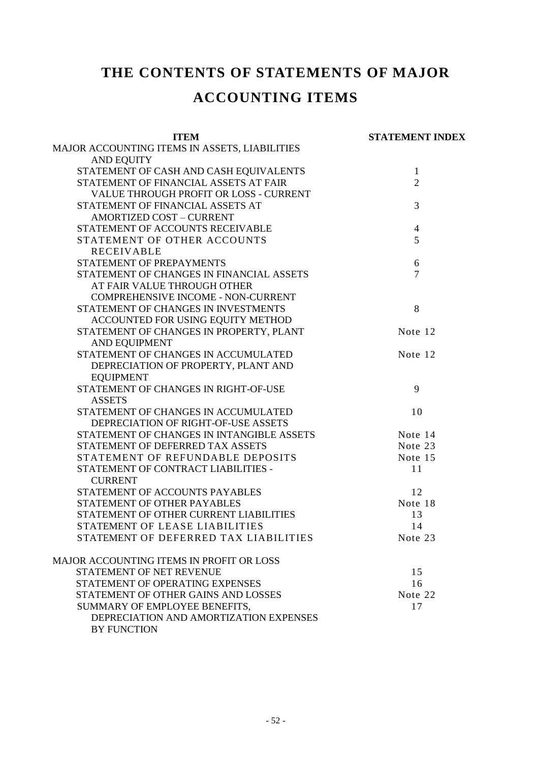# THE CONTENTS OF STATEMENTS OF MAJOR ACCOUNTING ITEMS

| ITEM | STATEMENT INDEX |
|---|---|
| MAJOR ACCOUNTING ITEMS IN ASSETS, LIABILITIES AND EQUITY | |
| STATEMENT OF CASH AND CASH EQUIVALENTS | 1 |
| STATEMENT OF FINANCIAL ASSETS AT FAIR VALUE THROUGH PROFIT OR LOSS - CURRENT | 2 |
| STATEMENT OF FINANCIAL ASSETS AT AMORTIZED COST – CURRENT | 3 |
| STATEMENT OF ACCOUNTS RECEIVABLE | 4 |
| STATEMENT OF OTHER ACCOUNTS RECEIVABLE | 5 |
| STATEMENT OF PREPAYMENTS | 6 |
| STATEMENT OF CHANGES IN FINANCIAL ASSETS AT FAIR VALUE THROUGH OTHER COMPREHENSIVE INCOME - NON-CURRENT | 7 |
| STATEMENT OF CHANGES IN INVESTMENTS ACCOUNTED FOR USING EQUITY METHOD | 8 |
| STATEMENT OF CHANGES IN PROPERTY, PLANT AND EQUIPMENT | Note 12 |
| STATEMENT OF CHANGES IN ACCUMULATED DEPRECIATION OF PROPERTY, PLANT AND EQUIPMENT | Note 12 |
| STATEMENT OF CHANGES IN RIGHT-OF-USE ASSETS | 9 |
| STATEMENT OF CHANGES IN ACCUMULATED DEPRECIATION OF RIGHT-OF-USE ASSETS | 10 |
| STATEMENT OF CHANGES IN INTANGIBLE ASSETS | Note 14 |
| STATEMENT OF DEFERRED TAX ASSETS | Note 23 |
| STATEMENT OF REFUNDABLE DEPOSITS | Note 15 |
| STATEMENT OF CONTRACT LIABILITIES - CURRENT | 11 |
| STATEMENT OF ACCOUNTS PAYABLES | 12 |
| STATEMENT OF OTHER PAYABLES | Note 18 |
| STATEMENT OF OTHER CURRENT LIABILITIES | 13 |
| STATEMENT OF LEASE LIABILITIES | 14 |
| STATEMENT OF DEFERRED TAX LIABILITIES | Note 23 |
| MAJOR ACCOUNTING ITEMS IN PROFIT OR LOSS | |
| STATEMENT OF NET REVENUE | 15 |
| STATEMENT OF OPERATING EXPENSES | 16 |
| STATEMENT OF OTHER GAINS AND LOSSES | Note 22 |
| SUMMARY OF EMPLOYEE BENEFITS, DEPRECIATION AND AMORTIZATION EXPENSES BY FUNCTION | 17 |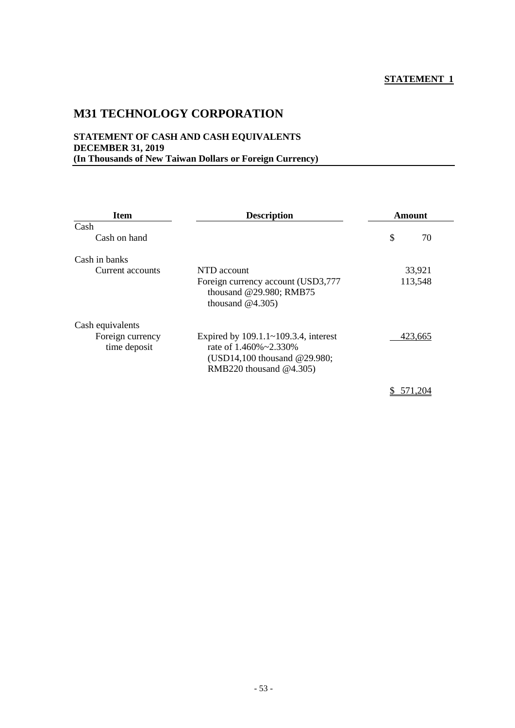**STATEMENT 1**

# M31 TECHNOLOGY CORPORATION

**STATEMENT OF CASH AND CASH EQUIVALENTS**
**DECEMBER 31, 2019**
**(In Thousands of New Taiwan Dollars or Foreign Currency)**

| Item | Description | Amount |
|---|---|---|
| Cash | | |
| Cash on hand | | $ 70 |
| Cash in banks | | |
| Current accounts | NTD account | 33,921 |
| | Foreign currency account (USD3,777 thousand @29.980; RMB75 thousand @4.305) | 113,548 |
| Cash equivalents | | |
| Foreign currency time deposit | Expired by 109.1.1~109.3.4, interest rate of 1.460%~2.330% (USD14,100 thousand @29.980; RMB220 thousand @4.305) | 423,665 |
| | | $ 571,204 |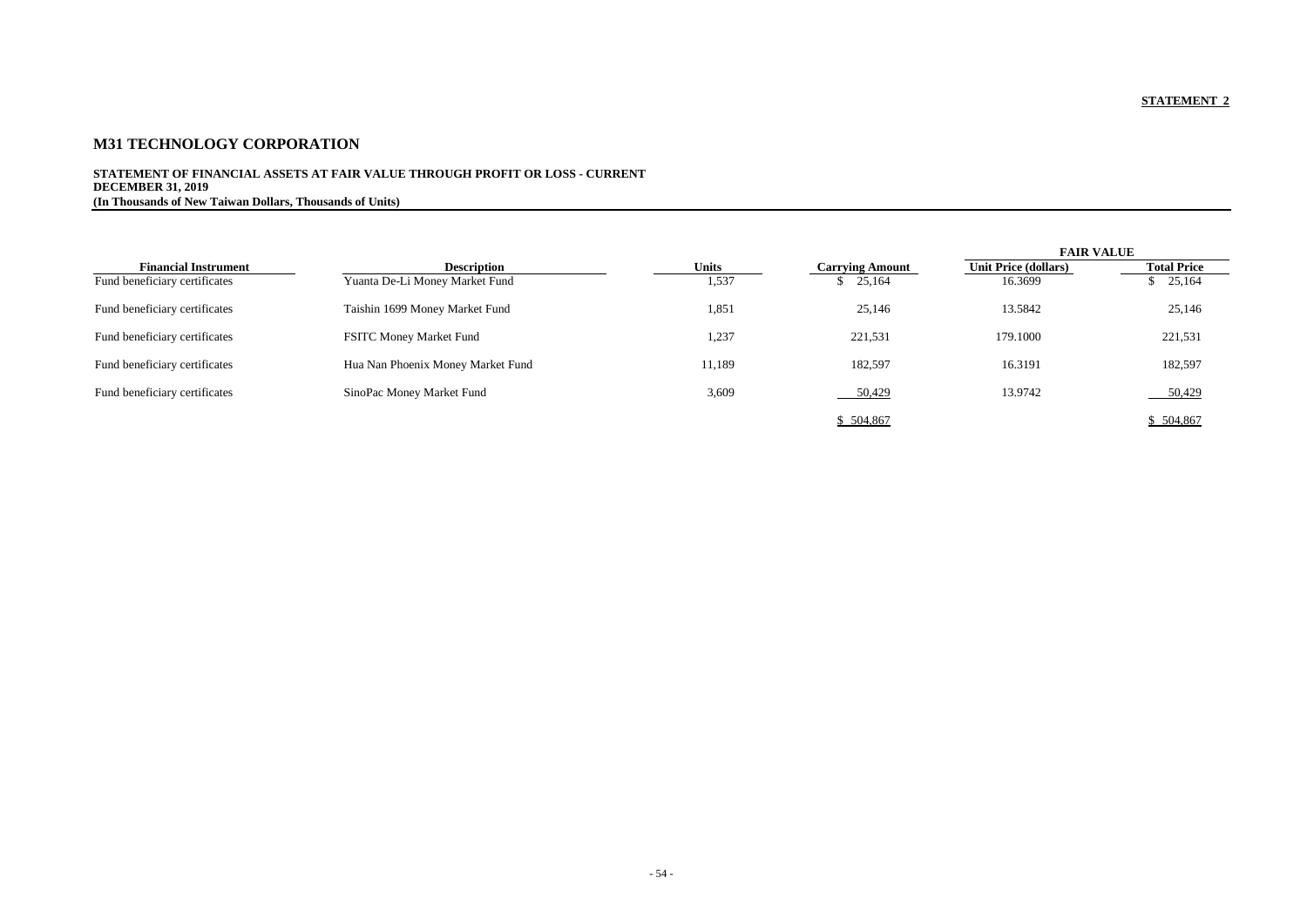**STATEMENT 2**

# M31 TECHNOLOGY CORPORATION

**STATEMENT OF FINANCIAL ASSETS AT FAIR VALUE THROUGH PROFIT OR LOSS - CURRENT**
**DECEMBER 31, 2019**
**(In Thousands of New Taiwan Dollars, Thousands of Units)**

| | | | | FAIR VALUE | |
|---|---|---|---|---|---|
| **Financial Instrument** | **Description** | **Units** | **Carrying Amount** | **Unit Price (dollars)** | **Total Price** |
| Fund beneficiary certificates | Yuanta De-Li Money Market Fund | 1,537 | $ 25,164 | 16.3699 | $ 25,164 |
| Fund beneficiary certificates | Taishin 1699 Money Market Fund | 1,851 | 25,146 | 13.5842 | 25,146 |
| Fund beneficiary certificates | FSITC Money Market Fund | 1,237 | 221,531 | 179.1000 | 221,531 |
| Fund beneficiary certificates | Hua Nan Phoenix Money Market Fund | 11,189 | 182,597 | 16.3191 | 182,597 |
| Fund beneficiary certificates | SinoPac Money Market Fund | 3,609 | 50,429 | 13.9742 | 50,429 |
| | | | $ 504,867 | | $ 504,867 |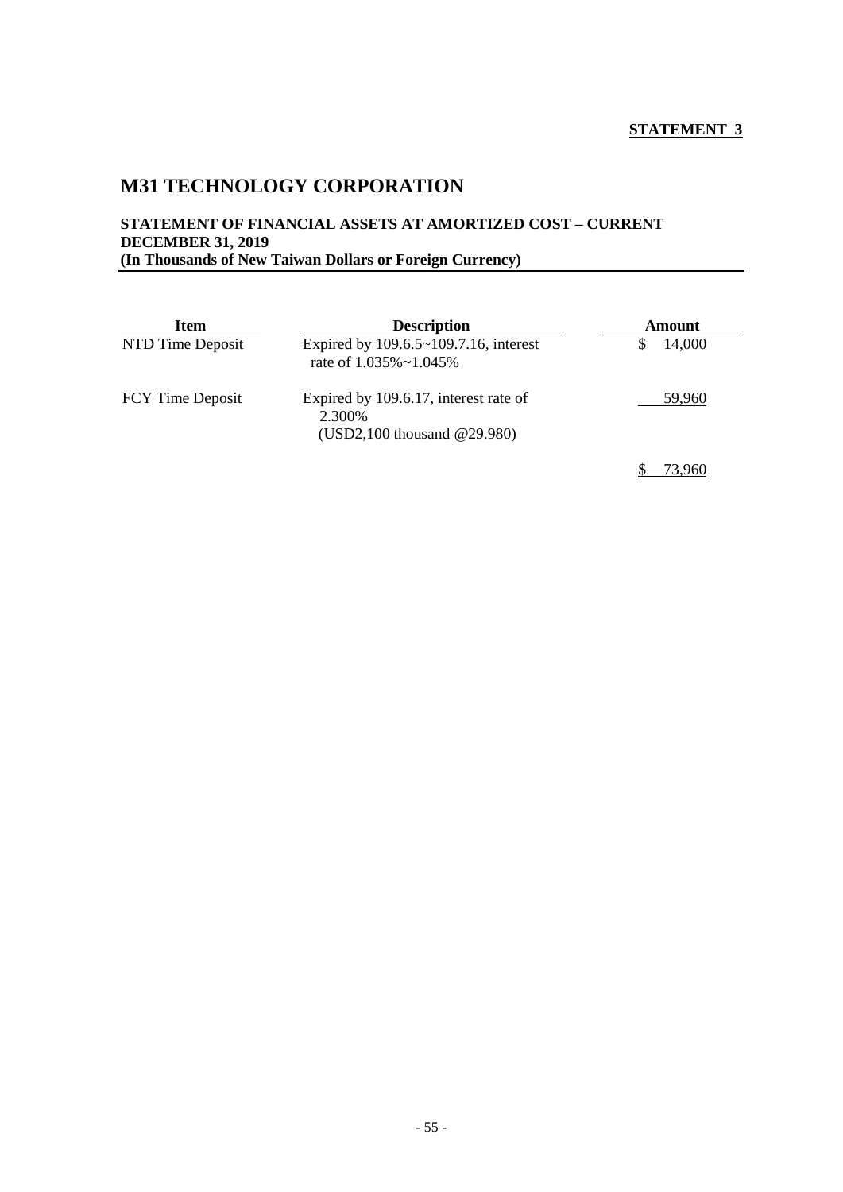**STATEMENT 3**

# M31 TECHNOLOGY CORPORATION

**STATEMENT OF FINANCIAL ASSETS AT AMORTIZED COST – CURRENT**
**DECEMBER 31, 2019**
**(In Thousands of New Taiwan Dollars or Foreign Currency)**

| Item | Description | Amount |
|---|---|---|
| NTD Time Deposit | Expired by 109.6.5~109.7.16, interest rate of 1.035%~1.045% | $ 14,000 |
| FCY Time Deposit | Expired by 109.6.17, interest rate of 2.300% (USD2,100 thousand @29.980) | 59,960 |
| | | $ 73,960 |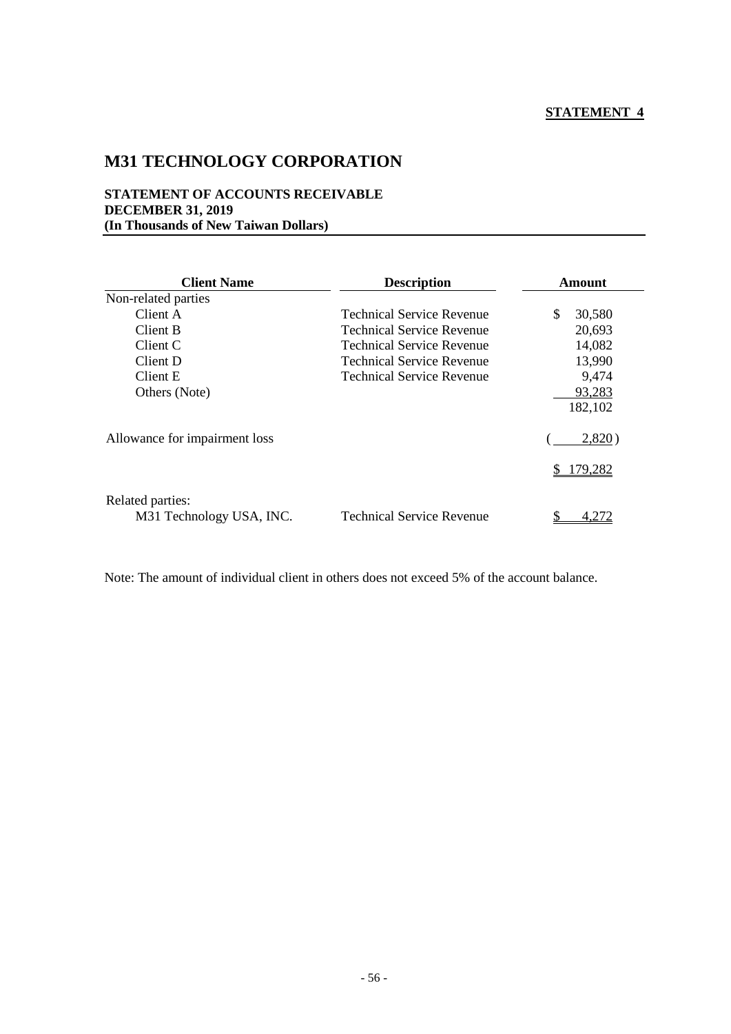**STATEMENT 4**

# M31 TECHNOLOGY CORPORATION

**STATEMENT OF ACCOUNTS RECEIVABLE**
**DECEMBER 31, 2019**
**(In Thousands of New Taiwan Dollars)**

| Client Name | Description | Amount |
|---|---|---|
| Non-related parties | | |
| Client A | Technical Service Revenue | $ 30,580 |
| Client B | Technical Service Revenue | 20,693 |
| Client C | Technical Service Revenue | 14,082 |
| Client D | Technical Service Revenue | 13,990 |
| Client E | Technical Service Revenue | 9,474 |
| Others (Note) | | 93,283 |
| | | 182,102 |
| Allowance for impairment loss | | ( 2,820 ) |
| | | $ 179,282 |
| Related parties: | | |
| M31 Technology USA, INC. | Technical Service Revenue | $ 4,272 |

Note: The amount of individual client in others does not exceed 5% of the account balance.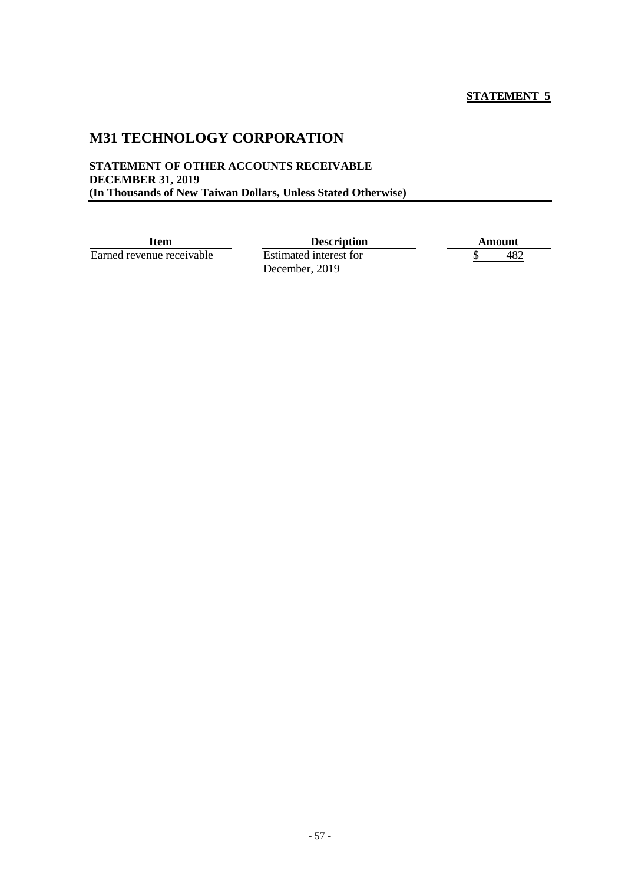**STATEMENT 5**

# M31 TECHNOLOGY CORPORATION

**STATEMENT OF OTHER ACCOUNTS RECEIVABLE**
**DECEMBER 31, 2019**
**(In Thousands of New Taiwan Dollars, Unless Stated Otherwise)**

| Item | Description | Amount |
|---|---|---|
| Earned revenue receivable | Estimated interest for December, 2019 | $ 482 |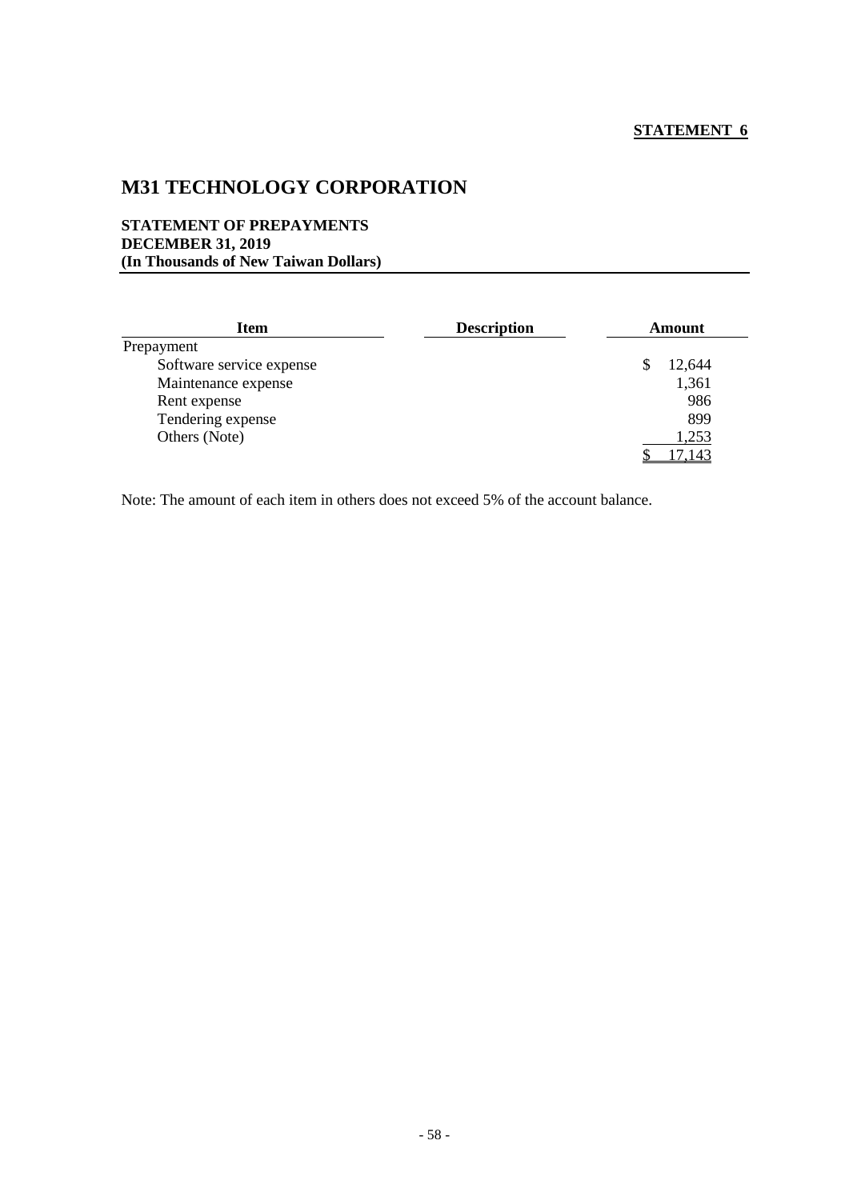**STATEMENT 6**

# M31 TECHNOLOGY CORPORATION

**STATEMENT OF PREPAYMENTS**
**DECEMBER 31, 2019**
**(In Thousands of New Taiwan Dollars)**

| Item | Description | Amount |
|---|---|---|
| Prepayment | | |
| Software service expense | | $ 12,644 |
| Maintenance expense | | 1,361 |
| Rent expense | | 986 |
| Tendering expense | | 899 |
| Others (Note) | | 1,253 |
| | | $ 17,143 |

Note: The amount of each item in others does not exceed 5% of the account balance.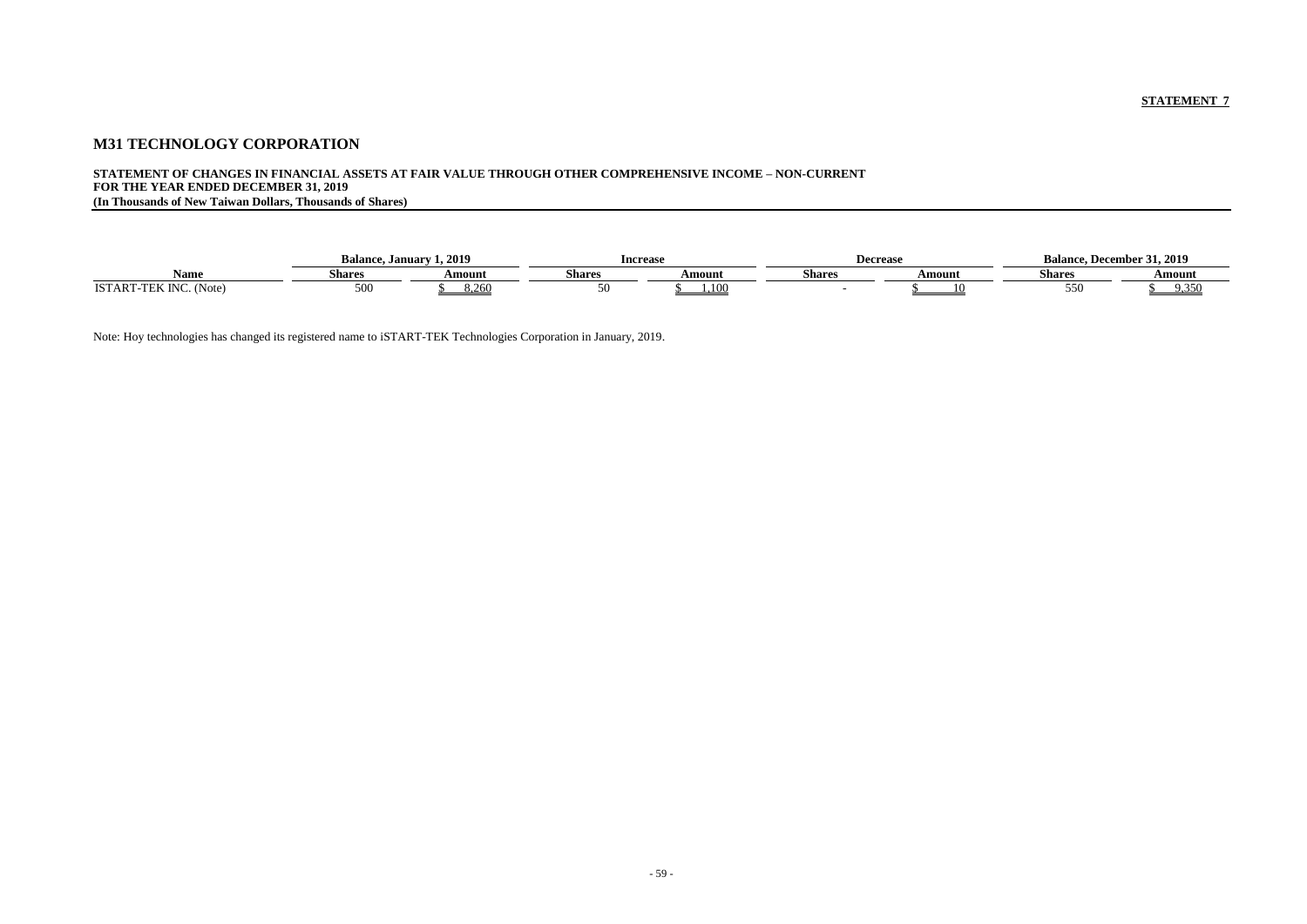STATEMENT 7

## M31 TECHNOLOGY CORPORATION

**STATEMENT OF CHANGES IN FINANCIAL ASSETS AT FAIR VALUE THROUGH OTHER COMPREHENSIVE INCOME – NON-CURRENT**
**FOR THE YEAR ENDED DECEMBER 31, 2019**
**(In Thousands of New Taiwan Dollars, Thousands of Shares)**

| | Balance, January 1, 2019 | | Increase | | Decrease | | Balance, December 31, 2019 | |
|---|---|---|---|---|---|---|---|---|
| Name | Shares | Amount | Shares | Amount | Shares | Amount | Shares | Amount |
| ISTART-TEK INC. (Note) | 500 | $ 8,260 | 50 | $ 1,100 | - | $ 10 | 550 | $ 9,350 |

Note: Hoy technologies has changed its registered name to iSTART-TEK Technologies Corporation in January, 2019.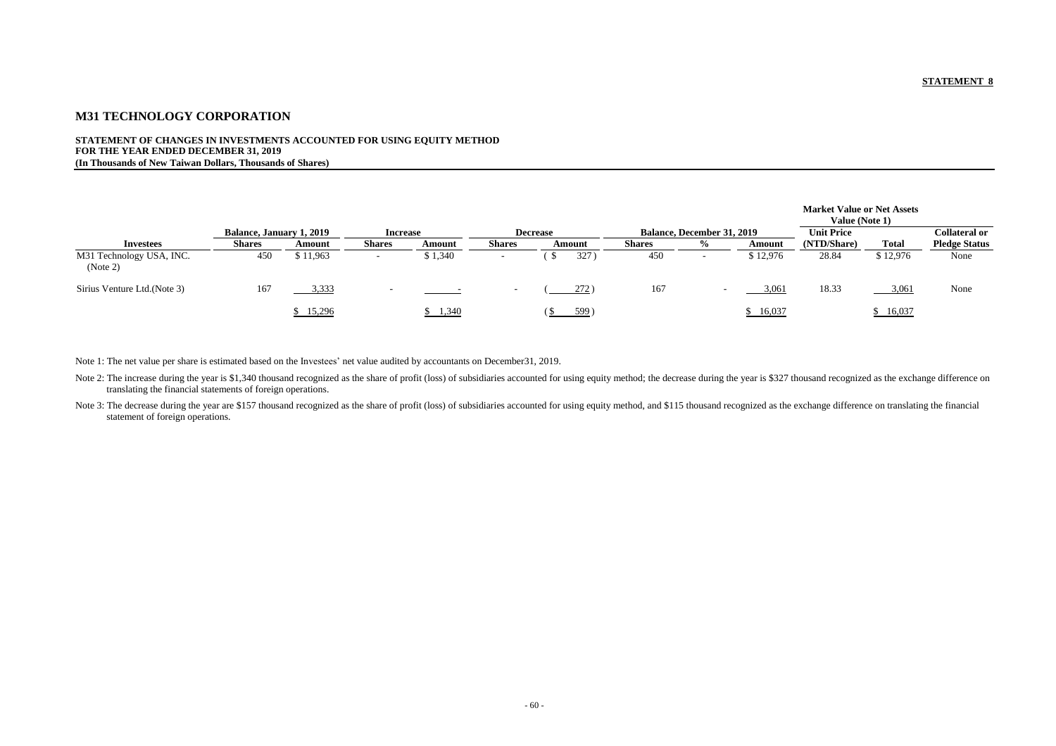**STATEMENT 8**

## M31 TECHNOLOGY CORPORATION

**STATEMENT OF CHANGES IN INVESTMENTS ACCOUNTED FOR USING EQUITY METHOD**
**FOR THE YEAR ENDED DECEMBER 31, 2019**
**(In Thousands of New Taiwan Dollars, Thousands of Shares)**

| | Balance, January 1, 2019 | | Increase | | Decrease | | Balance, December 31, 2019 | | | Market Value or Net Assets Value (Note 1) | | |
|---|---|---|---|---|---|---|---|---|---|---|---|---|
| **Investees** | **Shares** | **Amount** | **Shares** | **Amount** | **Shares** | **Amount** | **Shares** | **%** | **Amount** | **Unit Price (NTD/Share)** | **Total** | **Collateral or Pledge Status** |
| M31 Technology USA, INC. (Note 2) | 450 | $ 11,963 | - | $ 1,340 | - | ( $ 327 ) | 450 | - | $ 12,976 | 28.84 | $ 12,976 | None |
| Sirius Venture Ltd.(Note 3) | 167 | 3,333 | - | - | - | ( 272 ) | 167 | - | 3,061 | 18.33 | 3,061 | None |
| | | $ 15,296 | | $ 1,340 | | ( $ 599 ) | | | $ 16,037 | | $ 16,037 | |

Note 1: The net value per share is estimated based on the Investees' net value audited by accountants on December31, 2019.

Note 2: The increase during the year is $1,340 thousand recognized as the share of profit (loss) of subsidiaries accounted for using equity method; the decrease during the year is $327 thousand recognized as the exchange difference on translating the financial statements of foreign operations.

Note 3: The decrease during the year are $157 thousand recognized as the share of profit (loss) of subsidiaries accounted for using equity method, and $115 thousand recognized as the exchange difference on translating the financial statement of foreign operations.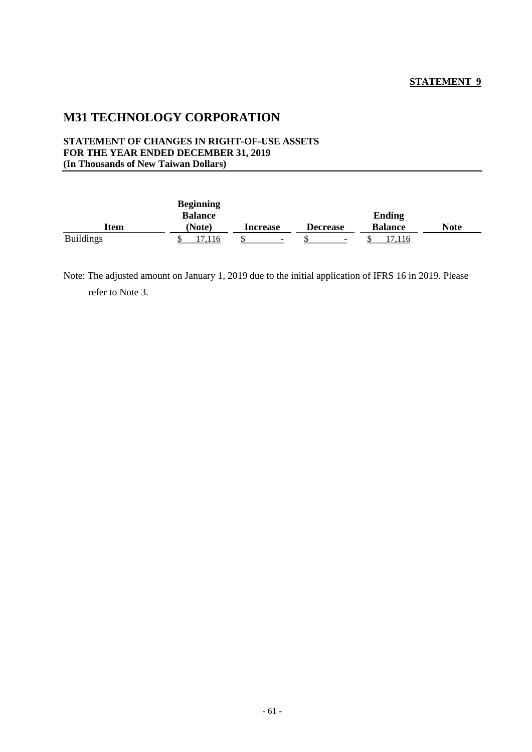**STATEMENT 9**

# M31 TECHNOLOGY CORPORATION

**STATEMENT OF CHANGES IN RIGHT-OF-USE ASSETS**
**FOR THE YEAR ENDED DECEMBER 31, 2019**
**(In Thousands of New Taiwan Dollars)**

| Item | Beginning Balance (Note) | Increase | Decrease | Ending Balance | Note |
|---|---|---|---|---|---|
| Buildings | $ 17,116 | $ - | $ - | $ 17,116 | |

Note: The adjusted amount on January 1, 2019 due to the initial application of IFRS 16 in 2019. Please refer to Note 3.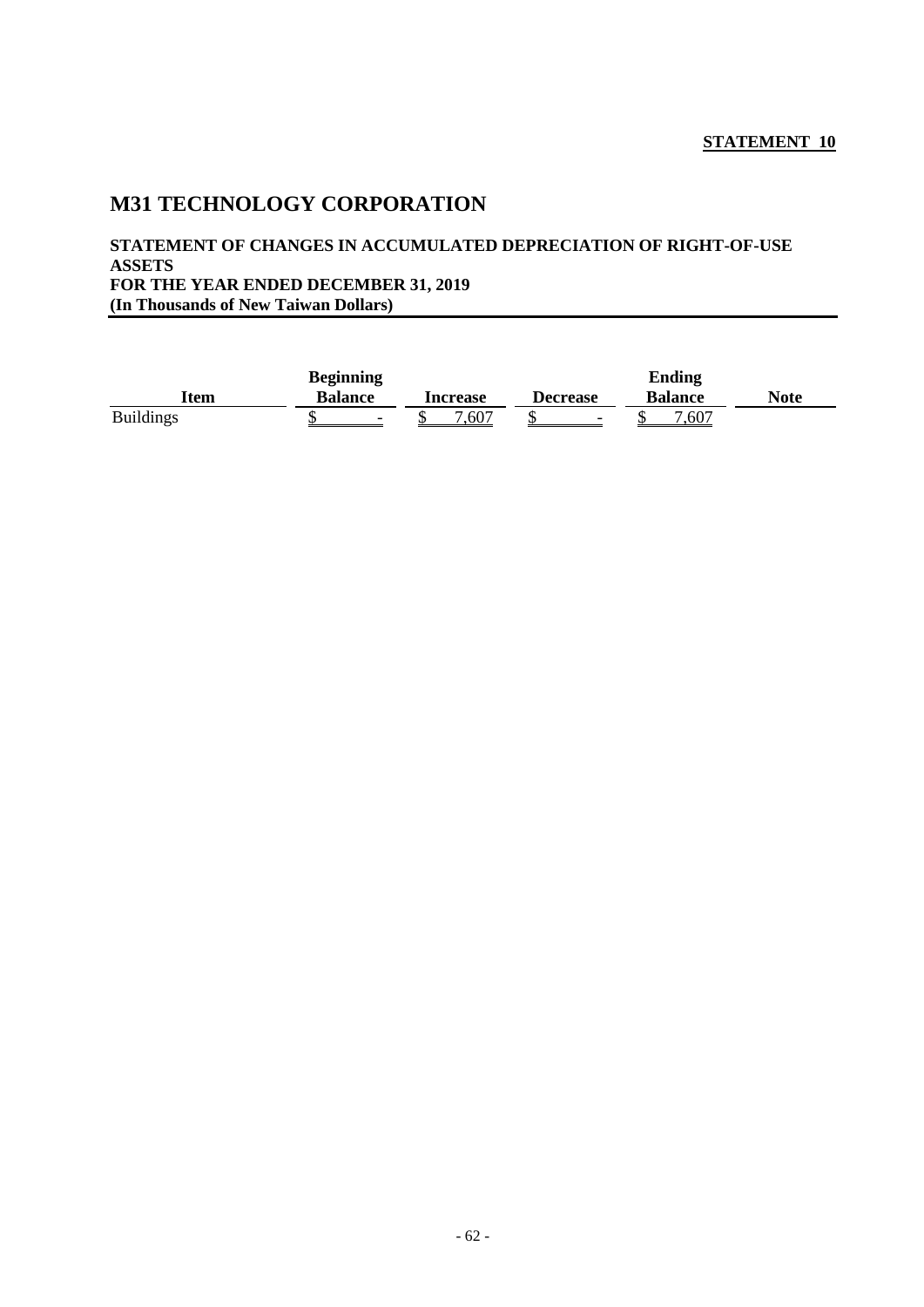**STATEMENT 10**

# M31 TECHNOLOGY CORPORATION

**STATEMENT OF CHANGES IN ACCUMULATED DEPRECIATION OF RIGHT-OF-USE ASSETS**
**FOR THE YEAR ENDED DECEMBER 31, 2019**
**(In Thousands of New Taiwan Dollars)**

| Item | Beginning Balance | Increase | Decrease | Ending Balance | Note |
|---|---|---|---|---|---|
| Buildings | $ - | $ 7,607 | $ - | $ 7,607 | |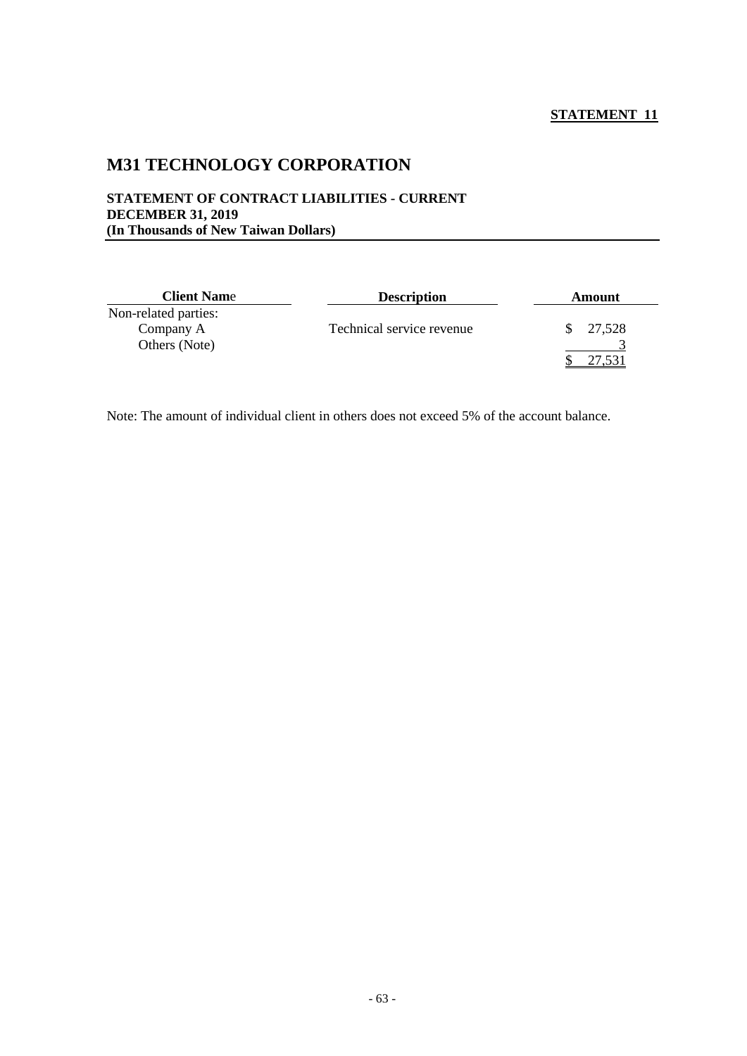**STATEMENT 11**

# M31 TECHNOLOGY CORPORATION

**STATEMENT OF CONTRACT LIABILITIES - CURRENT**
**DECEMBER 31, 2019**
**(In Thousands of New Taiwan Dollars)**

| Client Name | Description | Amount |
|---|---|---|
| Non-related parties: | | |
| Company A | Technical service revenue | $ 27,528 |
| Others (Note) | | 3 |
| | | $ 27,531 |

Note: The amount of individual client in others does not exceed 5% of the account balance.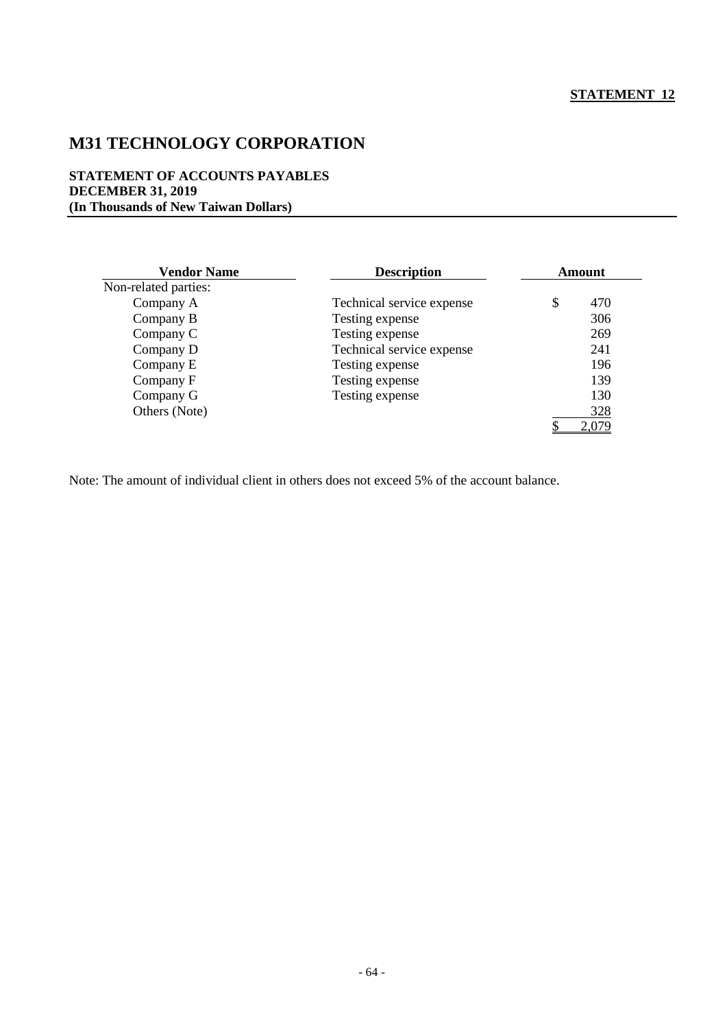**STATEMENT 12**

# M31 TECHNOLOGY CORPORATION

**STATEMENT OF ACCOUNTS PAYABLES**
**DECEMBER 31, 2019**
**(In Thousands of New Taiwan Dollars)**

| Vendor Name | Description | Amount |
|---|---|---|
| Non-related parties: | | |
| Company A | Technical service expense | $ 470 |
| Company B | Testing expense | 306 |
| Company C | Testing expense | 269 |
| Company D | Technical service expense | 241 |
| Company E | Testing expense | 196 |
| Company F | Testing expense | 139 |
| Company G | Testing expense | 130 |
| Others (Note) | | 328 |
| | | $ 2,079 |

Note: The amount of individual client in others does not exceed 5% of the account balance.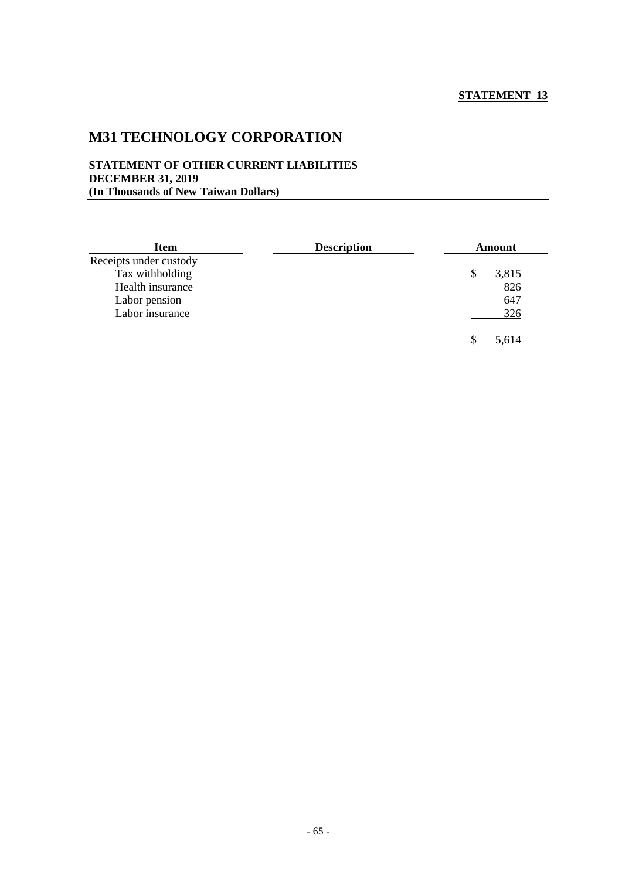**STATEMENT 13**

# M31 TECHNOLOGY CORPORATION

**STATEMENT OF OTHER CURRENT LIABILITIES**
**DECEMBER 31, 2019**
**(In Thousands of New Taiwan Dollars)**

| Item | Description | Amount |
|---|---|---|
| Receipts under custody | | |
| Tax withholding | | $ 3,815 |
| Health insurance | | 826 |
| Labor pension | | 647 |
| Labor insurance | | 326 |
| | | $ 5,614 |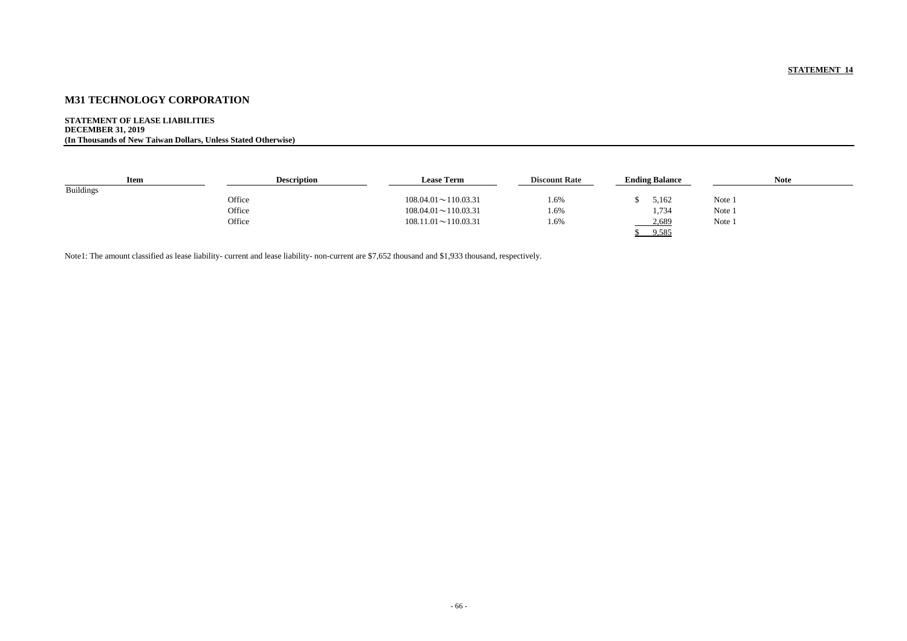**STATEMENT 14**

## M31 TECHNOLOGY CORPORATION

**STATEMENT OF LEASE LIABILITIES**
**DECEMBER 31, 2019**
**(In Thousands of New Taiwan Dollars, Unless Stated Otherwise)**

| Item | Description | Lease Term | Discount Rate | Ending Balance | Note |
|---|---|---|---|---|---|
| Buildings | | | | | |
| | Office | 108.04.01～110.03.31 | 1.6% | $ 5,162 | Note 1 |
| | Office | 108.04.01～110.03.31 | 1.6% | 1,734 | Note 1 |
| | Office | 108.11.01～110.03.31 | 1.6% | 2,689 | Note 1 |
| | | | | $ 9,585 | |

Note1: The amount classified as lease liability- current and lease liability- non-current are $7,652 thousand and $1,933 thousand, respectively.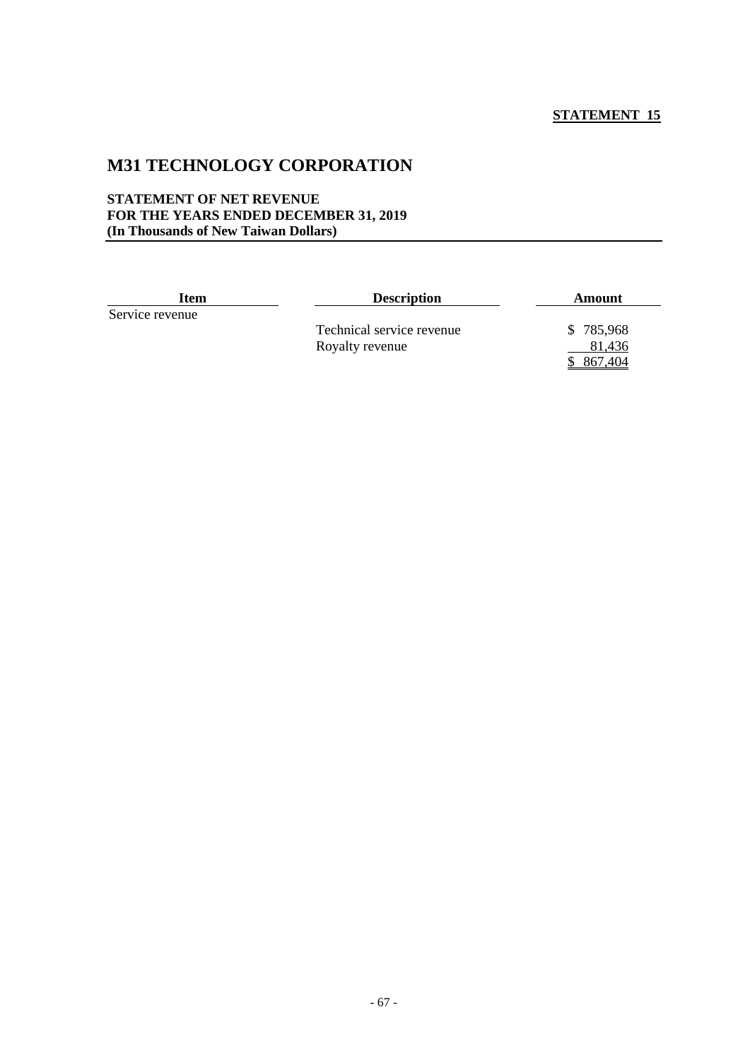**STATEMENT 15**

# M31 TECHNOLOGY CORPORATION

**STATEMENT OF NET REVENUE**
**FOR THE YEARS ENDED DECEMBER 31, 2019**
**(In Thousands of New Taiwan Dollars)**

| Item | Description | Amount |
|---|---|---|
| Service revenue | | |
| | Technical service revenue | $ 785,968 |
| | Royalty revenue | 81,436 |
| | | $ 867,404 |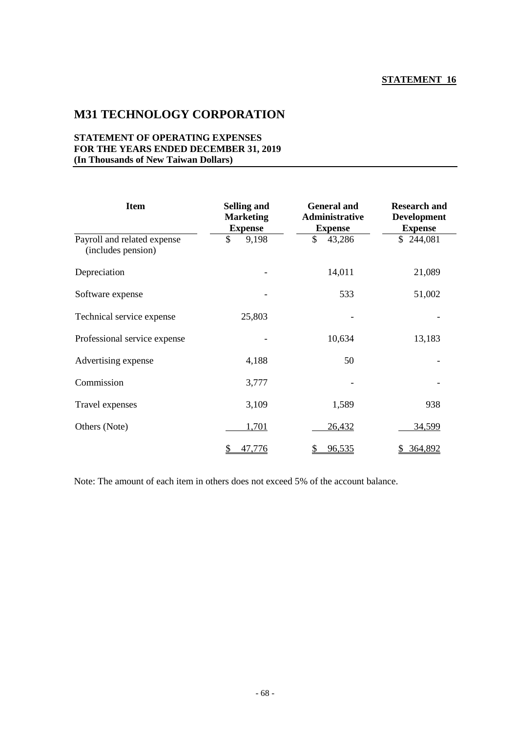**STATEMENT 16**

# M31 TECHNOLOGY CORPORATION

**STATEMENT OF OPERATING EXPENSES**
**FOR THE YEARS ENDED DECEMBER 31, 2019**
**(In Thousands of New Taiwan Dollars)**

| Item | Selling and Marketing Expense | General and Administrative Expense | Research and Development Expense |
|---|---|---|---|
| Payroll and related expense (includes pension) | $ 9,198 | $ 43,286 | $ 244,081 |
| Depreciation | - | 14,011 | 21,089 |
| Software expense | - | 533 | 51,002 |
| Technical service expense | 25,803 | - | - |
| Professional service expense | - | 10,634 | 13,183 |
| Advertising expense | 4,188 | 50 | - |
| Commission | 3,777 | - | - |
| Travel expenses | 3,109 | 1,589 | 938 |
| Others (Note) | 1,701 | 26,432 | 34,599 |
| | $ 47,776 | $ 96,535 | $ 364,892 |

Note: The amount of each item in others does not exceed 5% of the account balance.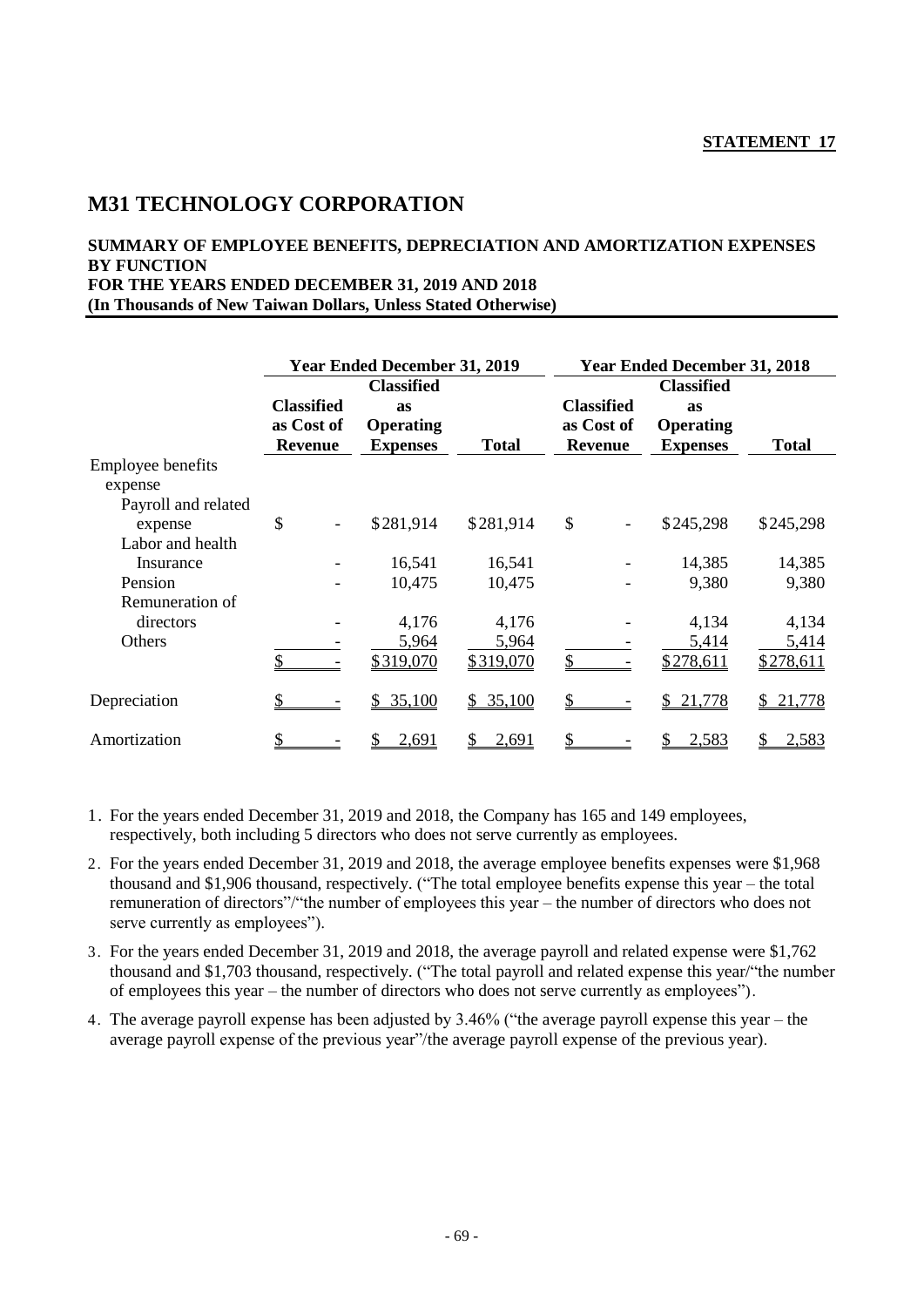**STATEMENT 17**

# M31 TECHNOLOGY CORPORATION

**SUMMARY OF EMPLOYEE BENEFITS, DEPRECIATION AND AMORTIZATION EXPENSES BY FUNCTION**
**FOR THE YEARS ENDED DECEMBER 31, 2019 AND 2018**
**(In Thousands of New Taiwan Dollars, Unless Stated Otherwise)**

| | Year Ended December 31, 2019 | | | Year Ended December 31, 2018 | | |
|---|---|---|---|---|---|---|
| | Classified as Cost of Revenue | Classified as Operating Expenses | Total | Classified as Cost of Revenue | Classified as Operating Expenses | Total |
| Employee benefits expense | | | | | | |
| Payroll and related expense | $ - | $281,914 | $281,914 | $ - | $245,298 | $245,298 |
| Labor and health Insurance | - | 16,541 | 16,541 | - | 14,385 | 14,385 |
| Pension | - | 10,475 | 10,475 | - | 9,380 | 9,380 |
| Remuneration of directors | - | 4,176 | 4,176 | - | 4,134 | 4,134 |
| Others | - | 5,964 | 5,964 | - | 5,414 | 5,414 |
| | $ - | $319,070 | $319,070 | $ - | $278,611 | $278,611 |
| Depreciation | $ - | $ 35,100 | $ 35,100 | $ - | $ 21,778 | $ 21,778 |
| Amortization | $ - | $ 2,691 | $ 2,691 | $ - | $ 2,583 | $ 2,583 |

1. For the years ended December 31, 2019 and 2018, the Company has 165 and 149 employees, respectively, both including 5 directors who does not serve currently as employees.
2. For the years ended December 31, 2019 and 2018, the average employee benefits expenses were $1,968 thousand and $1,906 thousand, respectively. ("The total employee benefits expense this year – the total remuneration of directors"/"the number of employees this year – the number of directors who does not serve currently as employees").
3. For the years ended December 31, 2019 and 2018, the average payroll and related expense were $1,762 thousand and $1,703 thousand, respectively. ("The total payroll and related expense this year/"the number of employees this year – the number of directors who does not serve currently as employees").
4. The average payroll expense has been adjusted by 3.46% ("the average payroll expense this year – the average payroll expense of the previous year"/the average payroll expense of the previous year).